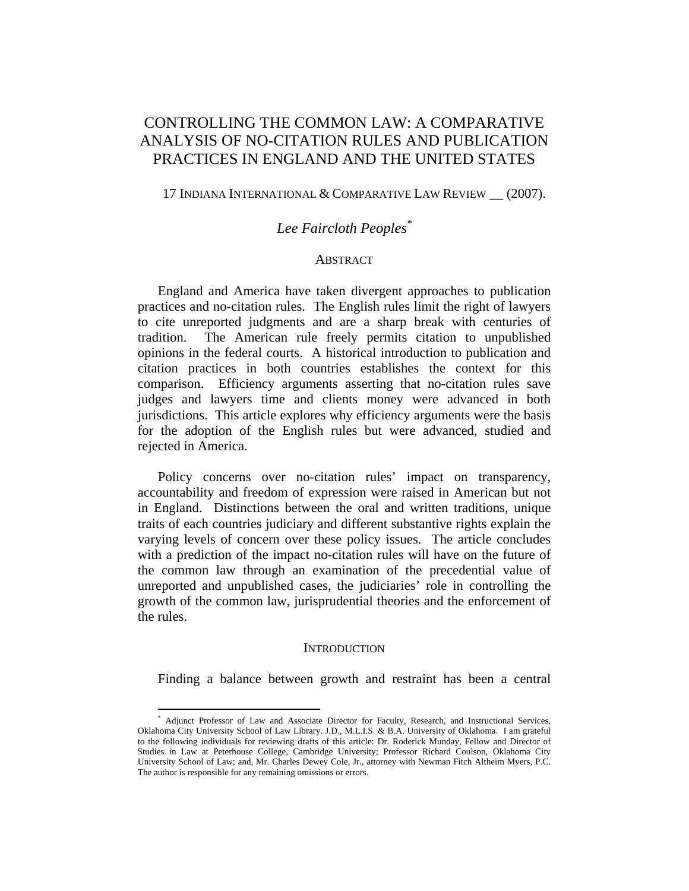# CONTROLLING THE COMMON LAW: A COMPARATIVE ANALYSIS OF NO-CITATION RULES AND PUBLICATION PRACTICES IN ENGLAND AND THE UNITED STATES

17 INDIANA INTERNATIONAL & COMPARATIVE LAW REVIEW __ (2007).

*Lee Faircloth Peoples*[*]

## ABSTRACT

England and America have taken divergent approaches to publication practices and no-citation rules. The English rules limit the right of lawyers to cite unreported judgments and are a sharp break with centuries of tradition. The American rule freely permits citation to unpublished opinions in the federal courts. A historical introduction to publication and citation practices in both countries establishes the context for this comparison. Efficiency arguments asserting that no-citation rules save judges and lawyers time and clients money were advanced in both jurisdictions. This article explores why efficiency arguments were the basis for the adoption of the English rules but were advanced, studied and rejected in America.

Policy concerns over no-citation rules' impact on transparency, accountability and freedom of expression were raised in American but not in England. Distinctions between the oral and written traditions, unique traits of each countries judiciary and different substantive rights explain the varying levels of concern over these policy issues. The article concludes with a prediction of the impact no-citation rules will have on the future of the common law through an examination of the precedential value of unreported and unpublished cases, the judiciaries' role in controlling the growth of the common law, jurisprudential theories and the enforcement of the rules.

## INTRODUCTION

Finding a balance between growth and restraint has been a central

---

[*] Adjunct Professor of Law and Associate Director for Faculty, Research, and Instructional Services, Oklahoma City University School of Law Library. J.D., M.L.I.S. & B.A. University of Oklahoma. I am grateful to the following individuals for reviewing drafts of this article: Dr. Roderick Munday, Fellow and Director of Studies in Law at Peterhouse College, Cambridge University; Professor Richard Coulson, Oklahoma City University School of Law; and, Mr. Charles Dewey Cole, Jr., attorney with Newman Fitch Altheim Myers, P.C. The author is responsible for any remaining omissions or errors.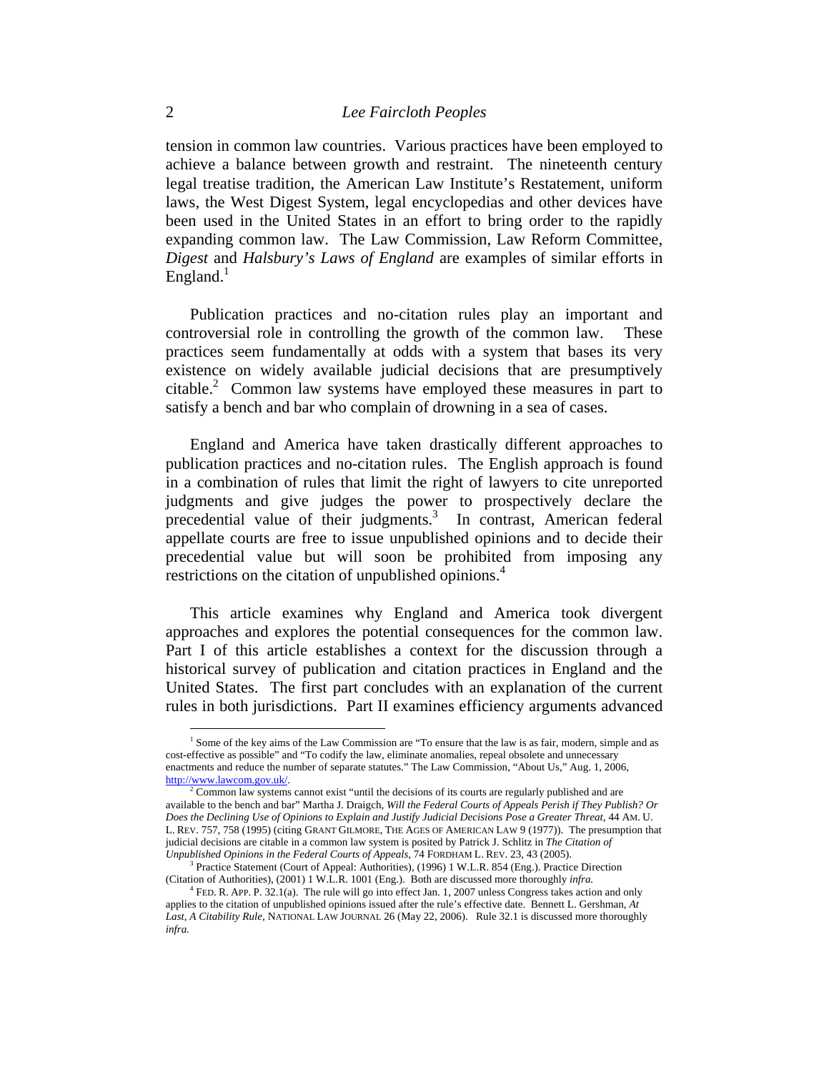tension in common law countries. Various practices have been employed to achieve a balance between growth and restraint. The nineteenth century legal treatise tradition, the American Law Institute's Restatement, uniform laws, the West Digest System, legal encyclopedias and other devices have been used in the United States in an effort to bring order to the rapidly expanding common law. The Law Commission, Law Reform Committee, *Digest* and *Halsbury's Laws of England* are examples of similar efforts in England.[1]

Publication practices and no-citation rules play an important and controversial role in controlling the growth of the common law. These practices seem fundamentally at odds with a system that bases its very existence on widely available judicial decisions that are presumptively citable.[2] Common law systems have employed these measures in part to satisfy a bench and bar who complain of drowning in a sea of cases.

England and America have taken drastically different approaches to publication practices and no-citation rules. The English approach is found in a combination of rules that limit the right of lawyers to cite unreported judgments and give judges the power to prospectively declare the precedential value of their judgments.[3] In contrast, American federal appellate courts are free to issue unpublished opinions and to decide their precedential value but will soon be prohibited from imposing any restrictions on the citation of unpublished opinions.[4]

This article examines why England and America took divergent approaches and explores the potential consequences for the common law. Part I of this article establishes a context for the discussion through a historical survey of publication and citation practices in England and the United States. The first part concludes with an explanation of the current rules in both jurisdictions. Part II examines efficiency arguments advanced

---

[1] Some of the key aims of the Law Commission are "To ensure that the law is as fair, modern, simple and as cost-effective as possible" and "To codify the law, eliminate anomalies, repeal obsolete and unnecessary enactments and reduce the number of separate statutes." The Law Commission, "About Us," Aug. 1, 2006, http://www.lawcom.gov.uk/.

[2] Common law systems cannot exist "until the decisions of its courts are regularly published and are available to the bench and bar" Martha J. Draigch, *Will the Federal Courts of Appeals Perish if They Publish? Or Does the Declining Use of Opinions to Explain and Justify Judicial Decisions Pose a Greater Threat*, 44 AM. U. L. REV. 757, 758 (1995) (citing GRANT GILMORE, THE AGES OF AMERICAN LAW 9 (1977)). The presumption that judicial decisions are citable in a common law system is posited by Patrick J. Schlitz in *The Citation of Unpublished Opinions in the Federal Courts of Appeals*, 74 FORDHAM L. REV. 23, 43 (2005).

[3] Practice Statement (Court of Appeal: Authorities), (1996) 1 W.L.R. 854 (Eng.). Practice Direction (Citation of Authorities), (2001) 1 W.L.R. 1001 (Eng.). Both are discussed more thoroughly *infra.*

[4] FED. R. APP. P. 32.1(a). The rule will go into effect Jan. 1, 2007 unless Congress takes action and only applies to the citation of unpublished opinions issued after the rule's effective date. Bennett L. Gershman, *At Last, A Citability Rule*, NATIONAL LAW JOURNAL 26 (May 22, 2006). Rule 32.1 is discussed more thoroughly *infra.*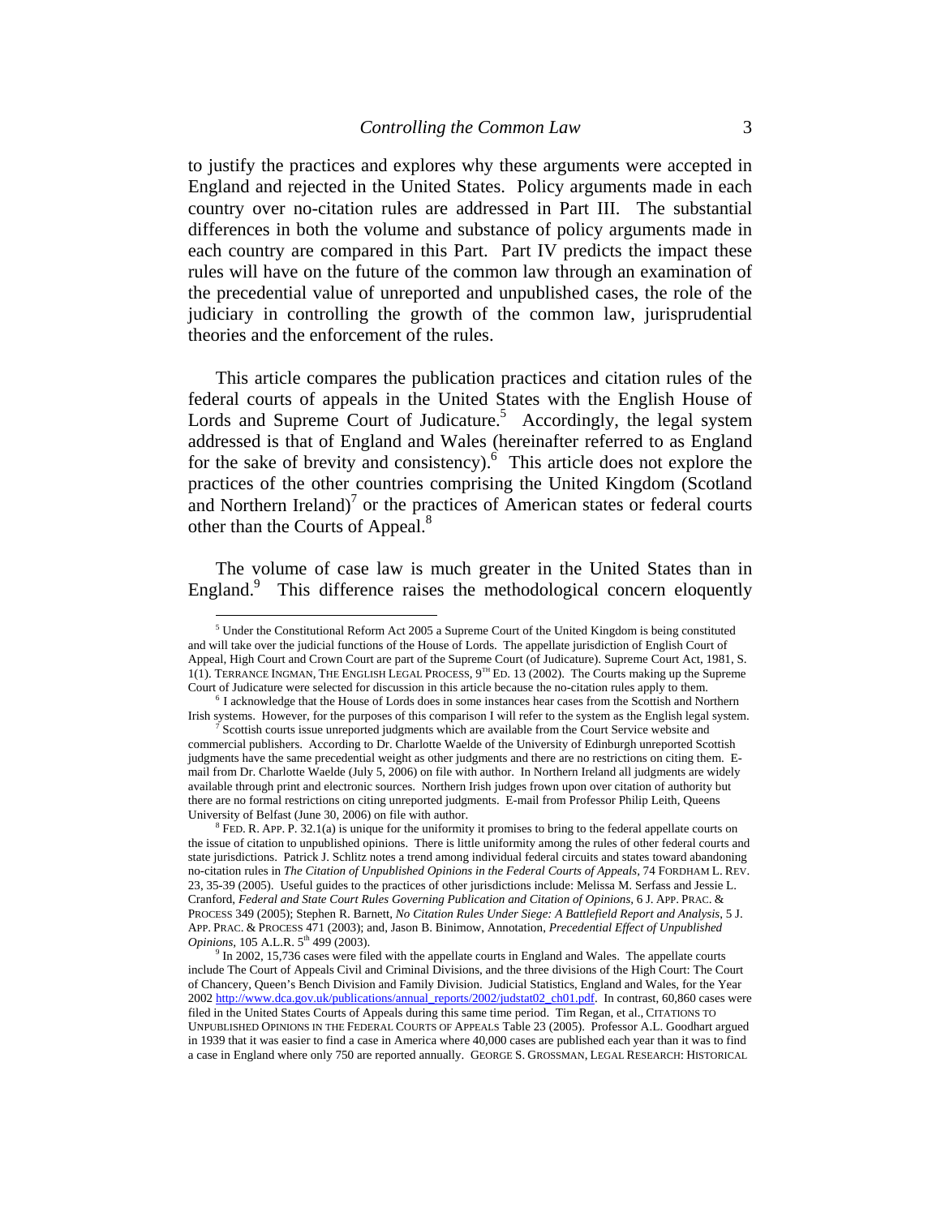to justify the practices and explores why these arguments were accepted in England and rejected in the United States. Policy arguments made in each country over no-citation rules are addressed in Part III. The substantial differences in both the volume and substance of policy arguments made in each country are compared in this Part. Part IV predicts the impact these rules will have on the future of the common law through an examination of the precedential value of unreported and unpublished cases, the role of the judiciary in controlling the growth of the common law, jurisprudential theories and the enforcement of the rules.

This article compares the publication practices and citation rules of the federal courts of appeals in the United States with the English House of Lords and Supreme Court of Judicature.[5] Accordingly, the legal system addressed is that of England and Wales (hereinafter referred to as England for the sake of brevity and consistency).[6] This article does not explore the practices of the other countries comprising the United Kingdom (Scotland and Northern Ireland)[7] or the practices of American states or federal courts other than the Courts of Appeal.[8]

The volume of case law is much greater in the United States than in England.[9] This difference raises the methodological concern eloquently

---

[5] Under the Constitutional Reform Act 2005 a Supreme Court of the United Kingdom is being constituted and will take over the judicial functions of the House of Lords. The appellate jurisdiction of English Court of Appeal, High Court and Crown Court are part of the Supreme Court (of Judicature). Supreme Court Act, 1981, S. 1(1). TERRANCE INGMAN, THE ENGLISH LEGAL PROCESS, 9TH ED. 13 (2002). The Courts making up the Supreme Court of Judicature were selected for discussion in this article because the no-citation rules apply to them.

[6] I acknowledge that the House of Lords does in some instances hear cases from the Scottish and Northern Irish systems. However, for the purposes of this comparison I will refer to the system as the English legal system.

[7] Scottish courts issue unreported judgments which are available from the Court Service website and commercial publishers. According to Dr. Charlotte Waelde of the University of Edinburgh unreported Scottish judgments have the same precedential weight as other judgments and there are no restrictions on citing them. E-mail from Dr. Charlotte Waelde (July 5, 2006) on file with author. In Northern Ireland all judgments are widely available through print and electronic sources. Northern Irish judges frown upon over citation of authority but there are no formal restrictions on citing unreported judgments. E-mail from Professor Philip Leith, Queens University of Belfast (June 30, 2006) on file with author.

[8] FED. R. APP. P. 32.1(a) is unique for the uniformity it promises to bring to the federal appellate courts on the issue of citation to unpublished opinions. There is little uniformity among the rules of other federal courts and state jurisdictions. Patrick J. Schlitz notes a trend among individual federal circuits and states toward abandoning no-citation rules in *The Citation of Unpublished Opinions in the Federal Courts of Appeals*, 74 FORDHAM L. REV. 23, 35-39 (2005). Useful guides to the practices of other jurisdictions include: Melissa M. Serfass and Jessie L. Cranford, *Federal and State Court Rules Governing Publication and Citation of Opinions*, 6 J. APP. PRAC. & PROCESS 349 (2005); Stephen R. Barnett, *No Citation Rules Under Siege: A Battlefield Report and Analysis*, 5 J. APP. PRAC. & PROCESS 471 (2003); and, Jason B. Binimow, Annotation, *Precedential Effect of Unpublished Opinions*, 105 A.L.R. 5th 499 (2003).

[9] In 2002, 15,736 cases were filed with the appellate courts in England and Wales. The appellate courts include The Court of Appeals Civil and Criminal Divisions, and the three divisions of the High Court: The Court of Chancery, Queen's Bench Division and Family Division. Judicial Statistics, England and Wales, for the Year 2002 http://www.dca.gov.uk/publications/annual_reports/2002/judstat02_ch01.pdf. In contrast, 60,860 cases were filed in the United States Courts of Appeals during this same time period. Tim Regan, et al., CITATIONS TO UNPUBLISHED OPINIONS IN THE FEDERAL COURTS OF APPEALS Table 23 (2005). Professor A.L. Goodhart argued in 1939 that it was easier to find a case in America where 40,000 cases are published each year than it was to find a case in England where only 750 are reported annually. GEORGE S. GROSSMAN, LEGAL RESEARCH: HISTORICAL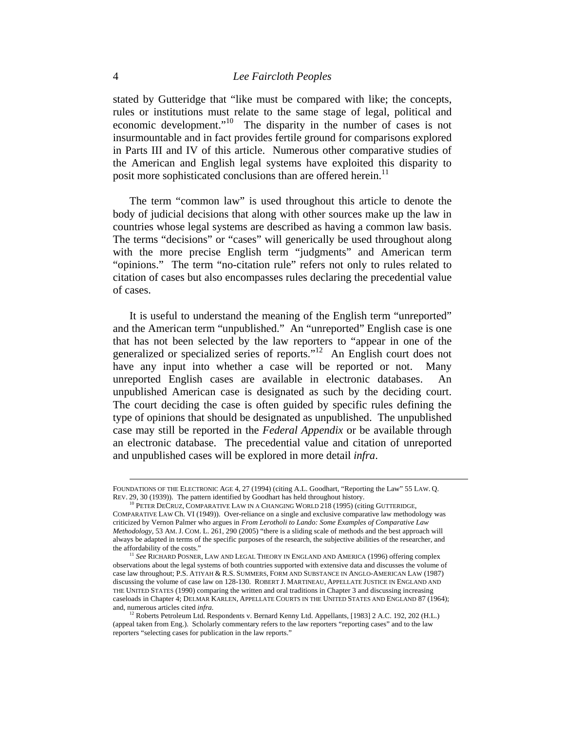stated by Gutteridge that "like must be compared with like; the concepts, rules or institutions must relate to the same stage of legal, political and economic development."[10] The disparity in the number of cases is not insurmountable and in fact provides fertile ground for comparisons explored in Parts III and IV of this article. Numerous other comparative studies of the American and English legal systems have exploited this disparity to posit more sophisticated conclusions than are offered herein.[11]

The term "common law" is used throughout this article to denote the body of judicial decisions that along with other sources make up the law in countries whose legal systems are described as having a common law basis. The terms "decisions" or "cases" will generically be used throughout along with the more precise English term "judgments" and American term "opinions." The term "no-citation rule" refers not only to rules related to citation of cases but also encompasses rules declaring the precedential value of cases.

It is useful to understand the meaning of the English term "unreported" and the American term "unpublished." An "unreported" English case is one that has not been selected by the law reporters to "appear in one of the generalized or specialized series of reports."[12] An English court does not have any input into whether a case will be reported or not. Many unreported English cases are available in electronic databases. An unpublished American case is designated as such by the deciding court. The court deciding the case is often guided by specific rules defining the type of opinions that should be designated as unpublished. The unpublished case may still be reported in the *Federal Appendix* or be available through an electronic database. The precedential value and citation of unreported and unpublished cases will be explored in more detail *infra*.

---

FOUNDATIONS OF THE ELECTRONIC AGE 4, 27 (1994) (citing A.L. Goodhart, "Reporting the Law" 55 LAW. Q. REV. 29, 30 (1939)). The pattern identified by Goodhart has held throughout history.

[10] PETER DECRUZ, COMPARATIVE LAW IN A CHANGING WORLD 218 (1995) (citing GUTTERIDGE, COMPARATIVE LAW Ch. VI (1949)). Over-reliance on a single and exclusive comparative law methodology was criticized by Vernon Palmer who argues in *From Lerotholi to Lando: Some Examples of Comparative Law Methodology*, 53 AM. J. COM. L. 261, 290 (2005) "there is a sliding scale of methods and the best approach will always be adapted in terms of the specific purposes of the research, the subjective abilities of the researcher, and the affordability of the costs."

[11] *See* RICHARD POSNER, LAW AND LEGAL THEORY IN ENGLAND AND AMERICA (1996) offering complex observations about the legal systems of both countries supported with extensive data and discusses the volume of case law throughout; P.S. ATIYAH & R.S. SUMMERS, FORM AND SUBSTANCE IN ANGLO-AMERICAN LAW (1987) discussing the volume of case law on 128-130. ROBERT J. MARTINEAU, APPELLATE JUSTICE IN ENGLAND AND THE UNITED STATES (1990) comparing the written and oral traditions in Chapter 3 and discussing increasing caseloads in Chapter 4; DELMAR KARLEN, APPELLATE COURTS IN THE UNITED STATES AND ENGLAND 87 (1964); and, numerous articles cited *infra*.

[12] Roberts Petroleum Ltd. Respondents v. Bernard Kenny Ltd. Appellants, [1983] 2 A.C. 192, 202 (H.L.) (appeal taken from Eng.). Scholarly commentary refers to the law reporters "reporting cases" and to the law reporters "selecting cases for publication in the law reports."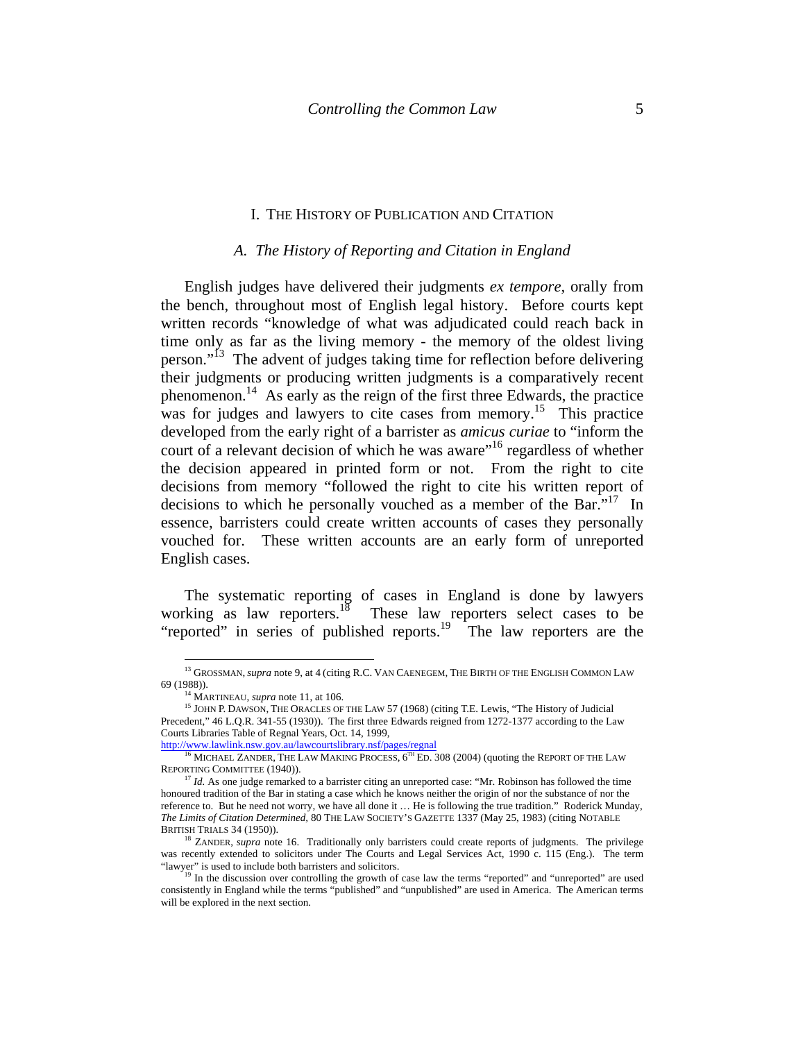## I. THE HISTORY OF PUBLICATION AND CITATION

### *A. The History of Reporting and Citation in England*

English judges have delivered their judgments *ex tempore*, orally from the bench, throughout most of English legal history. Before courts kept written records "knowledge of what was adjudicated could reach back in time only as far as the living memory - the memory of the oldest living person."[13] The advent of judges taking time for reflection before delivering their judgments or producing written judgments is a comparatively recent phenomenon.[14] As early as the reign of the first three Edwards, the practice was for judges and lawyers to cite cases from memory.[15] This practice developed from the early right of a barrister as *amicus curiae* to "inform the court of a relevant decision of which he was aware"[16] regardless of whether the decision appeared in printed form or not. From the right to cite decisions from memory "followed the right to cite his written report of decisions to which he personally vouched as a member of the Bar."[17] In essence, barristers could create written accounts of cases they personally vouched for. These written accounts are an early form of unreported English cases.

The systematic reporting of cases in England is done by lawyers working as law reporters.[18] These law reporters select cases to be "reported" in series of published reports.[19] The law reporters are the

---

[13] GROSSMAN, *supra* note 9, at 4 (citing R.C. VAN CAENEGEM, THE BIRTH OF THE ENGLISH COMMON LAW 69 (1988)).

[14] MARTINEAU, *supra* note 11, at 106.

[15] JOHN P. DAWSON, THE ORACLES OF THE LAW 57 (1968) (citing T.E. Lewis, "The History of Judicial Precedent," 46 L.Q.R. 341-55 (1930)). The first three Edwards reigned from 1272-1377 according to the Law Courts Libraries Table of Regnal Years, Oct. 14, 1999, http://www.lawlink.nsw.gov.au/lawcourtslibrary.nsf/pages/regnal

[16] MICHAEL ZANDER, THE LAW MAKING PROCESS, 6TH ED. 308 (2004) (quoting the REPORT OF THE LAW REPORTING COMMITTEE (1940)).

[17] *Id.* As one judge remarked to a barrister citing an unreported case: "Mr. Robinson has followed the time honoured tradition of the Bar in stating a case which he knows neither the origin of nor the substance of nor the reference to. But he need not worry, we have all done it … He is following the true tradition." Roderick Munday, *The Limits of Citation Determined*, 80 THE LAW SOCIETY'S GAZETTE 1337 (May 25, 1983) (citing NOTABLE BRITISH TRIALS 34 (1950)).

[18] ZANDER, *supra* note 16. Traditionally only barristers could create reports of judgments. The privilege was recently extended to solicitors under The Courts and Legal Services Act, 1990 c. 115 (Eng.). The term "lawyer" is used to include both barristers and solicitors.

[19] In the discussion over controlling the growth of case law the terms "reported" and "unreported" are used consistently in England while the terms "published" and "unpublished" are used in America. The American terms will be explored in the next section.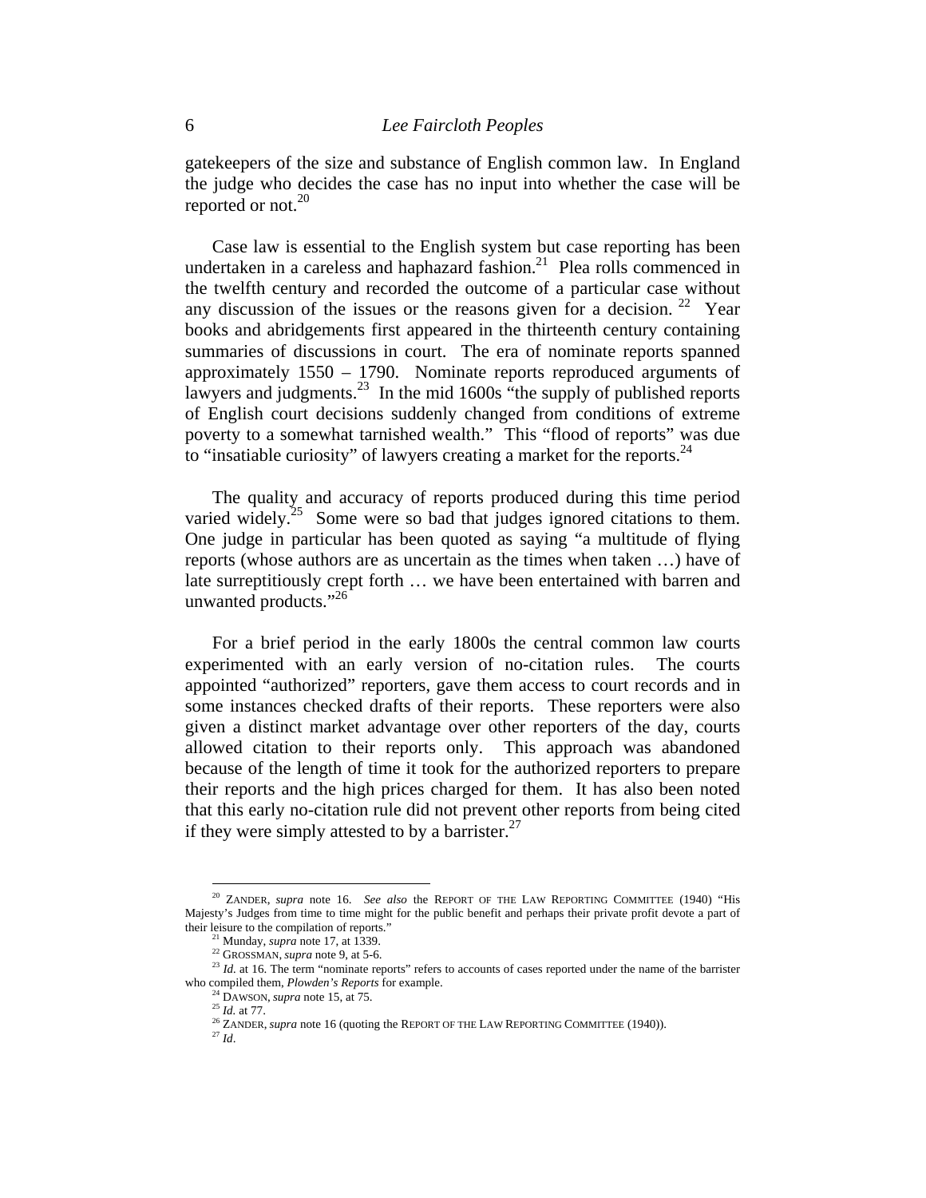gatekeepers of the size and substance of English common law. In England the judge who decides the case has no input into whether the case will be reported or not.[20]

Case law is essential to the English system but case reporting has been undertaken in a careless and haphazard fashion.[21] Plea rolls commenced in the twelfth century and recorded the outcome of a particular case without any discussion of the issues or the reasons given for a decision.[22] Year books and abridgements first appeared in the thirteenth century containing summaries of discussions in court. The era of nominate reports spanned approximately 1550 – 1790. Nominate reports reproduced arguments of lawyers and judgments.[23] In the mid 1600s "the supply of published reports of English court decisions suddenly changed from conditions of extreme poverty to a somewhat tarnished wealth." This "flood of reports" was due to "insatiable curiosity" of lawyers creating a market for the reports.[24]

The quality and accuracy of reports produced during this time period varied widely.[25] Some were so bad that judges ignored citations to them. One judge in particular has been quoted as saying "a multitude of flying reports (whose authors are as uncertain as the times when taken …) have of late surreptitiously crept forth … we have been entertained with barren and unwanted products."[26]

For a brief period in the early 1800s the central common law courts experimented with an early version of no-citation rules. The courts appointed "authorized" reporters, gave them access to court records and in some instances checked drafts of their reports. These reporters were also given a distinct market advantage over other reporters of the day, courts allowed citation to their reports only. This approach was abandoned because of the length of time it took for the authorized reporters to prepare their reports and the high prices charged for them. It has also been noted that this early no-citation rule did not prevent other reports from being cited if they were simply attested to by a barrister.[27]

---

[20] ZANDER, *supra* note 16. *See also* the REPORT OF THE LAW REPORTING COMMITTEE (1940) "His Majesty's Judges from time to time might for the public benefit and perhaps their private profit devote a part of their leisure to the compilation of reports."

[21] Munday, *supra* note 17, at 1339.

[22] GROSSMAN, *supra* note 9, at 5-6.

[23] *Id.* at 16. The term "nominate reports" refers to accounts of cases reported under the name of the barrister who compiled them, *Plowden's Reports* for example.

[24] DAWSON, *supra* note 15, at 75.

[25] *Id.* at 77.

[26] ZANDER, *supra* note 16 (quoting the REPORT OF THE LAW REPORTING COMMITTEE (1940)).

[27] *Id*.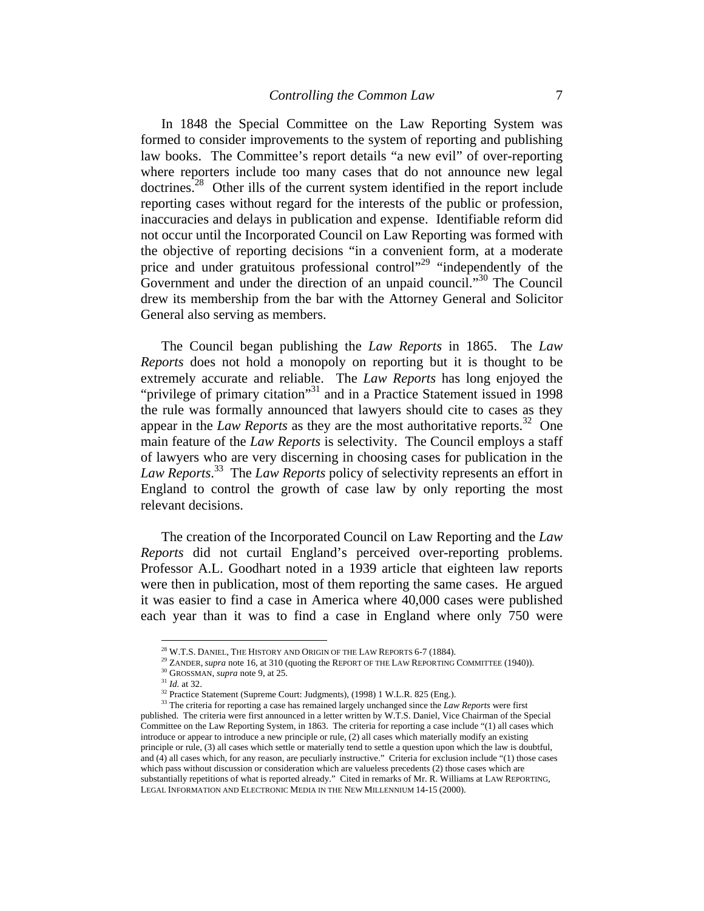In 1848 the Special Committee on the Law Reporting System was formed to consider improvements to the system of reporting and publishing law books. The Committee's report details "a new evil" of over-reporting where reporters include too many cases that do not announce new legal doctrines.[28] Other ills of the current system identified in the report include reporting cases without regard for the interests of the public or profession, inaccuracies and delays in publication and expense. Identifiable reform did not occur until the Incorporated Council on Law Reporting was formed with the objective of reporting decisions "in a convenient form, at a moderate price and under gratuitous professional control"[29] "independently of the Government and under the direction of an unpaid council."[30] The Council drew its membership from the bar with the Attorney General and Solicitor General also serving as members.

The Council began publishing the *Law Reports* in 1865. The *Law Reports* does not hold a monopoly on reporting but it is thought to be extremely accurate and reliable. The *Law Reports* has long enjoyed the "privilege of primary citation"[31] and in a Practice Statement issued in 1998 the rule was formally announced that lawyers should cite to cases as they appear in the *Law Reports* as they are the most authoritative reports.[32] One main feature of the *Law Reports* is selectivity. The Council employs a staff of lawyers who are very discerning in choosing cases for publication in the *Law Reports*.[33] The *Law Reports* policy of selectivity represents an effort in England to control the growth of case law by only reporting the most relevant decisions.

The creation of the Incorporated Council on Law Reporting and the *Law Reports* did not curtail England's perceived over-reporting problems. Professor A.L. Goodhart noted in a 1939 article that eighteen law reports were then in publication, most of them reporting the same cases. He argued it was easier to find a case in America where 40,000 cases were published each year than it was to find a case in England where only 750 were

---

[28] W.T.S. DANIEL, THE HISTORY AND ORIGIN OF THE LAW REPORTS 6-7 (1884).

[29] ZANDER, *supra* note 16, at 310 (quoting the REPORT OF THE LAW REPORTING COMMITTEE (1940)).

[30] GROSSMAN, *supra* note 9, at 25.

[31] *Id.* at 32.

[32] Practice Statement (Supreme Court: Judgments), (1998) 1 W.L.R. 825 (Eng.).

[33] The criteria for reporting a case has remained largely unchanged since the *Law Reports* were first published. The criteria were first announced in a letter written by W.T.S. Daniel, Vice Chairman of the Special Committee on the Law Reporting System, in 1863. The criteria for reporting a case include "(1) all cases which introduce or appear to introduce a new principle or rule, (2) all cases which materially modify an existing principle or rule, (3) all cases which settle or materially tend to settle a question upon which the law is doubtful, and (4) all cases which, for any reason, are peculiarly instructive." Criteria for exclusion include "(1) those cases which pass without discussion or consideration which are valueless precedents (2) those cases which are substantially repetitions of what is reported already." Cited in remarks of Mr. R. Williams at LAW REPORTING, LEGAL INFORMATION AND ELECTRONIC MEDIA IN THE NEW MILLENNIUM 14-15 (2000).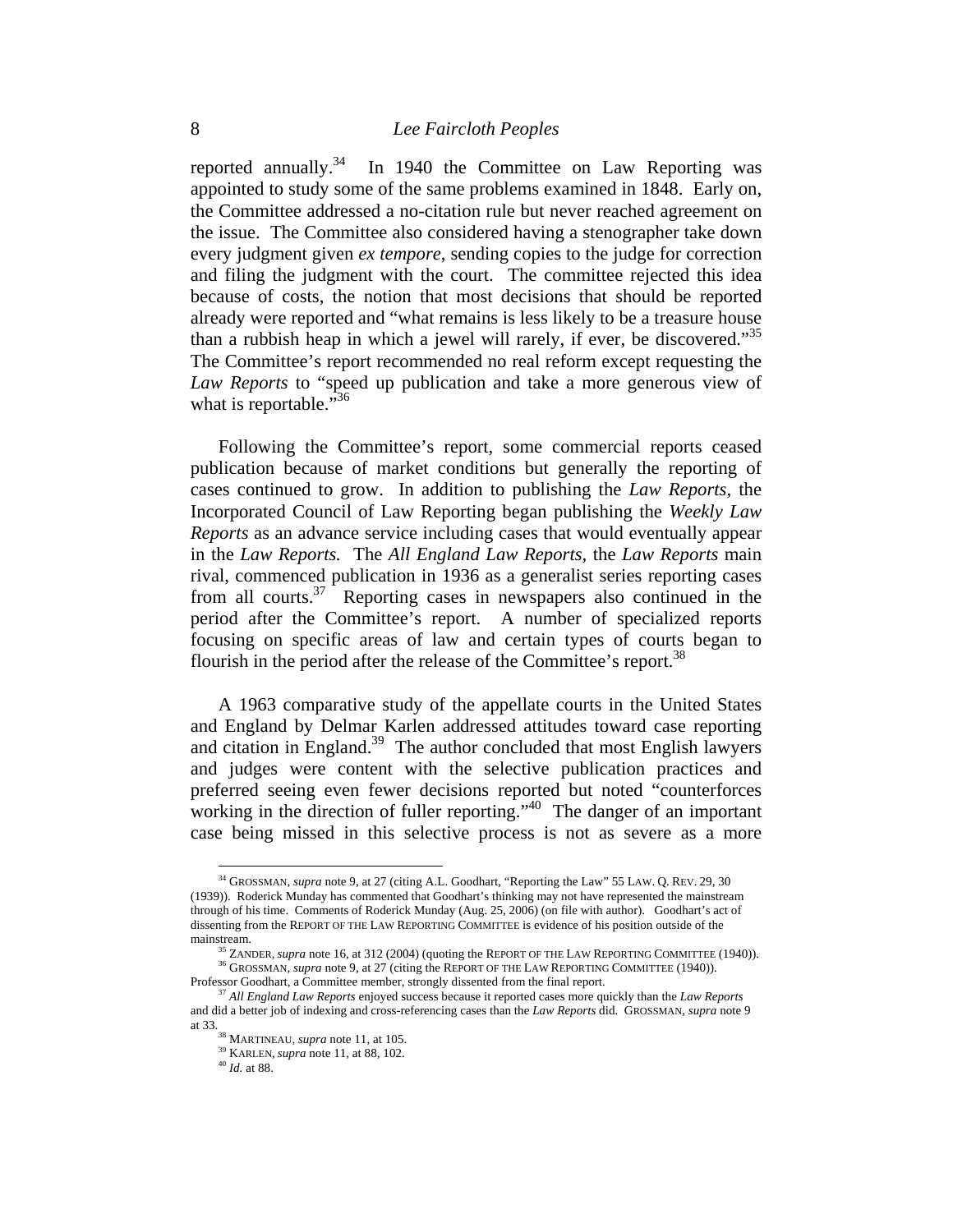reported annually.[34] In 1940 the Committee on Law Reporting was appointed to study some of the same problems examined in 1848. Early on, the Committee addressed a no-citation rule but never reached agreement on the issue. The Committee also considered having a stenographer take down every judgment given *ex tempore*, sending copies to the judge for correction and filing the judgment with the court. The committee rejected this idea because of costs, the notion that most decisions that should be reported already were reported and "what remains is less likely to be a treasure house than a rubbish heap in which a jewel will rarely, if ever, be discovered."[35] The Committee's report recommended no real reform except requesting the *Law Reports* to "speed up publication and take a more generous view of what is reportable."[36]

Following the Committee's report, some commercial reports ceased publication because of market conditions but generally the reporting of cases continued to grow. In addition to publishing the *Law Reports*, the Incorporated Council of Law Reporting began publishing the *Weekly Law Reports* as an advance service including cases that would eventually appear in the *Law Reports.* The *All England Law Reports*, the *Law Reports* main rival, commenced publication in 1936 as a generalist series reporting cases from all courts.[37] Reporting cases in newspapers also continued in the period after the Committee's report. A number of specialized reports focusing on specific areas of law and certain types of courts began to flourish in the period after the release of the Committee's report.[38]

A 1963 comparative study of the appellate courts in the United States and England by Delmar Karlen addressed attitudes toward case reporting and citation in England.[39] The author concluded that most English lawyers and judges were content with the selective publication practices and preferred seeing even fewer decisions reported but noted "counterforces working in the direction of fuller reporting."[40] The danger of an important case being missed in this selective process is not as severe as a more

---

[34] GROSSMAN, *supra* note 9, at 27 (citing A.L. Goodhart, "Reporting the Law" 55 LAW. Q. REV. 29, 30 (1939)). Roderick Munday has commented that Goodhart's thinking may not have represented the mainstream through of his time. Comments of Roderick Munday (Aug. 25, 2006) (on file with author). Goodhart's act of dissenting from the REPORT OF THE LAW REPORTING COMMITTEE is evidence of his position outside of the mainstream.

[35] ZANDER, *supra* note 16, at 312 (2004) (quoting the REPORT OF THE LAW REPORTING COMMITTEE (1940)).

[36] GROSSMAN, *supra* note 9, at 27 (citing the REPORT OF THE LAW REPORTING COMMITTEE (1940)). Professor Goodhart, a Committee member, strongly dissented from the final report.

[37] *All England Law Reports* enjoyed success because it reported cases more quickly than the *Law Reports* and did a better job of indexing and cross-referencing cases than the *Law Reports* did. GROSSMAN, *supra* note 9 at 33.

[38] MARTINEAU, *supra* note 11, at 105.

[39] KARLEN, *supra* note 11, at 88, 102.

[40] *Id.* at 88.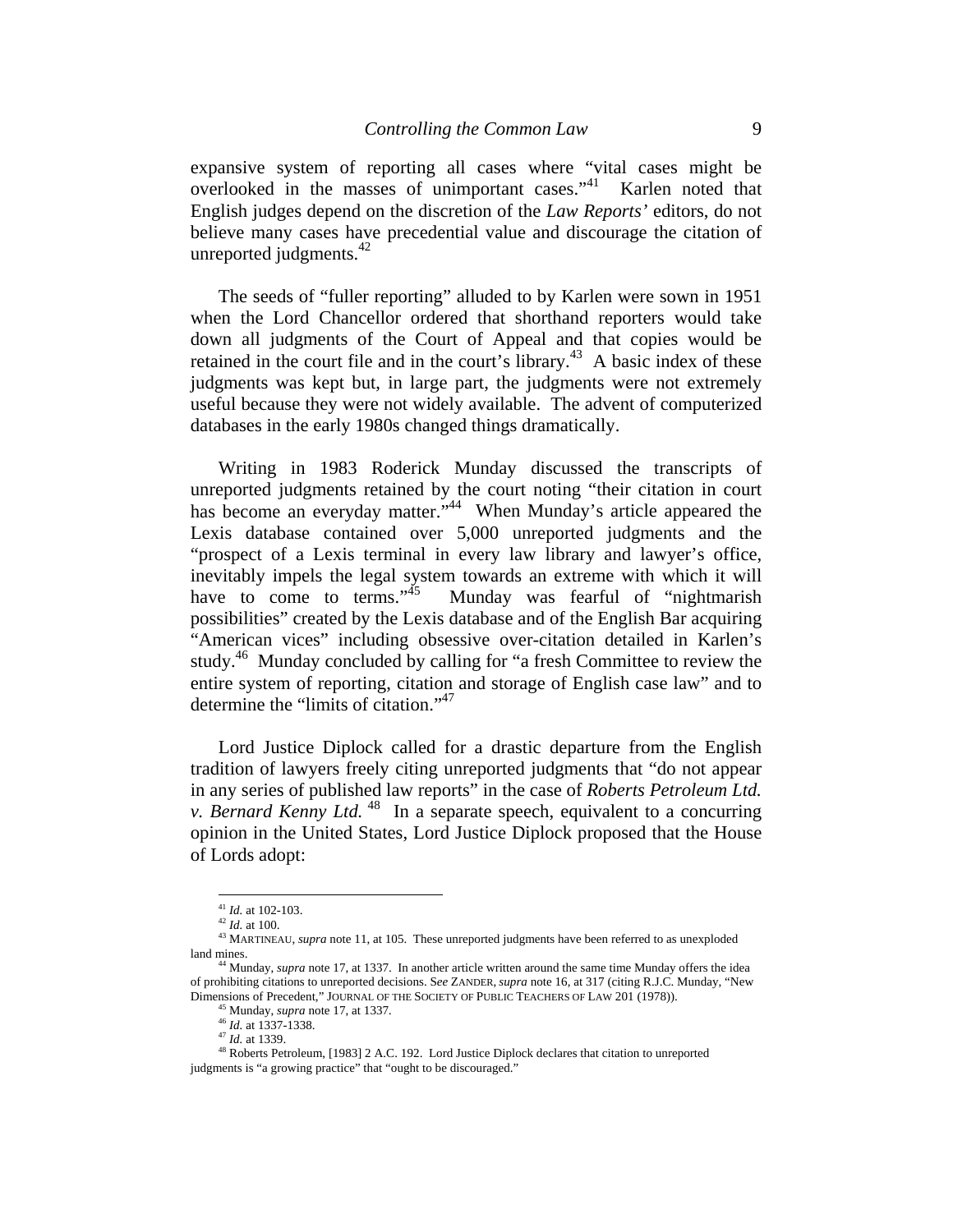expansive system of reporting all cases where "vital cases might be overlooked in the masses of unimportant cases."[41] Karlen noted that English judges depend on the discretion of the *Law Reports'* editors, do not believe many cases have precedential value and discourage the citation of unreported judgments.[42]

The seeds of "fuller reporting" alluded to by Karlen were sown in 1951 when the Lord Chancellor ordered that shorthand reporters would take down all judgments of the Court of Appeal and that copies would be retained in the court file and in the court's library.[43] A basic index of these judgments was kept but, in large part, the judgments were not extremely useful because they were not widely available. The advent of computerized databases in the early 1980s changed things dramatically.

Writing in 1983 Roderick Munday discussed the transcripts of unreported judgments retained by the court noting "their citation in court has become an everyday matter."[44] When Munday's article appeared the Lexis database contained over 5,000 unreported judgments and the "prospect of a Lexis terminal in every law library and lawyer's office, inevitably impels the legal system towards an extreme with which it will have to come to terms."[45] Munday was fearful of "nightmarish possibilities" created by the Lexis database and of the English Bar acquiring "American vices" including obsessive over-citation detailed in Karlen's study.[46] Munday concluded by calling for "a fresh Committee to review the entire system of reporting, citation and storage of English case law" and to determine the "limits of citation."[47]

Lord Justice Diplock called for a drastic departure from the English tradition of lawyers freely citing unreported judgments that "do not appear in any series of published law reports" in the case of *Roberts Petroleum Ltd. v. Bernard Kenny Ltd.*[48] In a separate speech, equivalent to a concurring opinion in the United States, Lord Justice Diplock proposed that the House of Lords adopt:

---

[41] *Id.* at 102-103.

[42] *Id.* at 100.

[43] MARTINEAU, *supra* note 11, at 105. These unreported judgments have been referred to as unexploded land mines.

[44] Munday, *supra* note 17, at 1337. In another article written around the same time Munday offers the idea of prohibiting citations to unreported decisions. S*ee* ZANDER, *supra* note 16, at 317 (citing R.J.C. Munday, "New Dimensions of Precedent," JOURNAL OF THE SOCIETY OF PUBLIC TEACHERS OF LAW 201 (1978)).

[45] Munday, *supra* note 17, at 1337.

[46] *Id.* at 1337-1338.

[47] *Id.* at 1339.

[48] Roberts Petroleum, [1983] 2 A.C. 192. Lord Justice Diplock declares that citation to unreported judgments is "a growing practice" that "ought to be discouraged."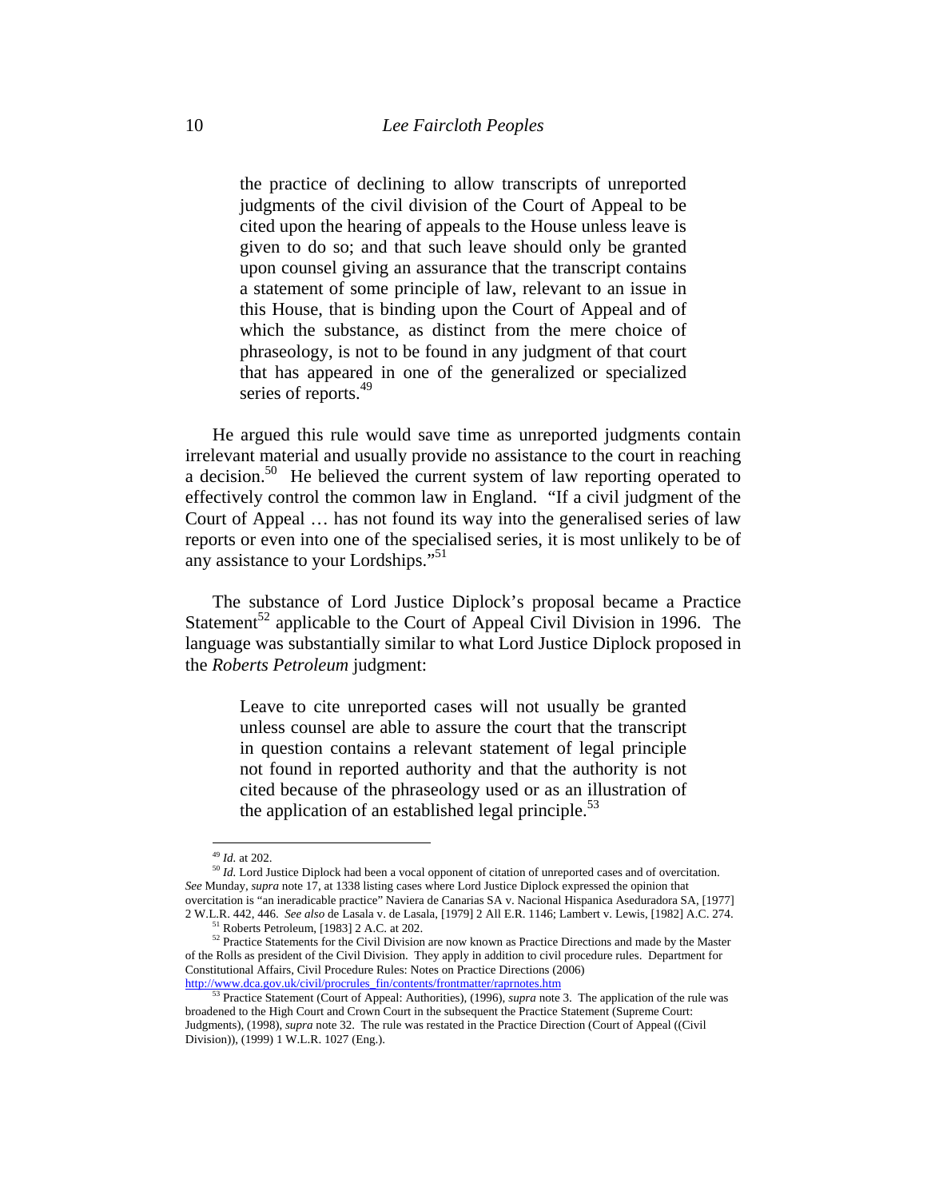> the practice of declining to allow transcripts of unreported judgments of the civil division of the Court of Appeal to be cited upon the hearing of appeals to the House unless leave is given to do so; and that such leave should only be granted upon counsel giving an assurance that the transcript contains a statement of some principle of law, relevant to an issue in this House, that is binding upon the Court of Appeal and of which the substance, as distinct from the mere choice of phraseology, is not to be found in any judgment of that court that has appeared in one of the generalized or specialized series of reports.[49]

He argued this rule would save time as unreported judgments contain irrelevant material and usually provide no assistance to the court in reaching a decision.[50] He believed the current system of law reporting operated to effectively control the common law in England. "If a civil judgment of the Court of Appeal … has not found its way into the generalised series of law reports or even into one of the specialised series, it is most unlikely to be of any assistance to your Lordships."[51]

The substance of Lord Justice Diplock's proposal became a Practice Statement[52] applicable to the Court of Appeal Civil Division in 1996. The language was substantially similar to what Lord Justice Diplock proposed in the *Roberts Petroleum* judgment:

> Leave to cite unreported cases will not usually be granted unless counsel are able to assure the court that the transcript in question contains a relevant statement of legal principle not found in reported authority and that the authority is not cited because of the phraseology used or as an illustration of the application of an established legal principle.[53]

---

[49] *Id.* at 202.

[50] *Id*. Lord Justice Diplock had been a vocal opponent of citation of unreported cases and of overcitation. *See* Munday, *supra* note 17, at 1338 listing cases where Lord Justice Diplock expressed the opinion that overcitation is "an ineradicable practice" Naviera de Canarias SA v. Nacional Hispanica Aseduradora SA, [1977] 2 W.L.R. 442, 446. *See also* de Lasala v. de Lasala, [1979] 2 All E.R. 1146; Lambert v. Lewis, [1982] A.C. 274.

[51] Roberts Petroleum, [1983] 2 A.C. at 202.

[52] Practice Statements for the Civil Division are now known as Practice Directions and made by the Master of the Rolls as president of the Civil Division. They apply in addition to civil procedure rules. Department for Constitutional Affairs, Civil Procedure Rules: Notes on Practice Directions (2006) http://www.dca.gov.uk/civil/procrules_fin/contents/frontmatter/raprnotes.htm

[53] Practice Statement (Court of Appeal: Authorities), (1996), *supra* note 3. The application of the rule was broadened to the High Court and Crown Court in the subsequent Practice Statement (Supreme Court: Judgments), (1998), *supra* note 32. The rule was restated in the Practice Direction (Court of Appeal ((Civil Division)), (1999) 1 W.L.R. 1027 (Eng.).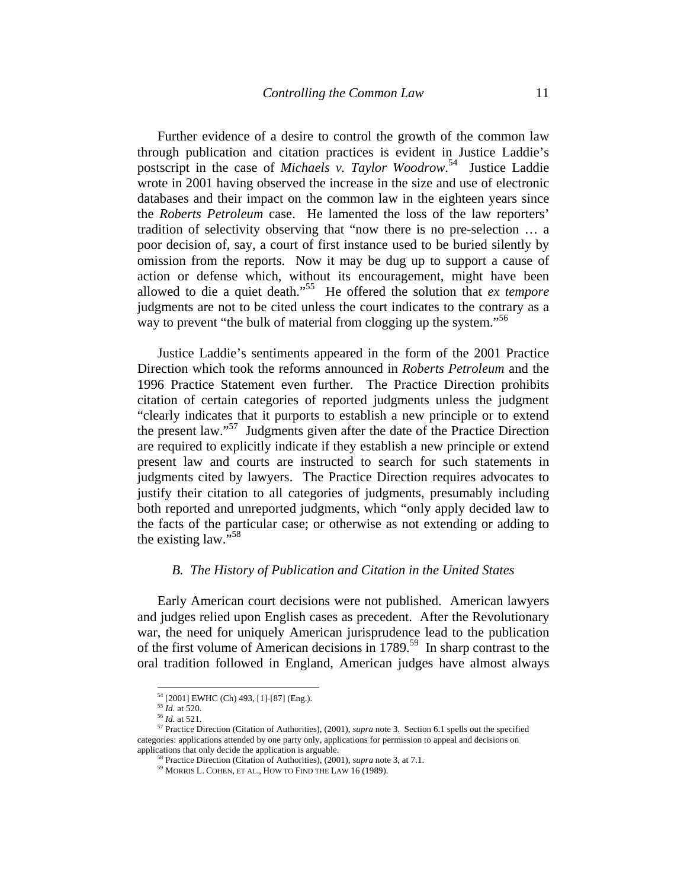Further evidence of a desire to control the growth of the common law through publication and citation practices is evident in Justice Laddie's postscript in the case of *Michaels v. Taylor Woodrow*.[54] Justice Laddie wrote in 2001 having observed the increase in the size and use of electronic databases and their impact on the common law in the eighteen years since the *Roberts Petroleum* case. He lamented the loss of the law reporters' tradition of selectivity observing that "now there is no pre-selection … a poor decision of, say, a court of first instance used to be buried silently by omission from the reports. Now it may be dug up to support a cause of action or defense which, without its encouragement, might have been allowed to die a quiet death."[55] He offered the solution that *ex tempore* judgments are not to be cited unless the court indicates to the contrary as a way to prevent "the bulk of material from clogging up the system."[56]

Justice Laddie's sentiments appeared in the form of the 2001 Practice Direction which took the reforms announced in *Roberts Petroleum* and the 1996 Practice Statement even further. The Practice Direction prohibits citation of certain categories of reported judgments unless the judgment "clearly indicates that it purports to establish a new principle or to extend the present law."[57] Judgments given after the date of the Practice Direction are required to explicitly indicate if they establish a new principle or extend present law and courts are instructed to search for such statements in judgments cited by lawyers. The Practice Direction requires advocates to justify their citation to all categories of judgments, presumably including both reported and unreported judgments, which "only apply decided law to the facts of the particular case; or otherwise as not extending or adding to the existing law."[58]

### *B. The History of Publication and Citation in the United States*

Early American court decisions were not published. American lawyers and judges relied upon English cases as precedent. After the Revolutionary war, the need for uniquely American jurisprudence lead to the publication of the first volume of American decisions in 1789.[59] In sharp contrast to the oral tradition followed in England, American judges have almost always

---

[54] [2001] EWHC (Ch) 493, [1]-[87] (Eng.).

[55] *Id.* at 520.

[56] *Id.* at 521.

[57] Practice Direction (Citation of Authorities), (2001), *supra* note 3. Section 6.1 spells out the specified categories: applications attended by one party only, applications for permission to appeal and decisions on applications that only decide the application is arguable.

[58] Practice Direction (Citation of Authorities), (2001), *supra* note 3, at 7.1.

[59] MORRIS L. COHEN, ET AL., HOW TO FIND THE LAW 16 (1989).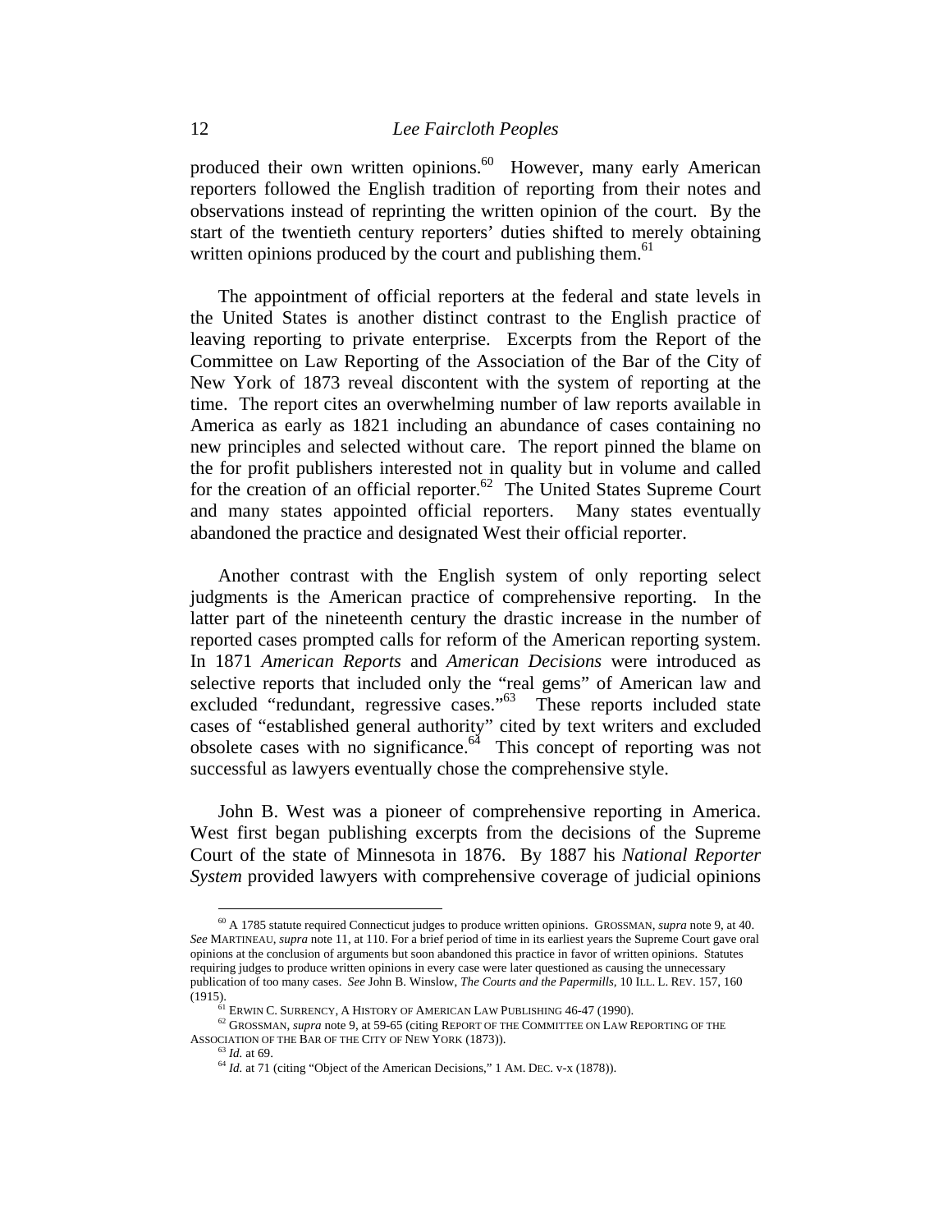produced their own written opinions.[60] However, many early American reporters followed the English tradition of reporting from their notes and observations instead of reprinting the written opinion of the court. By the start of the twentieth century reporters' duties shifted to merely obtaining written opinions produced by the court and publishing them.[61]

The appointment of official reporters at the federal and state levels in the United States is another distinct contrast to the English practice of leaving reporting to private enterprise. Excerpts from the Report of the Committee on Law Reporting of the Association of the Bar of the City of New York of 1873 reveal discontent with the system of reporting at the time. The report cites an overwhelming number of law reports available in America as early as 1821 including an abundance of cases containing no new principles and selected without care. The report pinned the blame on the for profit publishers interested not in quality but in volume and called for the creation of an official reporter.[62] The United States Supreme Court and many states appointed official reporters. Many states eventually abandoned the practice and designated West their official reporter.

Another contrast with the English system of only reporting select judgments is the American practice of comprehensive reporting. In the latter part of the nineteenth century the drastic increase in the number of reported cases prompted calls for reform of the American reporting system. In 1871 *American Reports* and *American Decisions* were introduced as selective reports that included only the "real gems" of American law and excluded "redundant, regressive cases."[63] These reports included state cases of "established general authority" cited by text writers and excluded obsolete cases with no significance.[64] This concept of reporting was not successful as lawyers eventually chose the comprehensive style.

John B. West was a pioneer of comprehensive reporting in America. West first began publishing excerpts from the decisions of the Supreme Court of the state of Minnesota in 1876. By 1887 his *National Reporter System* provided lawyers with comprehensive coverage of judicial opinions

---

[60] A 1785 statute required Connecticut judges to produce written opinions. GROSSMAN, *supra* note 9, at 40. *See* MARTINEAU, *supra* note 11, at 110. For a brief period of time in its earliest years the Supreme Court gave oral opinions at the conclusion of arguments but soon abandoned this practice in favor of written opinions. Statutes requiring judges to produce written opinions in every case were later questioned as causing the unnecessary publication of too many cases. *See* John B. Winslow, *The Courts and the Papermills,* 10 ILL. L. REV. 157, 160 (1915).

[61] ERWIN C. SURRENCY, A HISTORY OF AMERICAN LAW PUBLISHING 46-47 (1990).

[62] GROSSMAN, *supra* note 9, at 59-65 (citing REPORT OF THE COMMITTEE ON LAW REPORTING OF THE ASSOCIATION OF THE BAR OF THE CITY OF NEW YORK (1873)).

[63] *Id.* at 69.

[64] *Id.* at 71 (citing "Object of the American Decisions," 1 AM. DEC. v-x (1878)).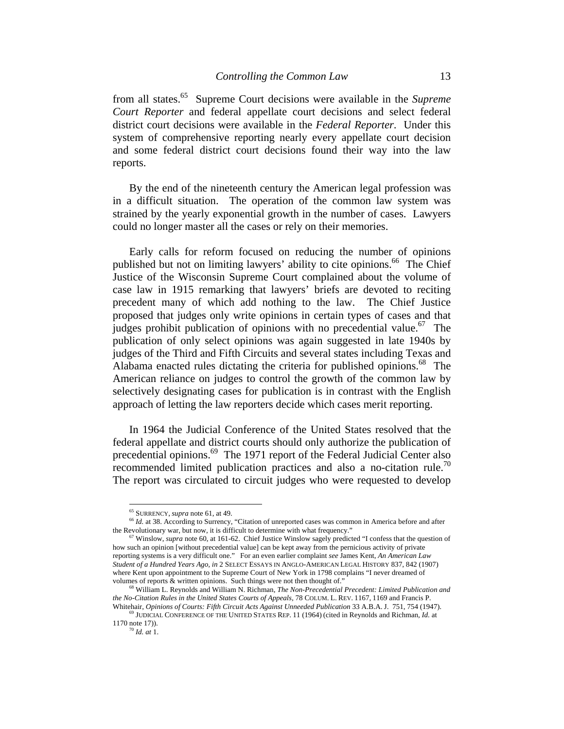from all states.[65] Supreme Court decisions were available in the *Supreme Court Reporter* and federal appellate court decisions and select federal district court decisions were available in the *Federal Reporter*. Under this system of comprehensive reporting nearly every appellate court decision and some federal district court decisions found their way into the law reports.

By the end of the nineteenth century the American legal profession was in a difficult situation. The operation of the common law system was strained by the yearly exponential growth in the number of cases. Lawyers could no longer master all the cases or rely on their memories.

Early calls for reform focused on reducing the number of opinions published but not on limiting lawyers' ability to cite opinions.[66] The Chief Justice of the Wisconsin Supreme Court complained about the volume of case law in 1915 remarking that lawyers' briefs are devoted to reciting precedent many of which add nothing to the law. The Chief Justice proposed that judges only write opinions in certain types of cases and that judges prohibit publication of opinions with no precedential value.[67] The publication of only select opinions was again suggested in late 1940s by judges of the Third and Fifth Circuits and several states including Texas and Alabama enacted rules dictating the criteria for published opinions.[68] The American reliance on judges to control the growth of the common law by selectively designating cases for publication is in contrast with the English approach of letting the law reporters decide which cases merit reporting.

In 1964 the Judicial Conference of the United States resolved that the federal appellate and district courts should only authorize the publication of precedential opinions.[69] The 1971 report of the Federal Judicial Center also recommended limited publication practices and also a no-citation rule.[70] The report was circulated to circuit judges who were requested to develop

---

[65] SURRENCY, *supra* note 61, at 49.

[66] *Id.* at 38. According to Surrency, "Citation of unreported cases was common in America before and after the Revolutionary war, but now, it is difficult to determine with what frequency."

[67] Winslow, *supra* note 60, at 161-62. Chief Justice Winslow sagely predicted "I confess that the question of how such an opinion [without precedential value] can be kept away from the pernicious activity of private reporting systems is a very difficult one." For an even earlier complaint *see* James Kent, *An American Law Student of a Hundred Years Ago*, *in* 2 SELECT ESSAYS IN ANGLO-AMERICAN LEGAL HISTORY 837, 842 (1907) where Kent upon appointment to the Supreme Court of New York in 1798 complains "I never dreamed of volumes of reports & written opinions. Such things were not then thought of."

[68] William L. Reynolds and William N. Richman, *The Non-Precedential Precedent: Limited Publication and the No-Citation Rules in the United States Courts of Appeals*, 78 COLUM. L. REV. 1167, 1169 and Francis P. Whitehair, *Opinions of Courts: Fifth Circuit Acts Against Unneeded Publication* 33 A.B.A. J. 751, 754 (1947).

[69] JUDICIAL CONFERENCE OF THE UNITED STATES REP. 11 (1964) (cited in Reynolds and Richman, *Id.* at 1170 note 17)).

[70] *Id. at* 1.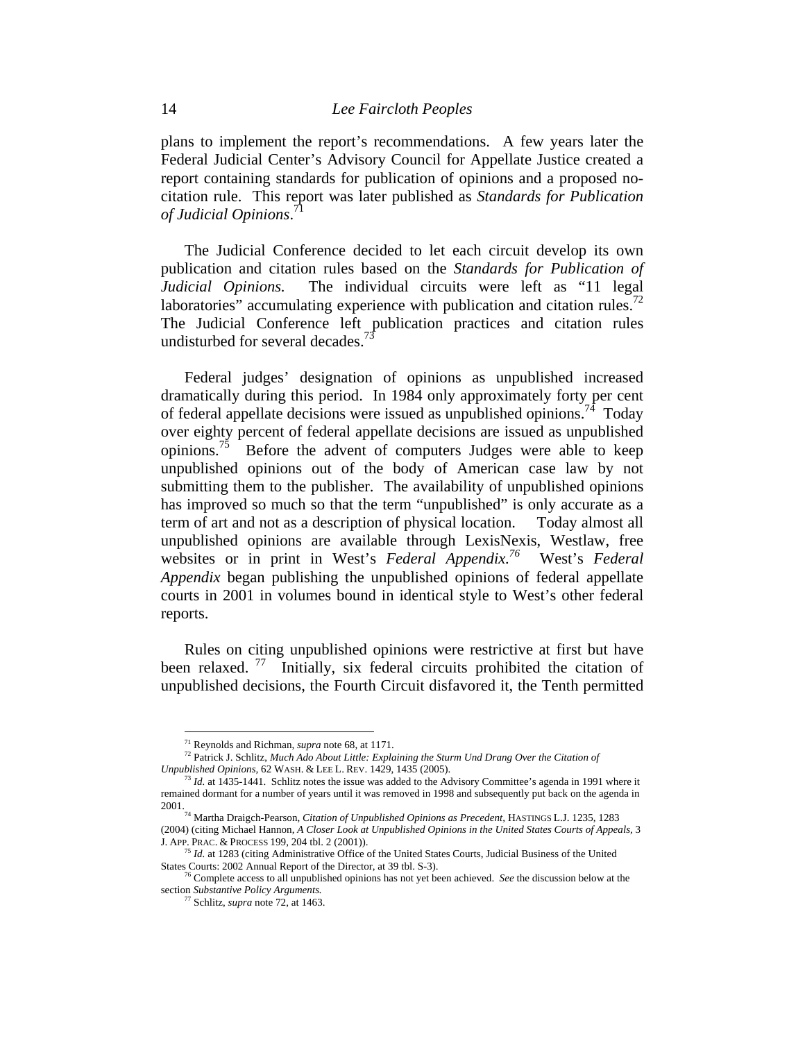plans to implement the report's recommendations. A few years later the Federal Judicial Center's Advisory Council for Appellate Justice created a report containing standards for publication of opinions and a proposed no-citation rule. This report was later published as *Standards for Publication of Judicial Opinions*.[71]

The Judicial Conference decided to let each circuit develop its own publication and citation rules based on the *Standards for Publication of Judicial Opinions.* The individual circuits were left as "11 legal laboratories" accumulating experience with publication and citation rules.[72] The Judicial Conference left publication practices and citation rules undisturbed for several decades.[73]

Federal judges' designation of opinions as unpublished increased dramatically during this period. In 1984 only approximately forty per cent of federal appellate decisions were issued as unpublished opinions.[74] Today over eighty percent of federal appellate decisions are issued as unpublished opinions.[75] Before the advent of computers Judges were able to keep unpublished opinions out of the body of American case law by not submitting them to the publisher. The availability of unpublished opinions has improved so much so that the term "unpublished" is only accurate as a term of art and not as a description of physical location. Today almost all unpublished opinions are available through LexisNexis, Westlaw, free websites or in print in West's *Federal Appendix.*[76] West's *Federal Appendix* began publishing the unpublished opinions of federal appellate courts in 2001 in volumes bound in identical style to West's other federal reports.

Rules on citing unpublished opinions were restrictive at first but have been relaxed.[77] Initially, six federal circuits prohibited the citation of unpublished decisions, the Fourth Circuit disfavored it, the Tenth permitted

---

[71] Reynolds and Richman, *supra* note 68, at 1171.

[72] Patrick J. Schlitz, *Much Ado About Little: Explaining the Sturm Und Drang Over the Citation of Unpublished Opinions*, 62 WASH. & LEE L. REV. 1429, 1435 (2005).

[73] *Id.* at 1435-1441. Schlitz notes the issue was added to the Advisory Committee's agenda in 1991 where it remained dormant for a number of years until it was removed in 1998 and subsequently put back on the agenda in 2001.

[74] Martha Draigch-Pearson, *Citation of Unpublished Opinions as Precedent*, HASTINGS L.J. 1235, 1283 (2004) (citing Michael Hannon, *A Closer Look at Unpublished Opinions in the United States Courts of Appeals*, 3 J. APP. PRAC. & PROCESS 199, 204 tbl. 2 (2001)).

[75] *Id.* at 1283 (citing Administrative Office of the United States Courts, Judicial Business of the United States Courts: 2002 Annual Report of the Director, at 39 tbl. S-3).

[76] Complete access to all unpublished opinions has not yet been achieved. *See* the discussion below at the section *Substantive Policy Arguments.*

[77] Schlitz, *supra* note 72, at 1463.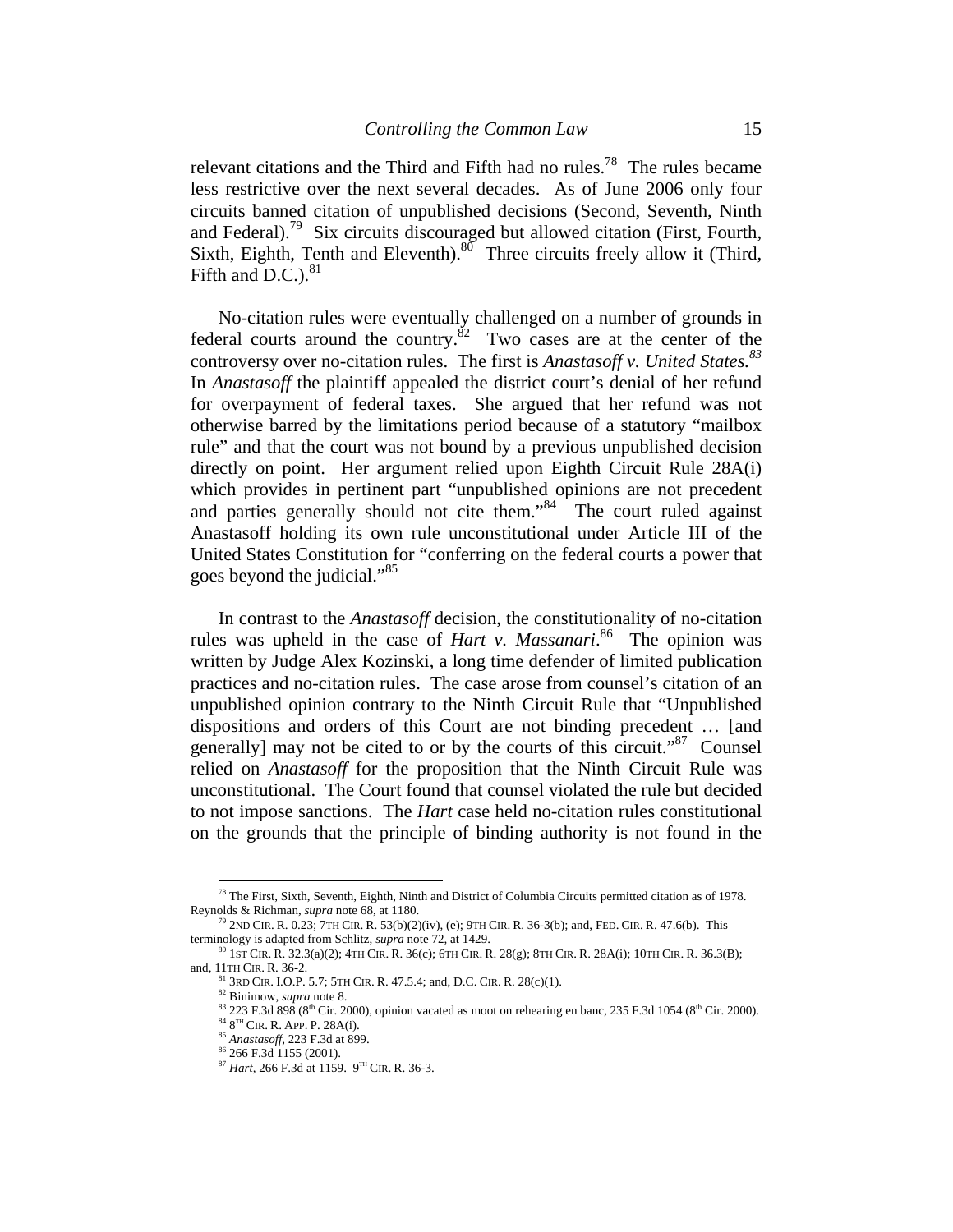relevant citations and the Third and Fifth had no rules.[78] The rules became less restrictive over the next several decades. As of June 2006 only four circuits banned citation of unpublished decisions (Second, Seventh, Ninth and Federal).[79] Six circuits discouraged but allowed citation (First, Fourth, Sixth, Eighth, Tenth and Eleventh).[80] Three circuits freely allow it (Third, Fifth and D.C.).[81]

No-citation rules were eventually challenged on a number of grounds in federal courts around the country.[82] Two cases are at the center of the controversy over no-citation rules. The first is *Anastasoff v. United States.*[83] In *Anastasoff* the plaintiff appealed the district court's denial of her refund for overpayment of federal taxes. She argued that her refund was not otherwise barred by the limitations period because of a statutory "mailbox rule" and that the court was not bound by a previous unpublished decision directly on point. Her argument relied upon Eighth Circuit Rule 28A(i) which provides in pertinent part "unpublished opinions are not precedent and parties generally should not cite them."[84] The court ruled against Anastasoff holding its own rule unconstitutional under Article III of the United States Constitution for "conferring on the federal courts a power that goes beyond the judicial."[85]

In contrast to the *Anastasoff* decision, the constitutionality of no-citation rules was upheld in the case of *Hart v. Massanari*.[86] The opinion was written by Judge Alex Kozinski, a long time defender of limited publication practices and no-citation rules. The case arose from counsel's citation of an unpublished opinion contrary to the Ninth Circuit Rule that "Unpublished dispositions and orders of this Court are not binding precedent … [and generally] may not be cited to or by the courts of this circuit."[87] Counsel relied on *Anastasoff* for the proposition that the Ninth Circuit Rule was unconstitutional. The Court found that counsel violated the rule but decided to not impose sanctions. The *Hart* case held no-citation rules constitutional on the grounds that the principle of binding authority is not found in the

---

[78] The First, Sixth, Seventh, Eighth, Ninth and District of Columbia Circuits permitted citation as of 1978. Reynolds & Richman, *supra* note 68, at 1180.

[79] 2ND CIR. R. 0.23; 7TH CIR. R. 53(b)(2)(iv), (e); 9TH CIR. R. 36-3(b); and, FED. CIR. R. 47.6(b). This terminology is adapted from Schlitz, *supra* note 72, at 1429.

[80] 1ST CIR. R. 32.3(a)(2); 4TH CIR. R. 36(c); 6TH CIR. R. 28(g); 8TH CIR. R. 28A(i); 10TH CIR. R. 36.3(B); and, 11TH CIR. R. 36-2.

[81] 3RD CIR. I.O.P. 5.7; 5TH CIR. R. 47.5.4; and, D.C. CIR. R. 28(c)(1).

[82] Binimow, *supra* note 8.

[83] 223 F.3d 898 (8th Cir. 2000), opinion vacated as moot on rehearing en banc, 235 F.3d 1054 (8th Cir. 2000).

[84] 8TH CIR. R. APP. P. 28A(i).

[85] *Anastasoff*, 223 F.3d at 899.

[86] 266 F.3d 1155 (2001).

[87] *Hart*, 266 F.3d at 1159. 9TH CIR. R. 36-3.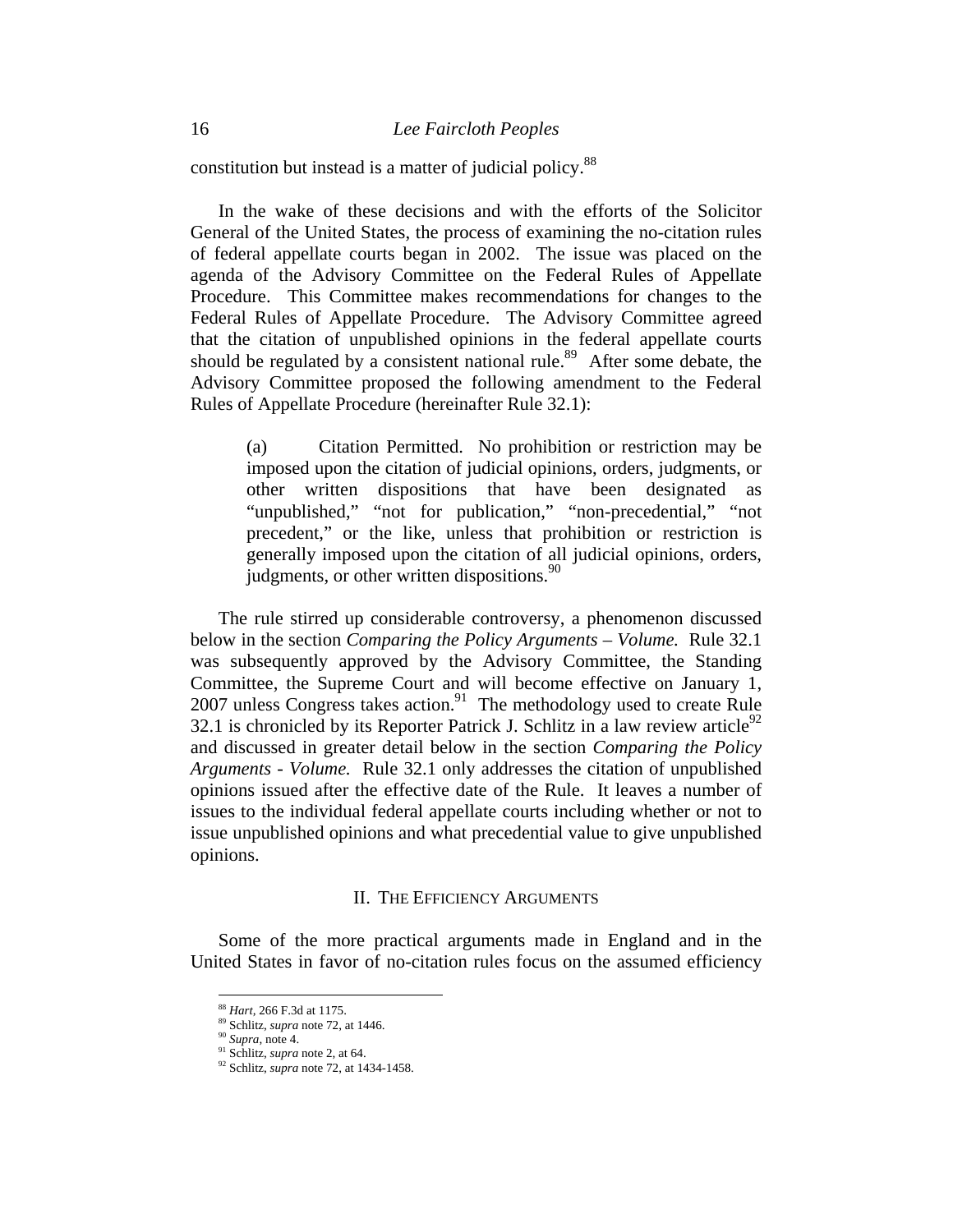constitution but instead is a matter of judicial policy.[88]

In the wake of these decisions and with the efforts of the Solicitor General of the United States, the process of examining the no-citation rules of federal appellate courts began in 2002. The issue was placed on the agenda of the Advisory Committee on the Federal Rules of Appellate Procedure. This Committee makes recommendations for changes to the Federal Rules of Appellate Procedure. The Advisory Committee agreed that the citation of unpublished opinions in the federal appellate courts should be regulated by a consistent national rule.[89] After some debate, the Advisory Committee proposed the following amendment to the Federal Rules of Appellate Procedure (hereinafter Rule 32.1):

> (a) Citation Permitted. No prohibition or restriction may be imposed upon the citation of judicial opinions, orders, judgments, or other written dispositions that have been designated as "unpublished," "not for publication," "non-precedential," "not precedent," or the like, unless that prohibition or restriction is generally imposed upon the citation of all judicial opinions, orders, judgments, or other written dispositions.[90]

The rule stirred up considerable controversy, a phenomenon discussed below in the section *Comparing the Policy Arguments – Volume.* Rule 32.1 was subsequently approved by the Advisory Committee, the Standing Committee, the Supreme Court and will become effective on January 1, 2007 unless Congress takes action.[91] The methodology used to create Rule 32.1 is chronicled by its Reporter Patrick J. Schlitz in a law review article[92] and discussed in greater detail below in the section *Comparing the Policy Arguments - Volume.* Rule 32.1 only addresses the citation of unpublished opinions issued after the effective date of the Rule. It leaves a number of issues to the individual federal appellate courts including whether or not to issue unpublished opinions and what precedential value to give unpublished opinions.

## II. The Efficiency Arguments

Some of the more practical arguments made in England and in the United States in favor of no-citation rules focus on the assumed efficiency

---

[88] *Hart*, 266 F.3d at 1175.
[89] Schlitz, *supra* note 72, at 1446.
[90] *Supra*, note 4.
[91] Schlitz, *supra* note 2, at 64.
[92] Schlitz, *supra* note 72, at 1434-1458.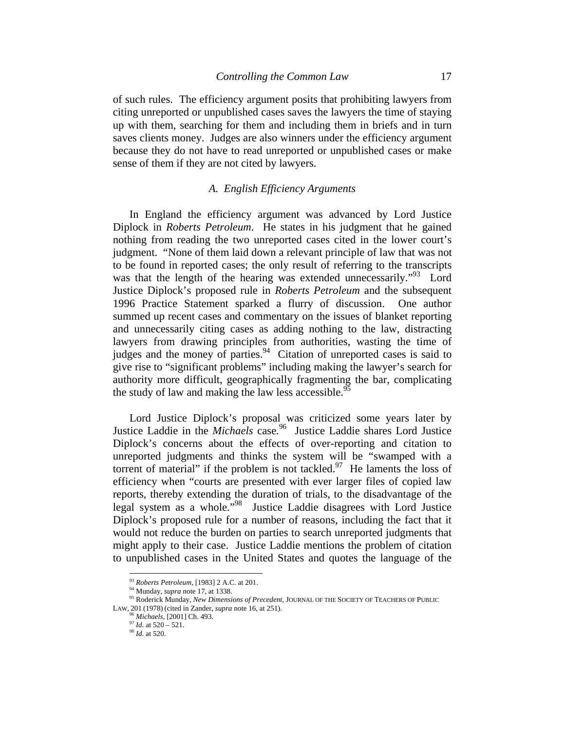of such rules. The efficiency argument posits that prohibiting lawyers from citing unreported or unpublished cases saves the lawyers the time of staying up with them, searching for them and including them in briefs and in turn saves clients money. Judges are also winners under the efficiency argument because they do not have to read unreported or unpublished cases or make sense of them if they are not cited by lawyers.

### *A. English Efficiency Arguments*

In England the efficiency argument was advanced by Lord Justice Diplock in *Roberts Petroleum*. He states in his judgment that he gained nothing from reading the two unreported cases cited in the lower court's judgment. "None of them laid down a relevant principle of law that was not to be found in reported cases; the only result of referring to the transcripts was that the length of the hearing was extended unnecessarily."[93] Lord Justice Diplock's proposed rule in *Roberts Petroleum* and the subsequent 1996 Practice Statement sparked a flurry of discussion. One author summed up recent cases and commentary on the issues of blanket reporting and unnecessarily citing cases as adding nothing to the law, distracting lawyers from drawing principles from authorities, wasting the time of judges and the money of parties.[94] Citation of unreported cases is said to give rise to "significant problems" including making the lawyer's search for authority more difficult, geographically fragmenting the bar, complicating the study of law and making the law less accessible.[95]

Lord Justice Diplock's proposal was criticized some years later by Justice Laddie in the *Michaels* case.[96] Justice Laddie shares Lord Justice Diplock's concerns about the effects of over-reporting and citation to unreported judgments and thinks the system will be "swamped with a torrent of material" if the problem is not tackled.[97] He laments the loss of efficiency when "courts are presented with ever larger files of copied law reports, thereby extending the duration of trials, to the disadvantage of the legal system as a whole."[98] Justice Laddie disagrees with Lord Justice Diplock's proposed rule for a number of reasons, including the fact that it would not reduce the burden on parties to search unreported judgments that might apply to their case. Justice Laddie mentions the problem of citation to unpublished cases in the United States and quotes the language of the

---

[93] *Roberts Petroleum*, [1983] 2 A.C. at 201.

[94] Munday, *supra* note 17, at 1338.

[95] Roderick Munday, *New Dimensions of Precedent*, JOURNAL OF THE SOCIETY OF TEACHERS OF PUBLIC LAW, 201 (1978) (cited in Zander, *supra* note 16, at 251).

[96] *Michaels*, [2001] Ch. 493.

[97] *Id.* at 520 – 521.

[98] *Id.* at 520.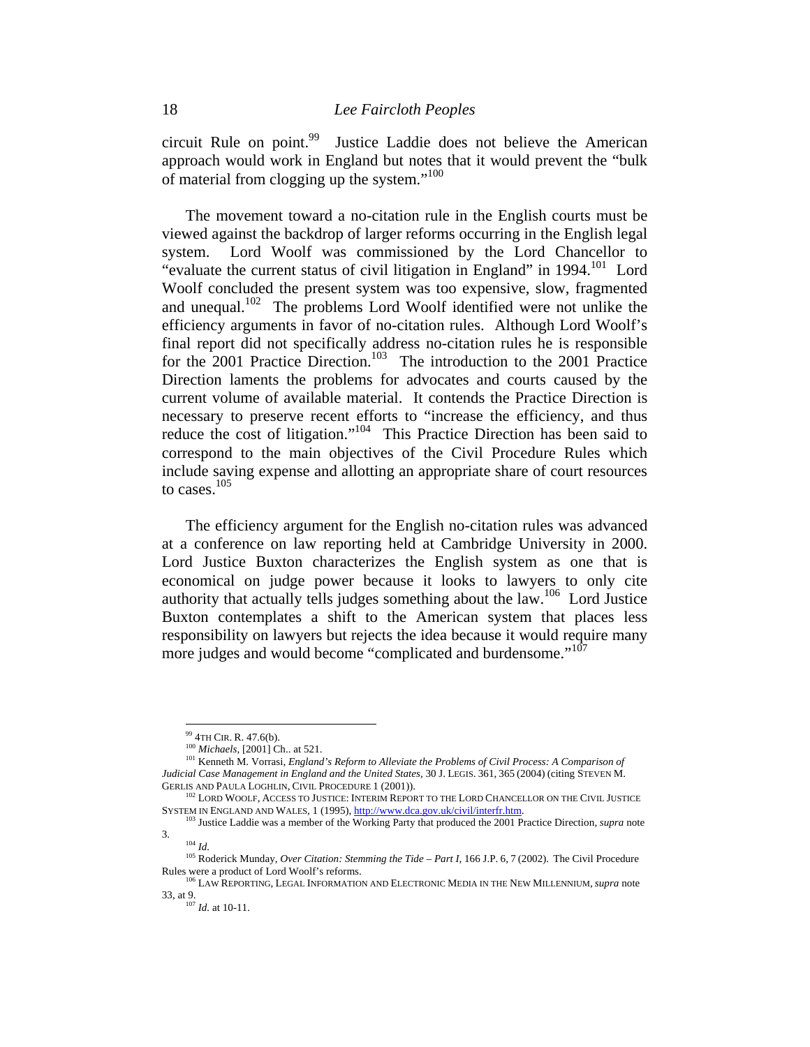circuit Rule on point.[99] Justice Laddie does not believe the American approach would work in England but notes that it would prevent the "bulk of material from clogging up the system."[100]

The movement toward a no-citation rule in the English courts must be viewed against the backdrop of larger reforms occurring in the English legal system. Lord Woolf was commissioned by the Lord Chancellor to "evaluate the current status of civil litigation in England" in 1994.[101] Lord Woolf concluded the present system was too expensive, slow, fragmented and unequal.[102] The problems Lord Woolf identified were not unlike the efficiency arguments in favor of no-citation rules. Although Lord Woolf's final report did not specifically address no-citation rules he is responsible for the 2001 Practice Direction.[103] The introduction to the 2001 Practice Direction laments the problems for advocates and courts caused by the current volume of available material. It contends the Practice Direction is necessary to preserve recent efforts to "increase the efficiency, and thus reduce the cost of litigation."[104] This Practice Direction has been said to correspond to the main objectives of the Civil Procedure Rules which include saving expense and allotting an appropriate share of court resources to cases.[105]

The efficiency argument for the English no-citation rules was advanced at a conference on law reporting held at Cambridge University in 2000. Lord Justice Buxton characterizes the English system as one that is economical on judge power because it looks to lawyers to only cite authority that actually tells judges something about the law.[106] Lord Justice Buxton contemplates a shift to the American system that places less responsibility on lawyers but rejects the idea because it would require many more judges and would become "complicated and burdensome."[107]

---

[99] 4TH CIR. R. 47.6(b).

[100] *Michaels*, [2001] Ch.. at 521.

[101] Kenneth M. Vorrasi, *England's Reform to Alleviate the Problems of Civil Process: A Comparison of Judicial Case Management in England and the United States*, 30 J. LEGIS. 361, 365 (2004) (citing STEVEN M. GERLIS AND PAULA LOGHLIN, CIVIL PROCEDURE 1 (2001)).

[102] LORD WOOLF, ACCESS TO JUSTICE: INTERIM REPORT TO THE LORD CHANCELLOR ON THE CIVIL JUSTICE SYSTEM IN ENGLAND AND WALES, 1 (1995), http://www.dca.gov.uk/civil/interfr.htm.

[103] Justice Laddie was a member of the Working Party that produced the 2001 Practice Direction, *supra* note 3.

[104] *Id.*

[105] Roderick Munday, *Over Citation: Stemming the Tide – Part I*, 166 J.P. 6, 7 (2002). The Civil Procedure Rules were a product of Lord Woolf's reforms.

[106] LAW REPORTING, LEGAL INFORMATION AND ELECTRONIC MEDIA IN THE NEW MILLENNIUM, *supra* note 33, at 9.

[107] *Id.* at 10-11.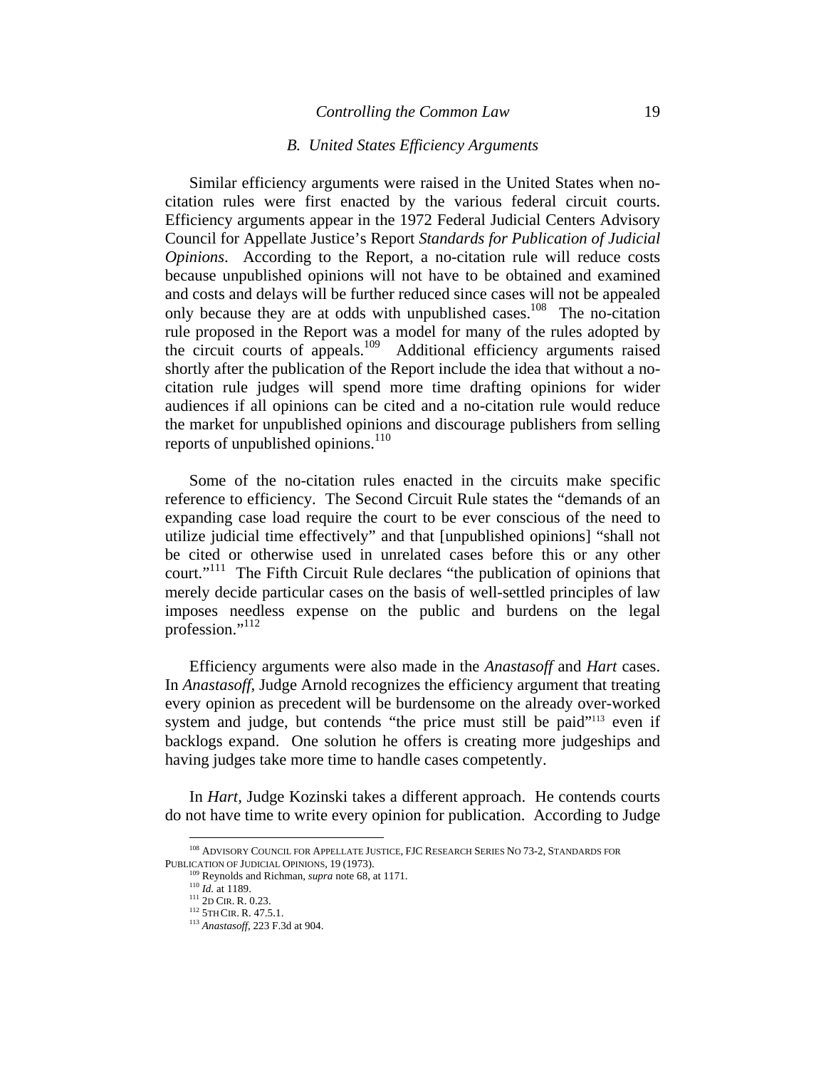### *B. United States Efficiency Arguments*

Similar efficiency arguments were raised in the United States when no-citation rules were first enacted by the various federal circuit courts. Efficiency arguments appear in the 1972 Federal Judicial Centers Advisory Council for Appellate Justice's Report *Standards for Publication of Judicial Opinions*. According to the Report, a no-citation rule will reduce costs because unpublished opinions will not have to be obtained and examined and costs and delays will be further reduced since cases will not be appealed only because they are at odds with unpublished cases.[108] The no-citation rule proposed in the Report was a model for many of the rules adopted by the circuit courts of appeals.[109] Additional efficiency arguments raised shortly after the publication of the Report include the idea that without a no-citation rule judges will spend more time drafting opinions for wider audiences if all opinions can be cited and a no-citation rule would reduce the market for unpublished opinions and discourage publishers from selling reports of unpublished opinions.[110]

Some of the no-citation rules enacted in the circuits make specific reference to efficiency. The Second Circuit Rule states the "demands of an expanding case load require the court to be ever conscious of the need to utilize judicial time effectively" and that [unpublished opinions] "shall not be cited or otherwise used in unrelated cases before this or any other court."[111] The Fifth Circuit Rule declares "the publication of opinions that merely decide particular cases on the basis of well-settled principles of law imposes needless expense on the public and burdens on the legal profession."[112]

Efficiency arguments were also made in the *Anastasoff* and *Hart* cases. In *Anastasoff*, Judge Arnold recognizes the efficiency argument that treating every opinion as precedent will be burdensome on the already over-worked system and judge, but contends "the price must still be paid"[113] even if backlogs expand. One solution he offers is creating more judgeships and having judges take more time to handle cases competently.

In *Hart*, Judge Kozinski takes a different approach. He contends courts do not have time to write every opinion for publication. According to Judge

---

[108] ADVISORY COUNCIL FOR APPELLATE JUSTICE, FJC RESEARCH SERIES NO 73-2, STANDARDS FOR PUBLICATION OF JUDICIAL OPINIONS, 19 (1973).

[109] Reynolds and Richman, *supra* note 68, at 1171.

[110] *Id.* at 1189.

[111] 2D CIR. R. 0.23.

[112] 5TH CIR. R. 47.5.1.

[113] *Anastasoff*, 223 F.3d at 904.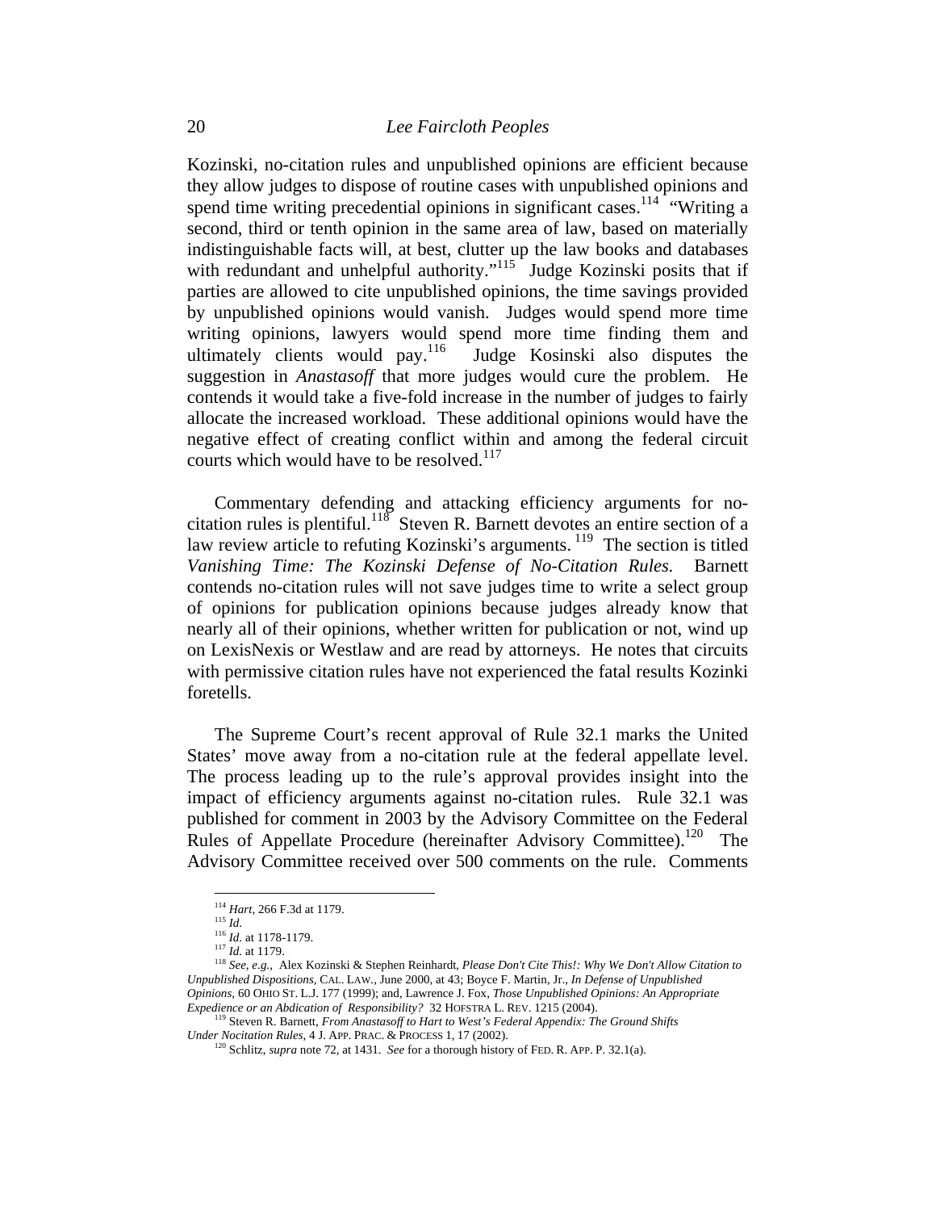Kozinski, no-citation rules and unpublished opinions are efficient because they allow judges to dispose of routine cases with unpublished opinions and spend time writing precedential opinions in significant cases.[114] "Writing a second, third or tenth opinion in the same area of law, based on materially indistinguishable facts will, at best, clutter up the law books and databases with redundant and unhelpful authority."[115] Judge Kozinski posits that if parties are allowed to cite unpublished opinions, the time savings provided by unpublished opinions would vanish. Judges would spend more time writing opinions, lawyers would spend more time finding them and ultimately clients would pay.[116] Judge Kosinski also disputes the suggestion in *Anastasoff* that more judges would cure the problem. He contends it would take a five-fold increase in the number of judges to fairly allocate the increased workload. These additional opinions would have the negative effect of creating conflict within and among the federal circuit courts which would have to be resolved.[117]

Commentary defending and attacking efficiency arguments for no-citation rules is plentiful.[118] Steven R. Barnett devotes an entire section of a law review article to refuting Kozinski's arguments.[119] The section is titled *Vanishing Time: The Kozinski Defense of No-Citation Rules.* Barnett contends no-citation rules will not save judges time to write a select group of opinions for publication opinions because judges already know that nearly all of their opinions, whether written for publication or not, wind up on LexisNexis or Westlaw and are read by attorneys. He notes that circuits with permissive citation rules have not experienced the fatal results Kozinki foretells.

The Supreme Court's recent approval of Rule 32.1 marks the United States' move away from a no-citation rule at the federal appellate level. The process leading up to the rule's approval provides insight into the impact of efficiency arguments against no-citation rules. Rule 32.1 was published for comment in 2003 by the Advisory Committee on the Federal Rules of Appellate Procedure (hereinafter Advisory Committee).[120] The Advisory Committee received over 500 comments on the rule. Comments

---

[114] *Hart*, 266 F.3d at 1179.

[115] *Id.*

[116] *Id.* at 1178-1179.

[117] *Id.* at 1179.

[118] *See, e.g.,* Alex Kozinski & Stephen Reinhardt, *Please Don't Cite This!: Why We Don't Allow Citation to Unpublished Dispositions*, CAL. LAW., June 2000, at 43; Boyce F. Martin, Jr., *In Defense of Unpublished Opinions*, 60 OHIO ST. L.J. 177 (1999); and, Lawrence J. Fox, *Those Unpublished Opinions: An Appropriate Expedience or an Abdication of Responsibility?* 32 HOFSTRA L. REV. 1215 (2004).

[119] Steven R. Barnett, *From Anastasoff to Hart to West's Federal Appendix: The Ground Shifts Under Nocitation Rules*, 4 J. APP. PRAC. & PROCESS 1, 17 (2002).

[120] Schlitz, *supra* note 72, at 1431. *See* for a thorough history of FED. R. APP. P. 32.1(a).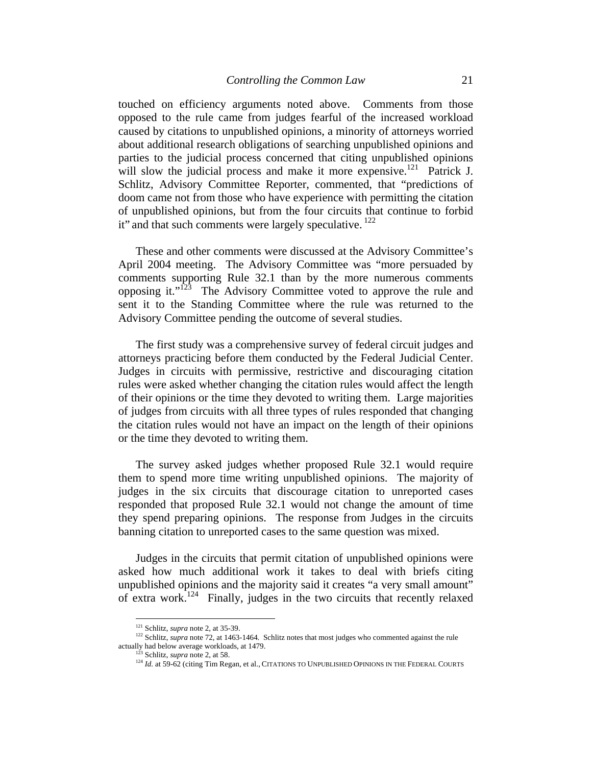touched on efficiency arguments noted above. Comments from those opposed to the rule came from judges fearful of the increased workload caused by citations to unpublished opinions, a minority of attorneys worried about additional research obligations of searching unpublished opinions and parties to the judicial process concerned that citing unpublished opinions will slow the judicial process and make it more expensive.[121] Patrick J. Schlitz, Advisory Committee Reporter, commented, that "predictions of doom came not from those who have experience with permitting the citation of unpublished opinions, but from the four circuits that continue to forbid it" and that such comments were largely speculative.[122]

These and other comments were discussed at the Advisory Committee's April 2004 meeting. The Advisory Committee was "more persuaded by comments supporting Rule 32.1 than by the more numerous comments opposing it."[123] The Advisory Committee voted to approve the rule and sent it to the Standing Committee where the rule was returned to the Advisory Committee pending the outcome of several studies.

The first study was a comprehensive survey of federal circuit judges and attorneys practicing before them conducted by the Federal Judicial Center. Judges in circuits with permissive, restrictive and discouraging citation rules were asked whether changing the citation rules would affect the length of their opinions or the time they devoted to writing them. Large majorities of judges from circuits with all three types of rules responded that changing the citation rules would not have an impact on the length of their opinions or the time they devoted to writing them.

The survey asked judges whether proposed Rule 32.1 would require them to spend more time writing unpublished opinions. The majority of judges in the six circuits that discourage citation to unreported cases responded that proposed Rule 32.1 would not change the amount of time they spend preparing opinions. The response from Judges in the circuits banning citation to unreported cases to the same question was mixed.

Judges in the circuits that permit citation of unpublished opinions were asked how much additional work it takes to deal with briefs citing unpublished opinions and the majority said it creates "a very small amount" of extra work.[124] Finally, judges in the two circuits that recently relaxed

---

[121] Schlitz, *supra* note 2, at 35-39.

[122] Schlitz, *supra* note 72, at 1463-1464. Schlitz notes that most judges who commented against the rule actually had below average workloads, at 1479.

[123] Schlitz, *supra* note 2, at 58.

[124] *Id.* at 59-62 (citing Tim Regan, et al., CITATIONS TO UNPUBLISHED OPINIONS IN THE FEDERAL COURTS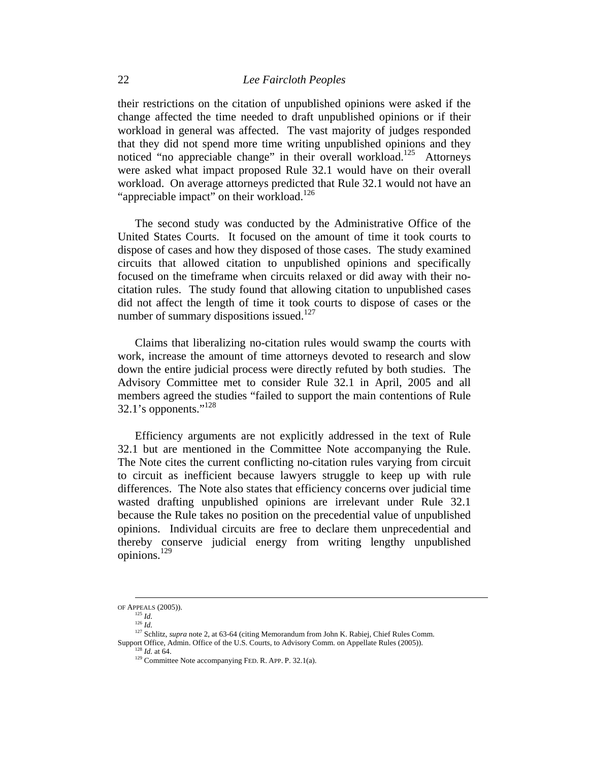their restrictions on the citation of unpublished opinions were asked if the change affected the time needed to draft unpublished opinions or if their workload in general was affected. The vast majority of judges responded that they did not spend more time writing unpublished opinions and they noticed "no appreciable change" in their overall workload.[125] Attorneys were asked what impact proposed Rule 32.1 would have on their overall workload. On average attorneys predicted that Rule 32.1 would not have an "appreciable impact" on their workload.[126]

The second study was conducted by the Administrative Office of the United States Courts. It focused on the amount of time it took courts to dispose of cases and how they disposed of those cases. The study examined circuits that allowed citation to unpublished opinions and specifically focused on the timeframe when circuits relaxed or did away with their no-citation rules. The study found that allowing citation to unpublished cases did not affect the length of time it took courts to dispose of cases or the number of summary dispositions issued.[127]

Claims that liberalizing no-citation rules would swamp the courts with work, increase the amount of time attorneys devoted to research and slow down the entire judicial process were directly refuted by both studies. The Advisory Committee met to consider Rule 32.1 in April, 2005 and all members agreed the studies "failed to support the main contentions of Rule 32.1's opponents."[128]

Efficiency arguments are not explicitly addressed in the text of Rule 32.1 but are mentioned in the Committee Note accompanying the Rule. The Note cites the current conflicting no-citation rules varying from circuit to circuit as inefficient because lawyers struggle to keep up with rule differences. The Note also states that efficiency concerns over judicial time wasted drafting unpublished opinions are irrelevant under Rule 32.1 because the Rule takes no position on the precedential value of unpublished opinions. Individual circuits are free to declare them unprecedential and thereby conserve judicial energy from writing lengthy unpublished opinions.[129]

---

OF APPEALS (2005)).

[125] *Id.*

[126] *Id.*

[127] Schlitz, *supra* note 2, at 63-64 (citing Memorandum from John K. Rabiej, Chief Rules Comm. Support Office, Admin. Office of the U.S. Courts, to Advisory Comm. on Appellate Rules (2005)).

[128] *Id.* at 64.

[129] Committee Note accompanying FED. R. APP. P. 32.1(a).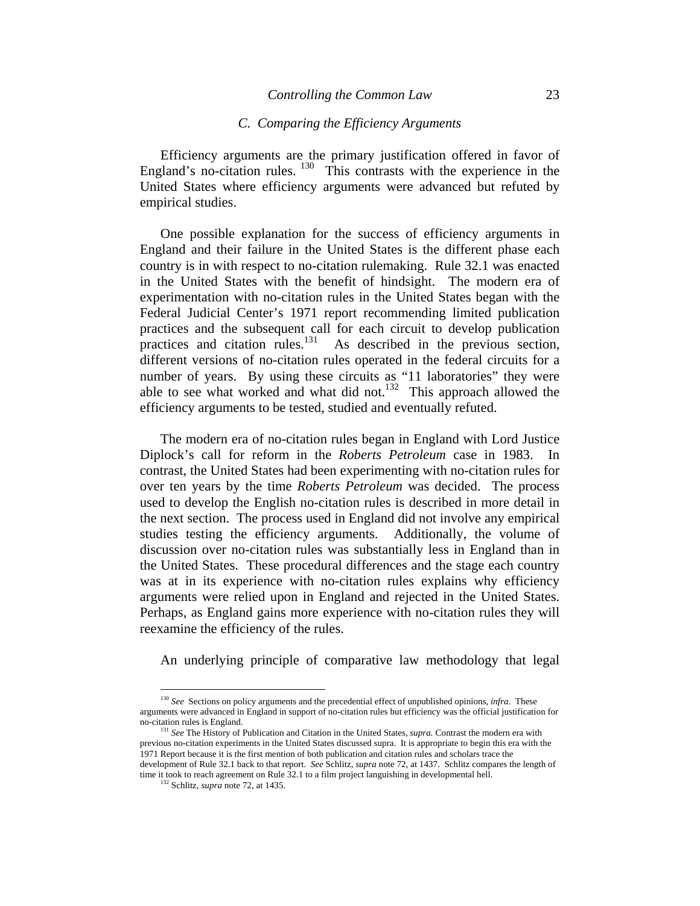### C. Comparing the Efficiency Arguments

Efficiency arguments are the primary justification offered in favor of England's no-citation rules.[130] This contrasts with the experience in the United States where efficiency arguments were advanced but refuted by empirical studies.

One possible explanation for the success of efficiency arguments in England and their failure in the United States is the different phase each country is in with respect to no-citation rulemaking. Rule 32.1 was enacted in the United States with the benefit of hindsight. The modern era of experimentation with no-citation rules in the United States began with the Federal Judicial Center's 1971 report recommending limited publication practices and the subsequent call for each circuit to develop publication practices and citation rules.[131] As described in the previous section, different versions of no-citation rules operated in the federal circuits for a number of years. By using these circuits as "11 laboratories" they were able to see what worked and what did not.[132] This approach allowed the efficiency arguments to be tested, studied and eventually refuted.

The modern era of no-citation rules began in England with Lord Justice Diplock's call for reform in the *Roberts Petroleum* case in 1983. In contrast, the United States had been experimenting with no-citation rules for over ten years by the time *Roberts Petroleum* was decided. The process used to develop the English no-citation rules is described in more detail in the next section. The process used in England did not involve any empirical studies testing the efficiency arguments. Additionally, the volume of discussion over no-citation rules was substantially less in England than in the United States. These procedural differences and the stage each country was at in its experience with no-citation rules explains why efficiency arguments were relied upon in England and rejected in the United States. Perhaps, as England gains more experience with no-citation rules they will reexamine the efficiency of the rules.

An underlying principle of comparative law methodology that legal

---

[130] *See* Sections on policy arguments and the precedential effect of unpublished opinions, *infra*. These arguments were advanced in England in support of no-citation rules but efficiency was the official justification for no-citation rules is England.

[131] *See* The History of Publication and Citation in the United States, *supra.* Contrast the modern era with previous no-citation experiments in the United States discussed supra. It is appropriate to begin this era with the 1971 Report because it is the first mention of both publication and citation rules and scholars trace the development of Rule 32.1 back to that report. *See* Schlitz, *supra* note 72, at 1437. Schlitz compares the length of time it took to reach agreement on Rule 32.1 to a film project languishing in developmental hell.

[132] Schlitz, *supra* note 72, at 1435.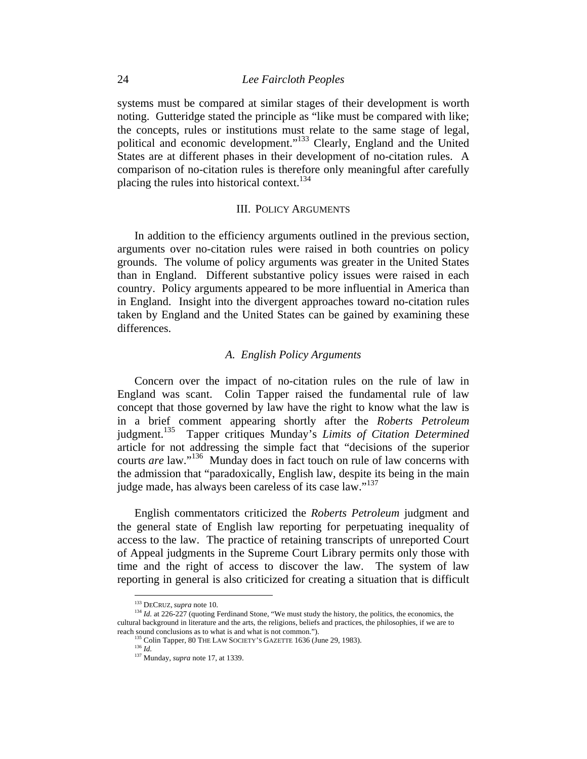systems must be compared at similar stages of their development is worth noting. Gutteridge stated the principle as "like must be compared with like; the concepts, rules or institutions must relate to the same stage of legal, political and economic development."[133] Clearly, England and the United States are at different phases in their development of no-citation rules. A comparison of no-citation rules is therefore only meaningful after carefully placing the rules into historical context.[134]

## III. POLICY ARGUMENTS

In addition to the efficiency arguments outlined in the previous section, arguments over no-citation rules were raised in both countries on policy grounds. The volume of policy arguments was greater in the United States than in England. Different substantive policy issues were raised in each country. Policy arguments appeared to be more influential in America than in England. Insight into the divergent approaches toward no-citation rules taken by England and the United States can be gained by examining these differences.

### *A. English Policy Arguments*

Concern over the impact of no-citation rules on the rule of law in England was scant. Colin Tapper raised the fundamental rule of law concept that those governed by law have the right to know what the law is in a brief comment appearing shortly after the *Roberts Petroleum* judgment.[135] Tapper critiques Munday's *Limits of Citation Determined* article for not addressing the simple fact that "decisions of the superior courts *are* law."[136] Munday does in fact touch on rule of law concerns with the admission that "paradoxically, English law, despite its being in the main judge made, has always been careless of its case law."[137]

English commentators criticized the *Roberts Petroleum* judgment and the general state of English law reporting for perpetuating inequality of access to the law. The practice of retaining transcripts of unreported Court of Appeal judgments in the Supreme Court Library permits only those with time and the right of access to discover the law. The system of law reporting in general is also criticized for creating a situation that is difficult

---

[133] DECRUZ, *supra* note 10.

[134] *Id.* at 226-227 (quoting Ferdinand Stone, "We must study the history, the politics, the economics, the cultural background in literature and the arts, the religions, beliefs and practices, the philosophies, if we are to reach sound conclusions as to what is and what is not common.").

[135] Colin Tapper, 80 THE LAW SOCIETY'S GAZETTE 1636 (June 29, 1983).

[136] *Id.*

[137] Munday, *supra* note 17, at 1339.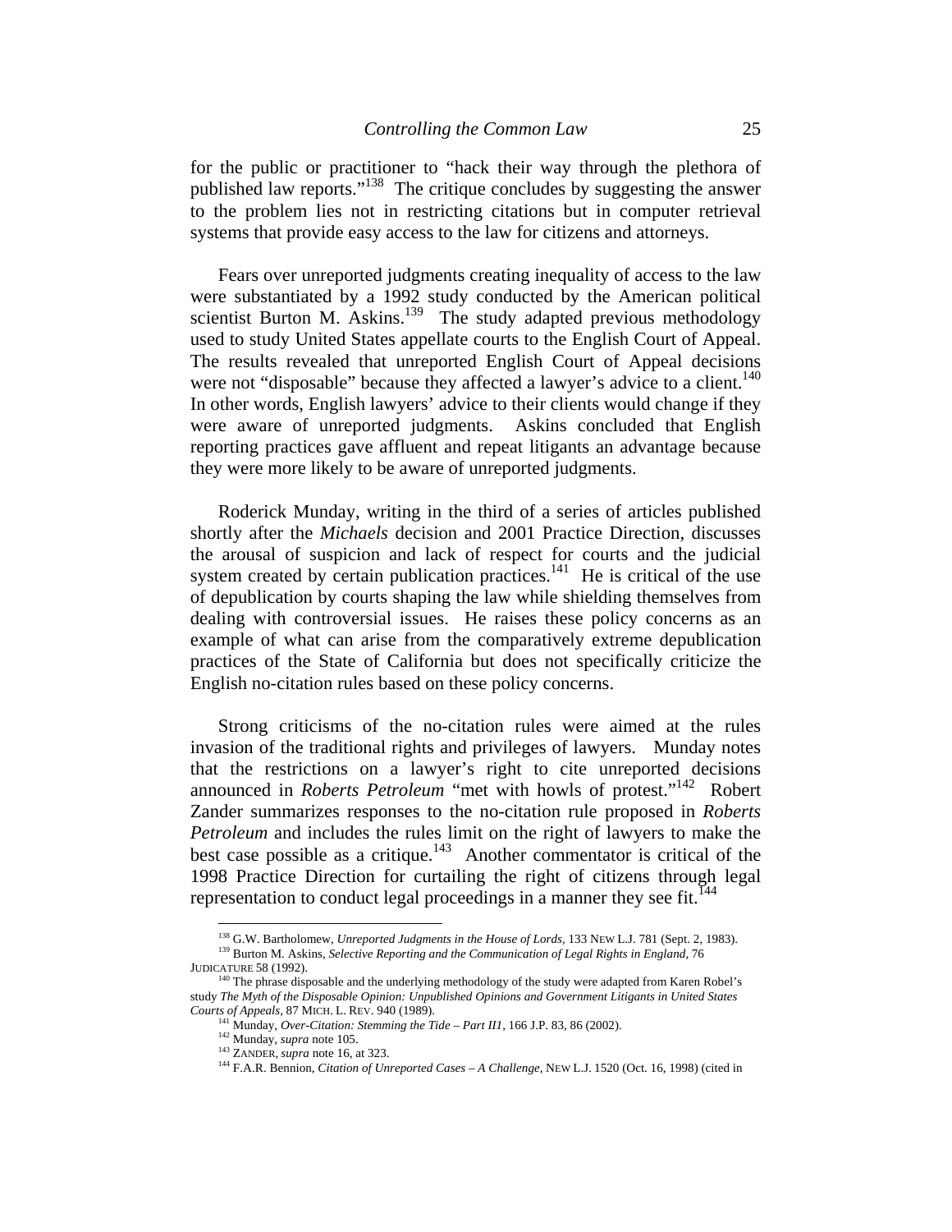for the public or practitioner to "hack their way through the plethora of published law reports."[138] The critique concludes by suggesting the answer to the problem lies not in restricting citations but in computer retrieval systems that provide easy access to the law for citizens and attorneys.

Fears over unreported judgments creating inequality of access to the law were substantiated by a 1992 study conducted by the American political scientist Burton M. Askins.[139] The study adapted previous methodology used to study United States appellate courts to the English Court of Appeal. The results revealed that unreported English Court of Appeal decisions were not "disposable" because they affected a lawyer's advice to a client.[140] In other words, English lawyers' advice to their clients would change if they were aware of unreported judgments. Askins concluded that English reporting practices gave affluent and repeat litigants an advantage because they were more likely to be aware of unreported judgments.

Roderick Munday, writing in the third of a series of articles published shortly after the *Michaels* decision and 2001 Practice Direction, discusses the arousal of suspicion and lack of respect for courts and the judicial system created by certain publication practices.[141] He is critical of the use of depublication by courts shaping the law while shielding themselves from dealing with controversial issues. He raises these policy concerns as an example of what can arise from the comparatively extreme depublication practices of the State of California but does not specifically criticize the English no-citation rules based on these policy concerns.

Strong criticisms of the no-citation rules were aimed at the rules invasion of the traditional rights and privileges of lawyers. Munday notes that the restrictions on a lawyer's right to cite unreported decisions announced in *Roberts Petroleum* "met with howls of protest."[142] Robert Zander summarizes responses to the no-citation rule proposed in *Roberts Petroleum* and includes the rules limit on the right of lawyers to make the best case possible as a critique.[143] Another commentator is critical of the 1998 Practice Direction for curtailing the right of citizens through legal representation to conduct legal proceedings in a manner they see fit.[144]

---

[138] G.W. Bartholomew, *Unreported Judgments in the House of Lords*, 133 NEW L.J. 781 (Sept. 2, 1983).

[139] Burton M. Askins, *Selective Reporting and the Communication of Legal Rights in England*, 76 JUDICATURE 58 (1992).

[140] The phrase disposable and the underlying methodology of the study were adapted from Karen Robel's study *The Myth of the Disposable Opinion: Unpublished Opinions and Government Litigants in United States Courts of Appeals*, 87 MICH. L. REV. 940 (1989).

[141] Munday, *Over-Citation: Stemming the Tide – Part II1*, 166 J.P. 83, 86 (2002).

[142] Munday, *supra* note 105.

[143] ZANDER, *supra* note 16, at 323.

[144] F.A.R. Bennion, *Citation of Unreported Cases – A Challenge*, NEW L.J. 1520 (Oct. 16, 1998) (cited in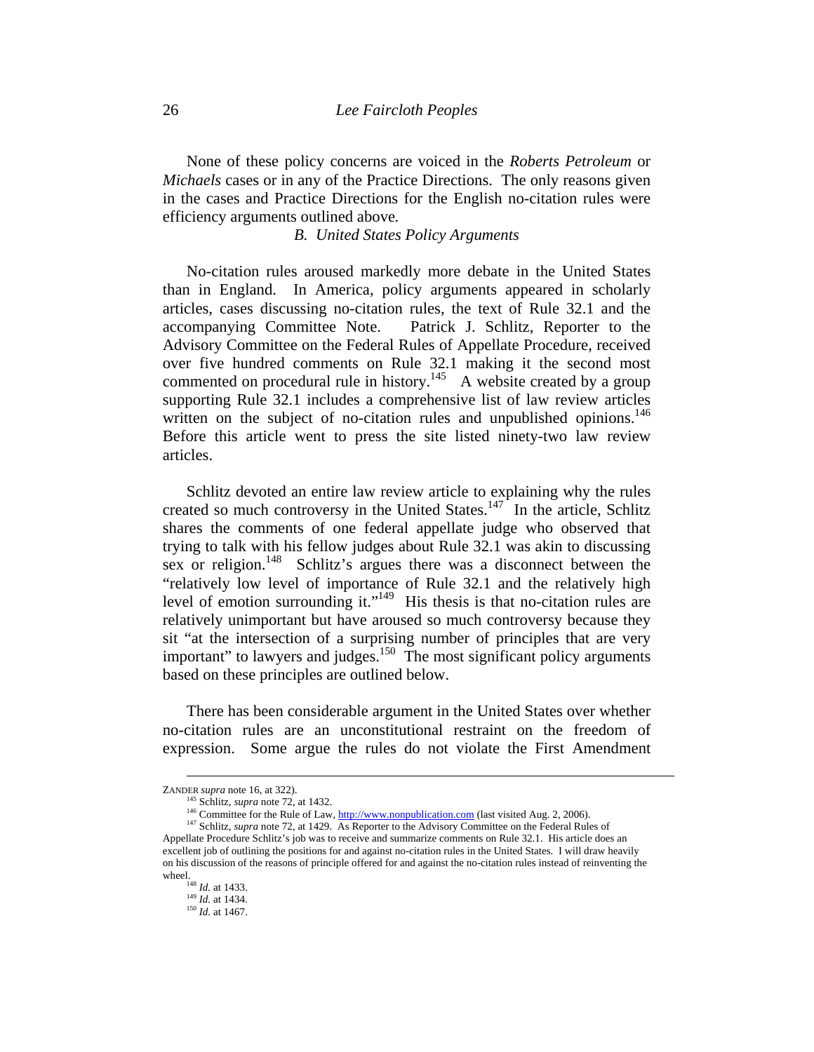None of these policy concerns are voiced in the *Roberts Petroleum* or *Michaels* cases or in any of the Practice Directions. The only reasons given in the cases and Practice Directions for the English no-citation rules were efficiency arguments outlined above.

### *B. United States Policy Arguments*

No-citation rules aroused markedly more debate in the United States than in England. In America, policy arguments appeared in scholarly articles, cases discussing no-citation rules, the text of Rule 32.1 and the accompanying Committee Note. Patrick J. Schlitz, Reporter to the Advisory Committee on the Federal Rules of Appellate Procedure, received over five hundred comments on Rule 32.1 making it the second most commented on procedural rule in history.[145] A website created by a group supporting Rule 32.1 includes a comprehensive list of law review articles written on the subject of no-citation rules and unpublished opinions.[146] Before this article went to press the site listed ninety-two law review articles.

Schlitz devoted an entire law review article to explaining why the rules created so much controversy in the United States.[147] In the article, Schlitz shares the comments of one federal appellate judge who observed that trying to talk with his fellow judges about Rule 32.1 was akin to discussing sex or religion.[148] Schlitz's argues there was a disconnect between the "relatively low level of importance of Rule 32.1 and the relatively high level of emotion surrounding it."[149] His thesis is that no-citation rules are relatively unimportant but have aroused so much controversy because they sit "at the intersection of a surprising number of principles that are very important" to lawyers and judges.[150] The most significant policy arguments based on these principles are outlined below.

There has been considerable argument in the United States over whether no-citation rules are an unconstitutional restraint on the freedom of expression. Some argue the rules do not violate the First Amendment

---

ZANDER *supra* note 16, at 322).

[145] Schlitz, *supra* note 72, at 1432.

[146] Committee for the Rule of Law, http://www.nonpublication.com (last visited Aug. 2, 2006).

[147] Schlitz, *supra* note 72, at 1429. As Reporter to the Advisory Committee on the Federal Rules of Appellate Procedure Schlitz's job was to receive and summarize comments on Rule 32.1. His article does an excellent job of outlining the positions for and against no-citation rules in the United States. I will draw heavily on his discussion of the reasons of principle offered for and against the no-citation rules instead of reinventing the wheel.

[148] *Id.* at 1433.

[149] *Id.* at 1434.

[150] *Id.* at 1467.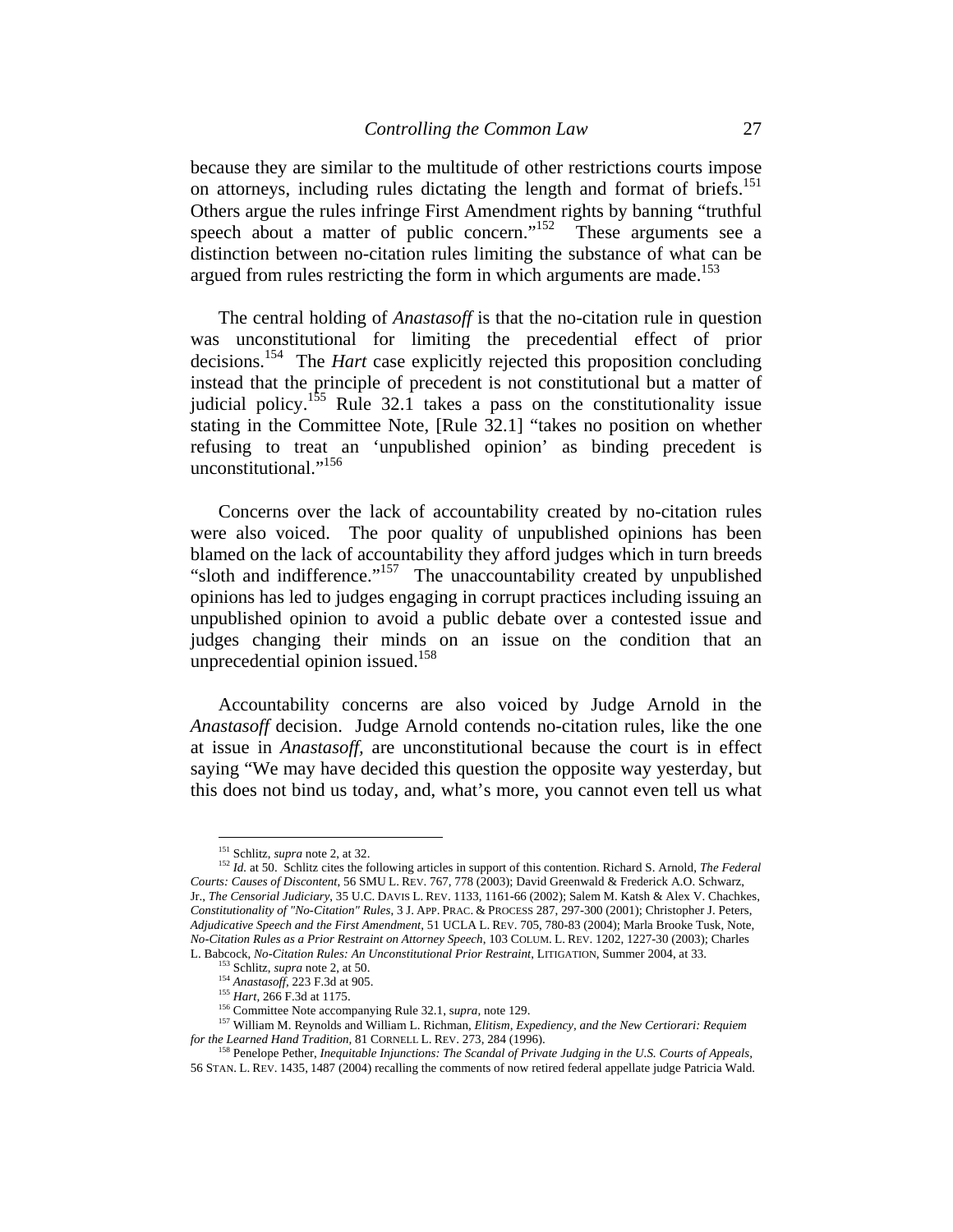because they are similar to the multitude of other restrictions courts impose on attorneys, including rules dictating the length and format of briefs.[151] Others argue the rules infringe First Amendment rights by banning "truthful speech about a matter of public concern."[152] These arguments see a distinction between no-citation rules limiting the substance of what can be argued from rules restricting the form in which arguments are made.[153]

The central holding of *Anastasoff* is that the no-citation rule in question was unconstitutional for limiting the precedential effect of prior decisions.[154] The *Hart* case explicitly rejected this proposition concluding instead that the principle of precedent is not constitutional but a matter of judicial policy.[155] Rule 32.1 takes a pass on the constitutionality issue stating in the Committee Note, [Rule 32.1] "takes no position on whether refusing to treat an 'unpublished opinion' as binding precedent is unconstitutional."[156]

Concerns over the lack of accountability created by no-citation rules were also voiced. The poor quality of unpublished opinions has been blamed on the lack of accountability they afford judges which in turn breeds "sloth and indifference."[157] The unaccountability created by unpublished opinions has led to judges engaging in corrupt practices including issuing an unpublished opinion to avoid a public debate over a contested issue and judges changing their minds on an issue on the condition that an unprecedential opinion issued.[158]

Accountability concerns are also voiced by Judge Arnold in the *Anastasoff* decision. Judge Arnold contends no-citation rules, like the one at issue in *Anastasoff*, are unconstitutional because the court is in effect saying "We may have decided this question the opposite way yesterday, but this does not bind us today, and, what's more, you cannot even tell us what

---

[151] Schlitz, *supra* note 2, at 32.

[152] *Id.* at 50. Schlitz cites the following articles in support of this contention. Richard S. Arnold, *The Federal Courts: Causes of Discontent*, 56 SMU L. REV. 767, 778 (2003); David Greenwald & Frederick A.O. Schwarz, Jr., *The Censorial Judiciary*, 35 U.C. DAVIS L. REV. 1133, 1161-66 (2002); Salem M. Katsh & Alex V. Chachkes, *Constitutionality of "No-Citation" Rules*, 3 J. APP. PRAC. & PROCESS 287, 297-300 (2001); Christopher J. Peters, *Adjudicative Speech and the First Amendment*, 51 UCLA L. REV. 705, 780-83 (2004); Marla Brooke Tusk, Note, *No-Citation Rules as a Prior Restraint on Attorney Speech*, 103 COLUM. L. REV. 1202, 1227-30 (2003); Charles L. Babcock, *No-Citation Rules: An Unconstitutional Prior Restraint*, LITIGATION, Summer 2004, at 33.

[153] Schlitz, *supra* note 2, at 50.

[154] *Anastasoff*, 223 F.3d at 905.

[155] *Hart*, 266 F.3d at 1175.

[156] Committee Note accompanying Rule 32.1, s*upra*, note 129.

[157] William M. Reynolds and William L. Richman, *Elitism, Expediency, and the New Certiorari: Requiem for the Learned Hand Tradition*, 81 CORNELL L. REV. 273, 284 (1996).

[158] Penelope Pether, *Inequitable Injunctions: The Scandal of Private Judging in the U.S. Courts of Appeals*, 56 STAN. L. REV. 1435, 1487 (2004) recalling the comments of now retired federal appellate judge Patricia Wald.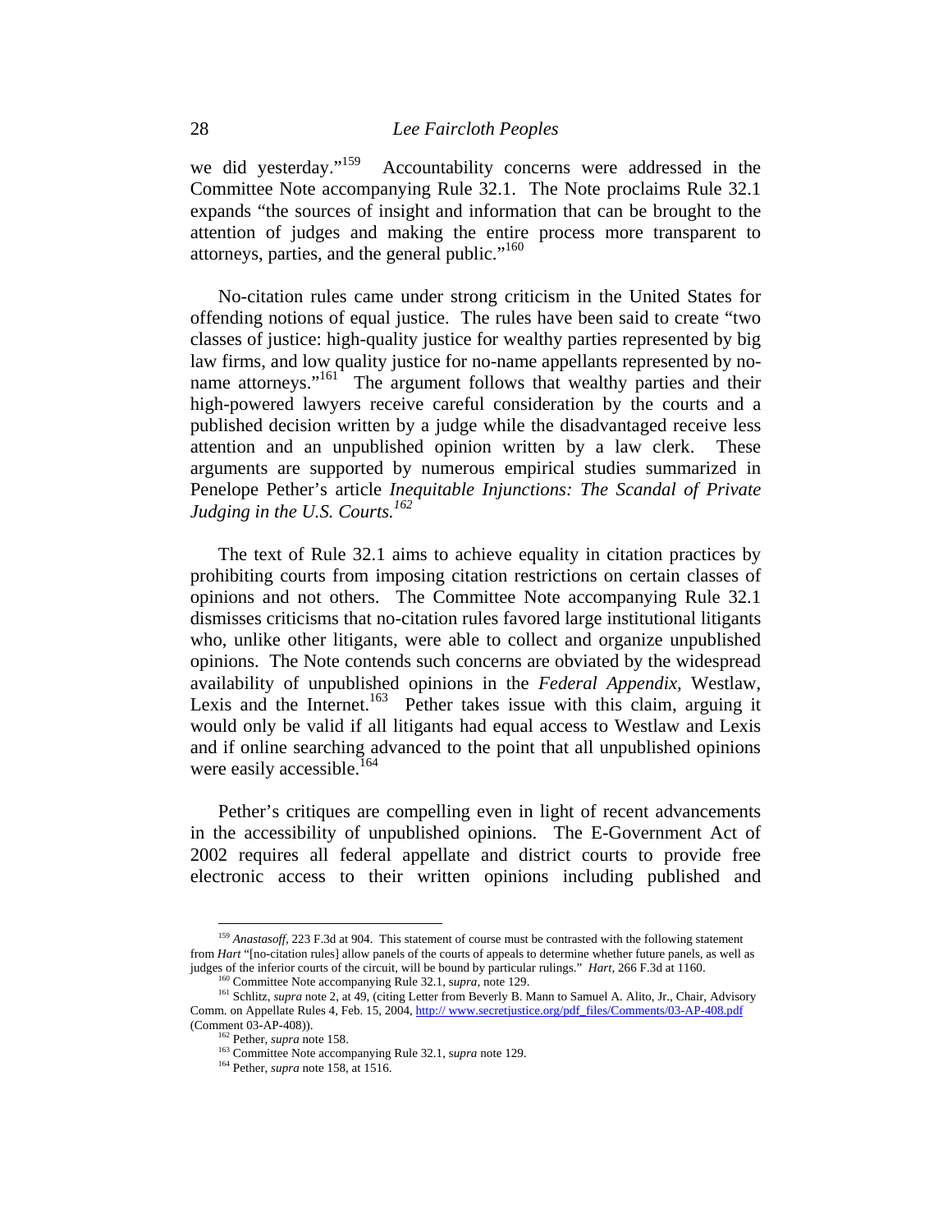we did yesterday."[159] Accountability concerns were addressed in the Committee Note accompanying Rule 32.1. The Note proclaims Rule 32.1 expands "the sources of insight and information that can be brought to the attention of judges and making the entire process more transparent to attorneys, parties, and the general public."[160]

No-citation rules came under strong criticism in the United States for offending notions of equal justice. The rules have been said to create "two classes of justice: high-quality justice for wealthy parties represented by big law firms, and low quality justice for no-name appellants represented by no-name attorneys."[161] The argument follows that wealthy parties and their high-powered lawyers receive careful consideration by the courts and a published decision written by a judge while the disadvantaged receive less attention and an unpublished opinion written by a law clerk. These arguments are supported by numerous empirical studies summarized in Penelope Pether's article *Inequitable Injunctions: The Scandal of Private Judging in the U.S. Courts.*[162]

The text of Rule 32.1 aims to achieve equality in citation practices by prohibiting courts from imposing citation restrictions on certain classes of opinions and not others. The Committee Note accompanying Rule 32.1 dismisses criticisms that no-citation rules favored large institutional litigants who, unlike other litigants, were able to collect and organize unpublished opinions. The Note contends such concerns are obviated by the widespread availability of unpublished opinions in the *Federal Appendix*, Westlaw, Lexis and the Internet.[163] Pether takes issue with this claim, arguing it would only be valid if all litigants had equal access to Westlaw and Lexis and if online searching advanced to the point that all unpublished opinions were easily accessible.[164]

Pether's critiques are compelling even in light of recent advancements in the accessibility of unpublished opinions. The E-Government Act of 2002 requires all federal appellate and district courts to provide free electronic access to their written opinions including published and

---

[159] *Anastasoff*, 223 F.3d at 904. This statement of course must be contrasted with the following statement from *Hart* "[no-citation rules] allow panels of the courts of appeals to determine whether future panels, as well as judges of the inferior courts of the circuit, will be bound by particular rulings." *Hart*, 266 F.3d at 1160.

[160] Committee Note accompanying Rule 32.1, s*upra*, note 129.

[161] Schlitz, *supra* note 2, at 49, (citing Letter from Beverly B. Mann to Samuel A. Alito, Jr., Chair, Advisory Comm. on Appellate Rules 4, Feb. 15, 2004, http:// www.secretjustice.org/pdf_files/Comments/03-AP-408.pdf (Comment 03-AP-408)).

[162] Pether, *supra* note 158.

[163] Committee Note accompanying Rule 32.1, s*upra* note 129.

[164] Pether, *supra* note 158, at 1516.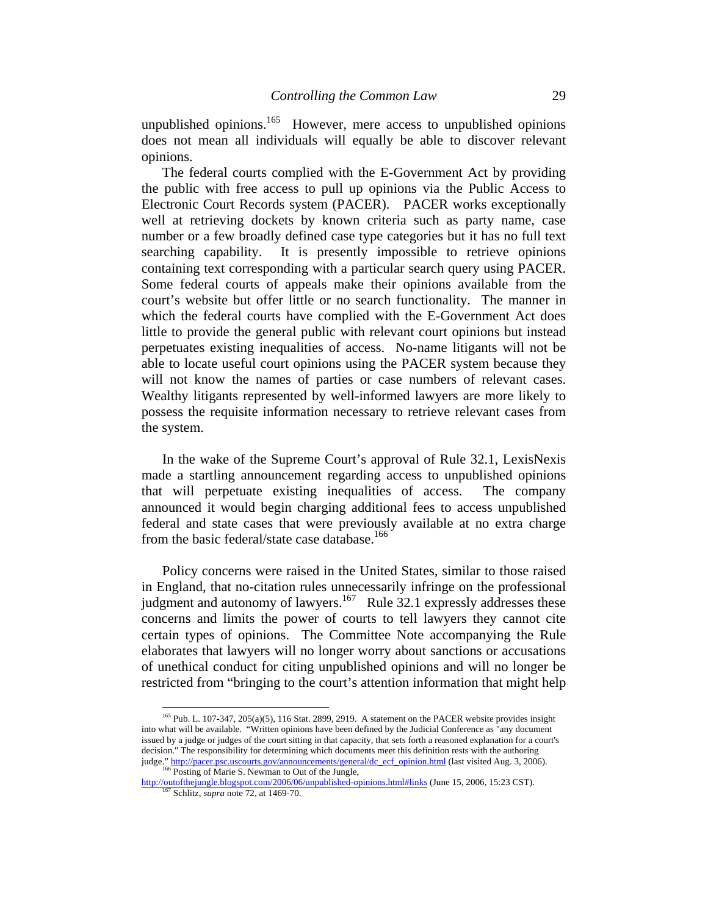unpublished opinions.[165] However, mere access to unpublished opinions does not mean all individuals will equally be able to discover relevant opinions.

The federal courts complied with the E-Government Act by providing the public with free access to pull up opinions via the Public Access to Electronic Court Records system (PACER). PACER works exceptionally well at retrieving dockets by known criteria such as party name, case number or a few broadly defined case type categories but it has no full text searching capability. It is presently impossible to retrieve opinions containing text corresponding with a particular search query using PACER. Some federal courts of appeals make their opinions available from the court's website but offer little or no search functionality. The manner in which the federal courts have complied with the E-Government Act does little to provide the general public with relevant court opinions but instead perpetuates existing inequalities of access. No-name litigants will not be able to locate useful court opinions using the PACER system because they will not know the names of parties or case numbers of relevant cases. Wealthy litigants represented by well-informed lawyers are more likely to possess the requisite information necessary to retrieve relevant cases from the system.

In the wake of the Supreme Court's approval of Rule 32.1, LexisNexis made a startling announcement regarding access to unpublished opinions that will perpetuate existing inequalities of access. The company announced it would begin charging additional fees to access unpublished federal and state cases that were previously available at no extra charge from the basic federal/state case database.[166]

Policy concerns were raised in the United States, similar to those raised in England, that no-citation rules unnecessarily infringe on the professional judgment and autonomy of lawyers.[167] Rule 32.1 expressly addresses these concerns and limits the power of courts to tell lawyers they cannot cite certain types of opinions. The Committee Note accompanying the Rule elaborates that lawyers will no longer worry about sanctions or accusations of unethical conduct for citing unpublished opinions and will no longer be restricted from "bringing to the court's attention information that might help

---

[165] Pub. L. 107-347, 205(a)(5), 116 Stat. 2899, 2919. A statement on the PACER website provides insight into what will be available. "Written opinions have been defined by the Judicial Conference as "any document issued by a judge or judges of the court sitting in that capacity, that sets forth a reasoned explanation for a court's decision." The responsibility for determining which documents meet this definition rests with the authoring judge." http://pacer.psc.uscourts.gov/announcements/general/dc_ecf_opinion.html (last visited Aug. 3, 2006).

[166] Posting of Marie S. Newman to Out of the Jungle, http://outofthejungle.blogspot.com/2006/06/unpublished-opinions.html#links (June 15, 2006, 15:23 CST).

[167] Schlitz, *supra* note 72, at 1469-70.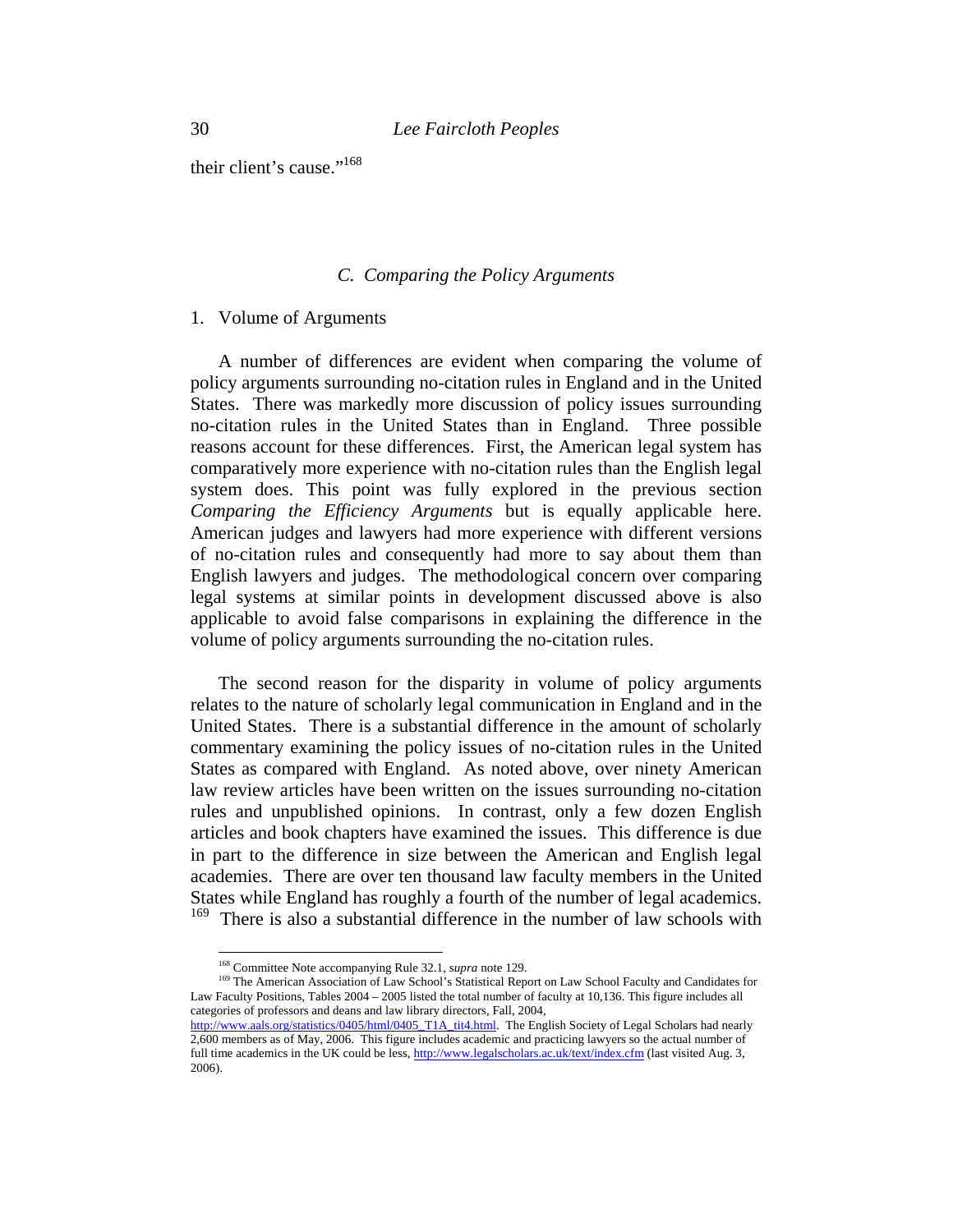their client's cause."[168]

### *C. Comparing the Policy Arguments*

1. Volume of Arguments

A number of differences are evident when comparing the volume of policy arguments surrounding no-citation rules in England and in the United States. There was markedly more discussion of policy issues surrounding no-citation rules in the United States than in England. Three possible reasons account for these differences. First, the American legal system has comparatively more experience with no-citation rules than the English legal system does. This point was fully explored in the previous section *Comparing the Efficiency Arguments* but is equally applicable here. American judges and lawyers had more experience with different versions of no-citation rules and consequently had more to say about them than English lawyers and judges. The methodological concern over comparing legal systems at similar points in development discussed above is also applicable to avoid false comparisons in explaining the difference in the volume of policy arguments surrounding the no-citation rules.

The second reason for the disparity in volume of policy arguments relates to the nature of scholarly legal communication in England and in the United States. There is a substantial difference in the amount of scholarly commentary examining the policy issues of no-citation rules in the United States as compared with England. As noted above, over ninety American law review articles have been written on the issues surrounding no-citation rules and unpublished opinions. In contrast, only a few dozen English articles and book chapters have examined the issues. This difference is due in part to the difference in size between the American and English legal academies. There are over ten thousand law faculty members in the United States while England has roughly a fourth of the number of legal academics. [169] There is also a substantial difference in the number of law schools with

---

[168] Committee Note accompanying Rule 32.1, s*upra* note 129.

[169] The American Association of Law School's Statistical Report on Law School Faculty and Candidates for Law Faculty Positions, Tables 2004 – 2005 listed the total number of faculty at 10,136. This figure includes all categories of professors and deans and law library directors, Fall, 2004, http://www.aals.org/statistics/0405/html/0405_T1A_tit4.html. The English Society of Legal Scholars had nearly 2,600 members as of May, 2006. This figure includes academic and practicing lawyers so the actual number of full time academics in the UK could be less, http://www.legalscholars.ac.uk/text/index.cfm (last visited Aug. 3, 2006).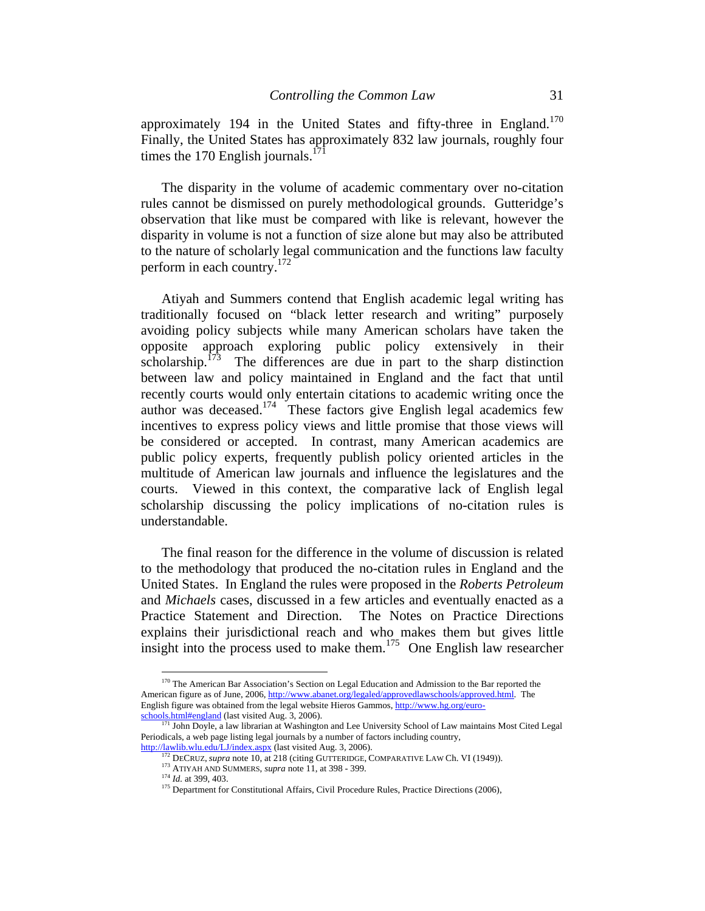approximately 194 in the United States and fifty-three in England.[170] Finally, the United States has approximately 832 law journals, roughly four times the 170 English journals.[171]

The disparity in the volume of academic commentary over no-citation rules cannot be dismissed on purely methodological grounds. Gutteridge's observation that like must be compared with like is relevant, however the disparity in volume is not a function of size alone but may also be attributed to the nature of scholarly legal communication and the functions law faculty perform in each country.[172]

Atiyah and Summers contend that English academic legal writing has traditionally focused on "black letter research and writing" purposely avoiding policy subjects while many American scholars have taken the opposite approach exploring public policy extensively in their scholarship.[173] The differences are due in part to the sharp distinction between law and policy maintained in England and the fact that until recently courts would only entertain citations to academic writing once the author was deceased.[174] These factors give English legal academics few incentives to express policy views and little promise that those views will be considered or accepted. In contrast, many American academics are public policy experts, frequently publish policy oriented articles in the multitude of American law journals and influence the legislatures and the courts. Viewed in this context, the comparative lack of English legal scholarship discussing the policy implications of no-citation rules is understandable.

The final reason for the difference in the volume of discussion is related to the methodology that produced the no-citation rules in England and the United States. In England the rules were proposed in the *Roberts Petroleum* and *Michaels* cases, discussed in a few articles and eventually enacted as a Practice Statement and Direction. The Notes on Practice Directions explains their jurisdictional reach and who makes them but gives little insight into the process used to make them.[175] One English law researcher

---

[170] The American Bar Association's Section on Legal Education and Admission to the Bar reported the American figure as of June, 2006, http://www.abanet.org/legaled/approvedlawschools/approved.html. The English figure was obtained from the legal website Hieros Gammos, http://www.hg.org/euro-schools.html#england (last visited Aug. 3, 2006).

[171] John Doyle, a law librarian at Washington and Lee University School of Law maintains Most Cited Legal Periodicals, a web page listing legal journals by a number of factors including country, http://lawlib.wlu.edu/LJ/index.aspx (last visited Aug. 3, 2006).

[172] DECRUZ, *supra* note 10, at 218 (citing GUTTERIDGE, COMPARATIVE LAW Ch. VI (1949)).

[173] ATIYAH AND SUMMERS, *supra* note 11, at 398 - 399.

[174] *Id.* at 399, 403.

[175] Department for Constitutional Affairs, Civil Procedure Rules, Practice Directions (2006),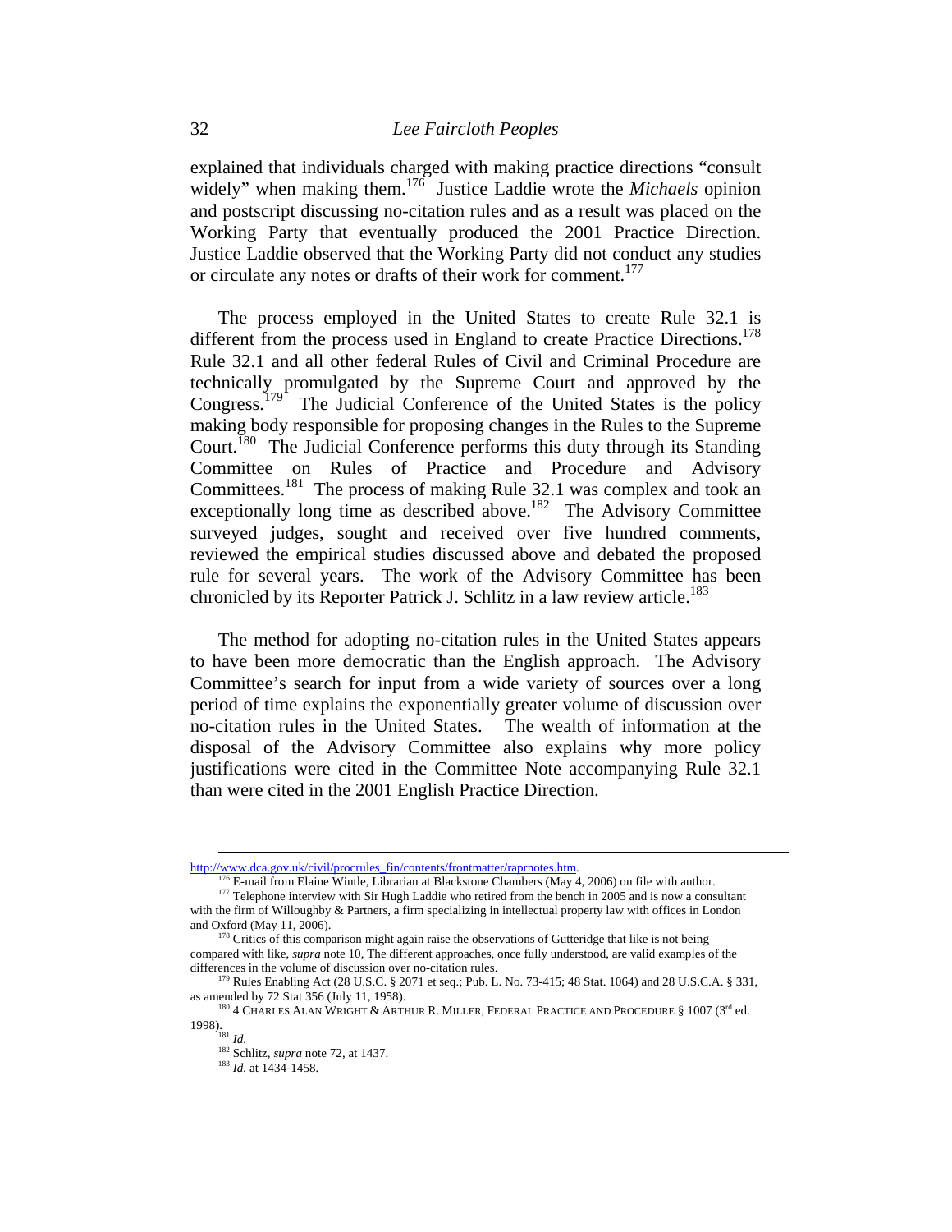explained that individuals charged with making practice directions "consult widely" when making them.[176] Justice Laddie wrote the *Michaels* opinion and postscript discussing no-citation rules and as a result was placed on the Working Party that eventually produced the 2001 Practice Direction. Justice Laddie observed that the Working Party did not conduct any studies or circulate any notes or drafts of their work for comment.[177]

The process employed in the United States to create Rule 32.1 is different from the process used in England to create Practice Directions.[178] Rule 32.1 and all other federal Rules of Civil and Criminal Procedure are technically promulgated by the Supreme Court and approved by the Congress.[179] The Judicial Conference of the United States is the policy making body responsible for proposing changes in the Rules to the Supreme Court.[180] The Judicial Conference performs this duty through its Standing Committee on Rules of Practice and Procedure and Advisory Committees.[181] The process of making Rule 32.1 was complex and took an exceptionally long time as described above.[182] The Advisory Committee surveyed judges, sought and received over five hundred comments, reviewed the empirical studies discussed above and debated the proposed rule for several years. The work of the Advisory Committee has been chronicled by its Reporter Patrick J. Schlitz in a law review article.[183]

The method for adopting no-citation rules in the United States appears to have been more democratic than the English approach. The Advisory Committee's search for input from a wide variety of sources over a long period of time explains the exponentially greater volume of discussion over no-citation rules in the United States. The wealth of information at the disposal of the Advisory Committee also explains why more policy justifications were cited in the Committee Note accompanying Rule 32.1 than were cited in the 2001 English Practice Direction.

---

http://www.dca.gov.uk/civil/procrules_fin/contents/frontmatter/raprnotes.htm.

[176] E-mail from Elaine Wintle, Librarian at Blackstone Chambers (May 4, 2006) on file with author.

[177] Telephone interview with Sir Hugh Laddie who retired from the bench in 2005 and is now a consultant with the firm of Willoughby & Partners, a firm specializing in intellectual property law with offices in London and Oxford (May 11, 2006).

[178] Critics of this comparison might again raise the observations of Gutteridge that like is not being compared with like, *supra* note 10, The different approaches, once fully understood, are valid examples of the differences in the volume of discussion over no-citation rules.

[179] Rules Enabling Act (28 U.S.C. § 2071 et seq.; Pub. L. No. 73-415; 48 Stat. 1064) and 28 U.S.C.A. § 331, as amended by 72 Stat 356 (July 11, 1958).

[180] 4 CHARLES ALAN WRIGHT & ARTHUR R. MILLER, FEDERAL PRACTICE AND PROCEDURE § 1007 (3rd ed. 1998).

[181] *Id.*

[182] Schlitz, *supra* note 72, at 1437.

[183] *Id.* at 1434-1458.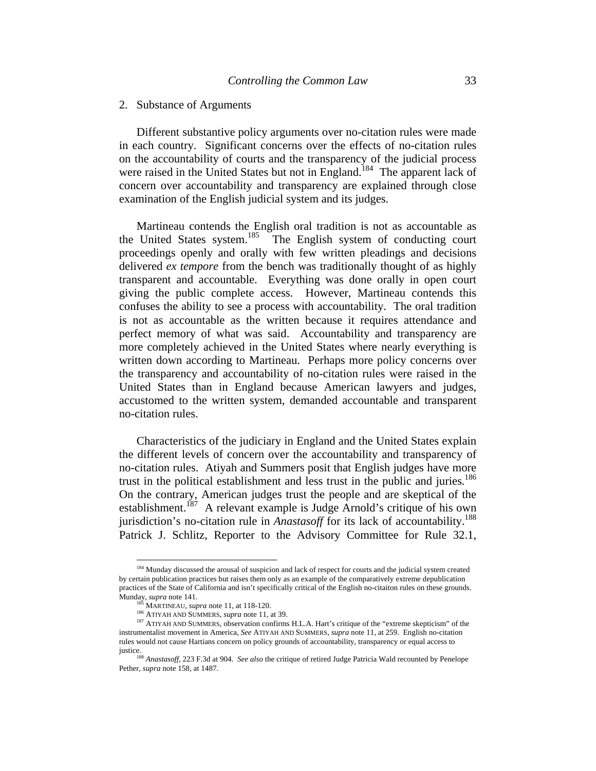2. Substance of Arguments

Different substantive policy arguments over no-citation rules were made in each country. Significant concerns over the effects of no-citation rules on the accountability of courts and the transparency of the judicial process were raised in the United States but not in England.[184] The apparent lack of concern over accountability and transparency are explained through close examination of the English judicial system and its judges.

Martineau contends the English oral tradition is not as accountable as the United States system.[185] The English system of conducting court proceedings openly and orally with few written pleadings and decisions delivered *ex tempore* from the bench was traditionally thought of as highly transparent and accountable. Everything was done orally in open court giving the public complete access. However, Martineau contends this confuses the ability to see a process with accountability. The oral tradition is not as accountable as the written because it requires attendance and perfect memory of what was said. Accountability and transparency are more completely achieved in the United States where nearly everything is written down according to Martineau. Perhaps more policy concerns over the transparency and accountability of no-citation rules were raised in the United States than in England because American lawyers and judges, accustomed to the written system, demanded accountable and transparent no-citation rules.

Characteristics of the judiciary in England and the United States explain the different levels of concern over the accountability and transparency of no-citation rules. Atiyah and Summers posit that English judges have more trust in the political establishment and less trust in the public and juries.[186] On the contrary, American judges trust the people and are skeptical of the establishment.[187] A relevant example is Judge Arnold's critique of his own jurisdiction's no-citation rule in *Anastasoff* for its lack of accountability.[188] Patrick J. Schlitz, Reporter to the Advisory Committee for Rule 32.1,

---

[184] Munday discussed the arousal of suspicion and lack of respect for courts and the judicial system created by certain publication practices but raises them only as an example of the comparatively extreme depublication practices of the State of California and isn't specifically critical of the English no-citaiton rules on these grounds. Munday, *supra* note 141.

[185] MARTINEAU, *supra* note 11, at 118-120.

[186] ATIYAH AND SUMMERS, *supra* note 11, at 39.

[187] ATIYAH AND SUMMERS, observation confirms H.L.A. Hart's critique of the "extreme skepticism" of the instrumentalist movement in America, *See* ATIYAH AND SUMMERS, *supra* note 11, at 259. English no-citation rules would not cause Hartians concern on policy grounds of accountability, transparency or equal access to justice.

[188] *Anastasoff*, 223 F.3d at 904. *See also* the critique of retired Judge Patricia Wald recounted by Penelope Pether, *supra* note 158, at 1487.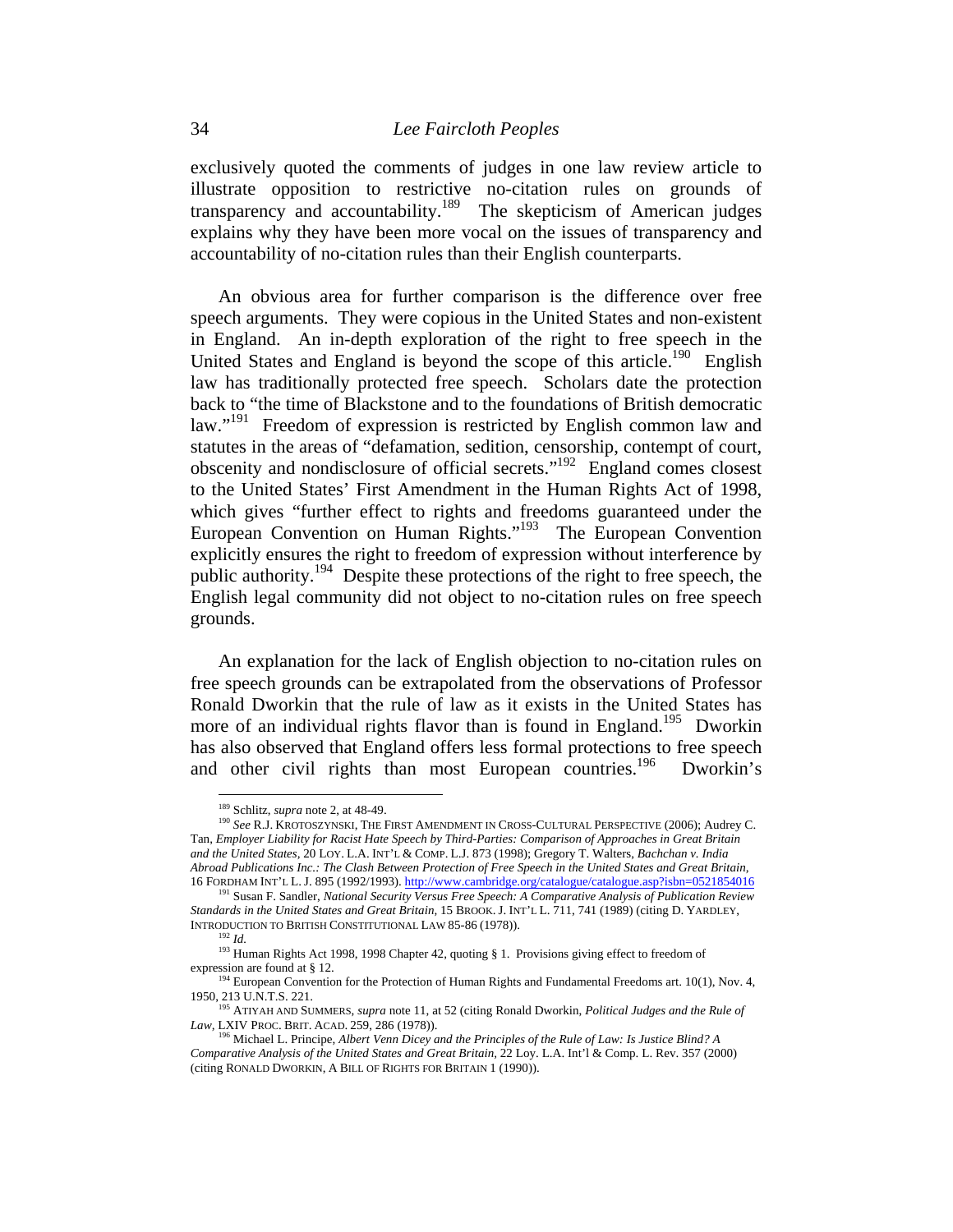exclusively quoted the comments of judges in one law review article to illustrate opposition to restrictive no-citation rules on grounds of transparency and accountability.[189] The skepticism of American judges explains why they have been more vocal on the issues of transparency and accountability of no-citation rules than their English counterparts.

An obvious area for further comparison is the difference over free speech arguments. They were copious in the United States and non-existent in England. An in-depth exploration of the right to free speech in the United States and England is beyond the scope of this article.[190] English law has traditionally protected free speech. Scholars date the protection back to "the time of Blackstone and to the foundations of British democratic law."[191] Freedom of expression is restricted by English common law and statutes in the areas of "defamation, sedition, censorship, contempt of court, obscenity and nondisclosure of official secrets."[192] England comes closest to the United States' First Amendment in the Human Rights Act of 1998, which gives "further effect to rights and freedoms guaranteed under the European Convention on Human Rights."[193] The European Convention explicitly ensures the right to freedom of expression without interference by public authority.[194] Despite these protections of the right to free speech, the English legal community did not object to no-citation rules on free speech grounds.

An explanation for the lack of English objection to no-citation rules on free speech grounds can be extrapolated from the observations of Professor Ronald Dworkin that the rule of law as it exists in the United States has more of an individual rights flavor than is found in England.[195] Dworkin has also observed that England offers less formal protections to free speech and other civil rights than most European countries.[196] Dworkin's

---

[189] Schlitz, *supra* note 2, at 48-49.

[190] *See* R.J. KROTOSZYNSKI, THE FIRST AMENDMENT IN CROSS-CULTURAL PERSPECTIVE (2006); Audrey C. Tan, *Employer Liability for Racist Hate Speech by Third-Parties: Comparison of Approaches in Great Britain and the United States*, 20 LOY. L.A. INT'L & COMP. L.J. 873 (1998); Gregory T. Walters, *Bachchan v. India Abroad Publications Inc.: The Clash Between Protection of Free Speech in the United States and Great Britain*, 16 FORDHAM INT'L L. J. 895 (1992/1993). http://www.cambridge.org/catalogue/catalogue.asp?isbn=0521854016

[191] Susan F. Sandler, *National Security Versus Free Speech: A Comparative Analysis of Publication Review Standards in the United States and Great Britain*, 15 BROOK. J. INT'L L. 711, 741 (1989) (citing D. YARDLEY, INTRODUCTION TO BRITISH CONSTITUTIONAL LAW 85-86 (1978)).

[192] *Id.*

[193] Human Rights Act 1998, 1998 Chapter 42, quoting § 1. Provisions giving effect to freedom of expression are found at § 12.

[194] European Convention for the Protection of Human Rights and Fundamental Freedoms art. 10(1), Nov. 4, 1950, 213 U.N.T.S. 221.

[195] ATIYAH AND SUMMERS, *supra* note 11, at 52 (citing Ronald Dworkin, *Political Judges and the Rule of Law*, LXIV PROC. BRIT. ACAD. 259, 286 (1978)).

[196] Michael L. Principe, *Albert Venn Dicey and the Principles of the Rule of Law: Is Justice Blind? A Comparative Analysis of the United States and Great Britain*, 22 Loy. L.A. Int'l & Comp. L. Rev. 357 (2000) (citing RONALD DWORKIN, A BILL OF RIGHTS FOR BRITAIN 1 (1990)).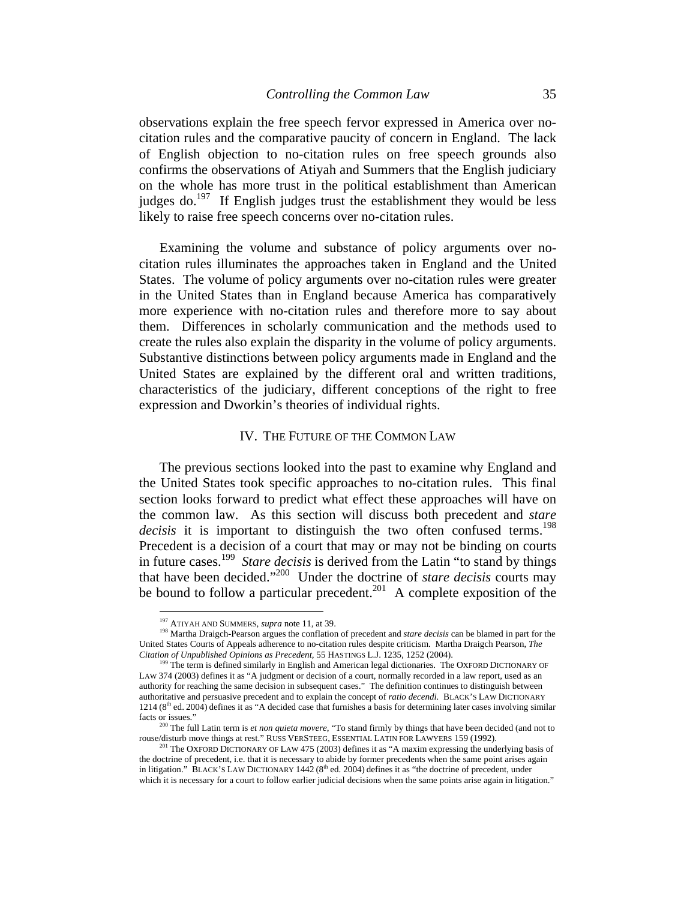observations explain the free speech fervor expressed in America over no-citation rules and the comparative paucity of concern in England. The lack of English objection to no-citation rules on free speech grounds also confirms the observations of Atiyah and Summers that the English judiciary on the whole has more trust in the political establishment than American judges do.[197] If English judges trust the establishment they would be less likely to raise free speech concerns over no-citation rules.

Examining the volume and substance of policy arguments over no-citation rules illuminates the approaches taken in England and the United States. The volume of policy arguments over no-citation rules were greater in the United States than in England because America has comparatively more experience with no-citation rules and therefore more to say about them. Differences in scholarly communication and the methods used to create the rules also explain the disparity in the volume of policy arguments. Substantive distinctions between policy arguments made in England and the United States are explained by the different oral and written traditions, characteristics of the judiciary, different conceptions of the right to free expression and Dworkin's theories of individual rights.

## IV. THE FUTURE OF THE COMMON LAW

The previous sections looked into the past to examine why England and the United States took specific approaches to no-citation rules. This final section looks forward to predict what effect these approaches will have on the common law. As this section will discuss both precedent and *stare decisis* it is important to distinguish the two often confused terms.[198] Precedent is a decision of a court that may or may not be binding on courts in future cases.[199] *Stare decisis* is derived from the Latin "to stand by things that have been decided."[200] Under the doctrine of *stare decisis* courts may be bound to follow a particular precedent.[201] A complete exposition of the

---

[197] ATIYAH AND SUMMERS, *supra* note 11, at 39.

[198] Martha Draigch-Pearson argues the conflation of precedent and *stare decisis* can be blamed in part for the United States Courts of Appeals adherence to no-citation rules despite criticism. Martha Draigch Pearson, *The Citation of Unpublished Opinions as Precedent*, 55 HASTINGS L.J. 1235, 1252 (2004).

[199] The term is defined similarly in English and American legal dictionaries. The OXFORD DICTIONARY OF LAW 374 (2003) defines it as "A judgment or decision of a court, normally recorded in a law report, used as an authority for reaching the same decision in subsequent cases." The definition continues to distinguish between authoritative and persuasive precedent and to explain the concept of *ratio decendi*. BLACK'S LAW DICTIONARY 1214 (8th ed. 2004) defines it as "A decided case that furnishes a basis for determining later cases involving similar facts or issues."

[200] The full Latin term is *et non quieta movere*, "To stand firmly by things that have been decided (and not to rouse/disturb move things at rest." RUSS VERSTEEG, ESSENTIAL LATIN FOR LAWYERS 159 (1992).

[201] The OXFORD DICTIONARY OF LAW 475 (2003) defines it as "A maxim expressing the underlying basis of the doctrine of precedent, i.e. that it is necessary to abide by former precedents when the same point arises again in litigation." BLACK'S LAW DICTIONARY 1442 (8th ed. 2004) defines it as "the doctrine of precedent, under which it is necessary for a court to follow earlier judicial decisions when the same points arise again in litigation."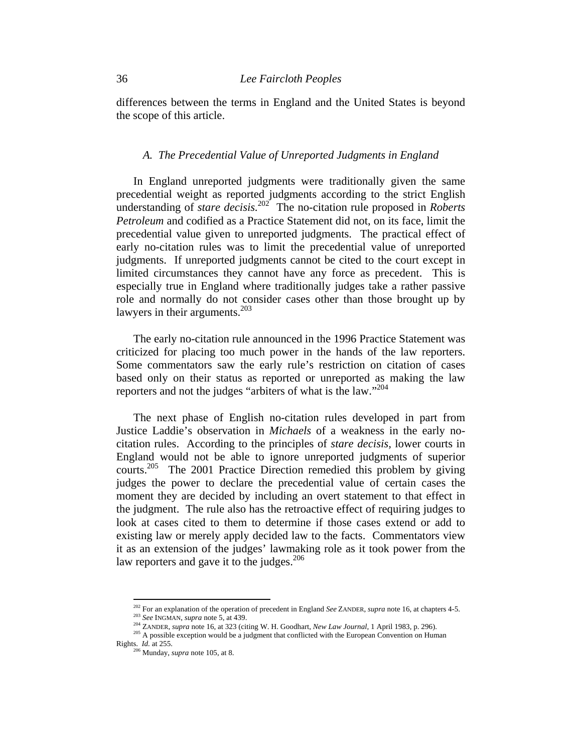differences between the terms in England and the United States is beyond the scope of this article.

### *A. The Precedential Value of Unreported Judgments in England*

In England unreported judgments were traditionally given the same precedential weight as reported judgments according to the strict English understanding of *stare decisis*.[202] The no-citation rule proposed in *Roberts Petroleum* and codified as a Practice Statement did not, on its face, limit the precedential value given to unreported judgments. The practical effect of early no-citation rules was to limit the precedential value of unreported judgments. If unreported judgments cannot be cited to the court except in limited circumstances they cannot have any force as precedent. This is especially true in England where traditionally judges take a rather passive role and normally do not consider cases other than those brought up by lawyers in their arguments.[203]

The early no-citation rule announced in the 1996 Practice Statement was criticized for placing too much power in the hands of the law reporters. Some commentators saw the early rule's restriction on citation of cases based only on their status as reported or unreported as making the law reporters and not the judges "arbiters of what is the law."[204]

The next phase of English no-citation rules developed in part from Justice Laddie's observation in *Michaels* of a weakness in the early no-citation rules. According to the principles of *stare decisis*, lower courts in England would not be able to ignore unreported judgments of superior courts.[205] The 2001 Practice Direction remedied this problem by giving judges the power to declare the precedential value of certain cases the moment they are decided by including an overt statement to that effect in the judgment. The rule also has the retroactive effect of requiring judges to look at cases cited to them to determine if those cases extend or add to existing law or merely apply decided law to the facts. Commentators view it as an extension of the judges' lawmaking role as it took power from the law reporters and gave it to the judges.[206]

---

[202] For an explanation of the operation of precedent in England *See* ZANDER, *supra* note 16, at chapters 4-5.

[203] *See* INGMAN, *supra* note 5, at 439.

[204] ZANDER, *supra* note 16, at 323 (citing W. H. Goodhart, *New Law Journal*, 1 April 1983, p. 296).

[205] A possible exception would be a judgment that conflicted with the European Convention on Human Rights. *Id.* at 255.

[206] Munday, *supra* note 105, at 8.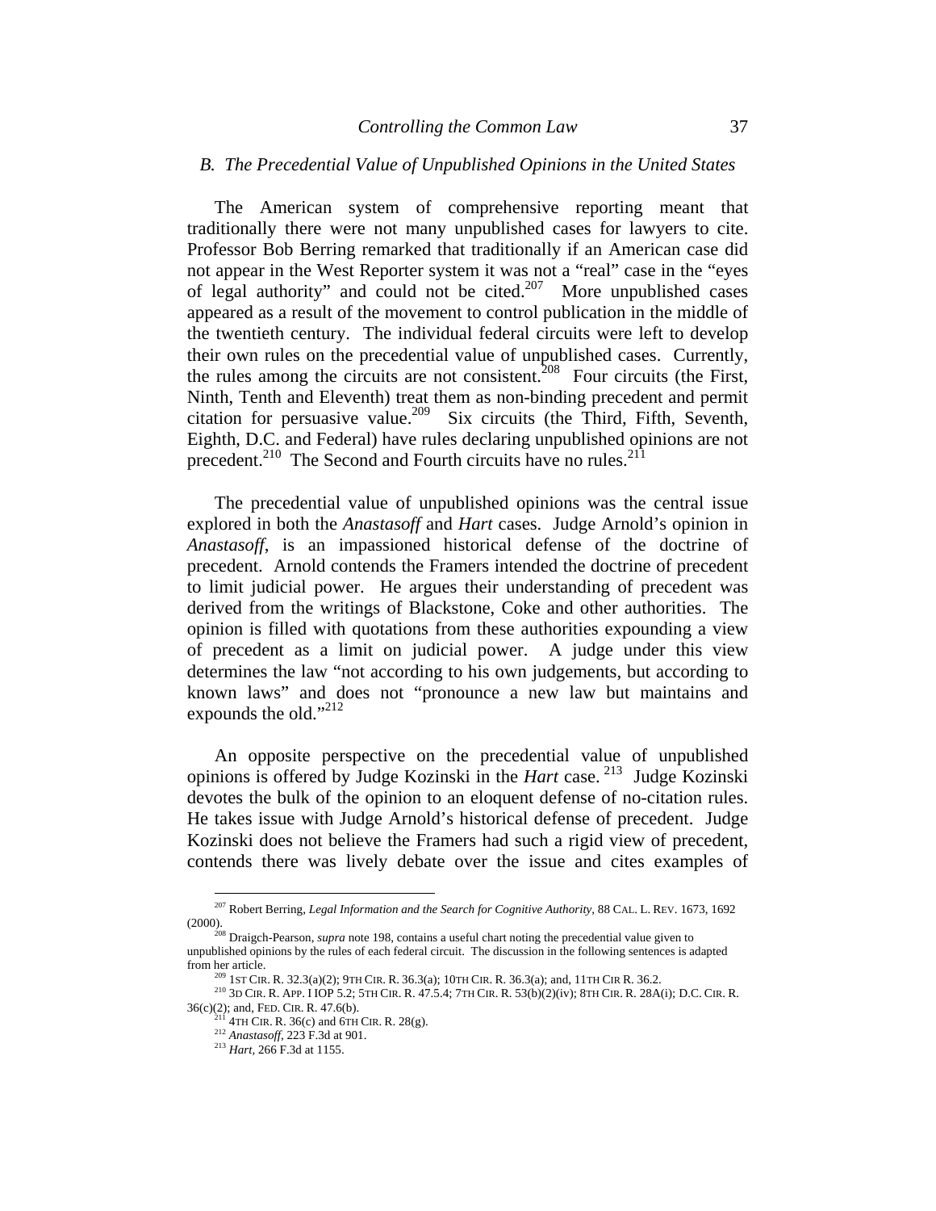### *B. The Precedential Value of Unpublished Opinions in the United States*

The American system of comprehensive reporting meant that traditionally there were not many unpublished cases for lawyers to cite. Professor Bob Berring remarked that traditionally if an American case did not appear in the West Reporter system it was not a "real" case in the "eyes of legal authority" and could not be cited.[207] More unpublished cases appeared as a result of the movement to control publication in the middle of the twentieth century. The individual federal circuits were left to develop their own rules on the precedential value of unpublished cases. Currently, the rules among the circuits are not consistent.[208] Four circuits (the First, Ninth, Tenth and Eleventh) treat them as non-binding precedent and permit citation for persuasive value.[209] Six circuits (the Third, Fifth, Seventh, Eighth, D.C. and Federal) have rules declaring unpublished opinions are not precedent.[210] The Second and Fourth circuits have no rules.[211]

The precedential value of unpublished opinions was the central issue explored in both the *Anastasoff* and *Hart* cases. Judge Arnold's opinion in *Anastasoff*, is an impassioned historical defense of the doctrine of precedent. Arnold contends the Framers intended the doctrine of precedent to limit judicial power. He argues their understanding of precedent was derived from the writings of Blackstone, Coke and other authorities. The opinion is filled with quotations from these authorities expounding a view of precedent as a limit on judicial power. A judge under this view determines the law "not according to his own judgements, but according to known laws" and does not "pronounce a new law but maintains and expounds the old."[212]

An opposite perspective on the precedential value of unpublished opinions is offered by Judge Kozinski in the *Hart* case.[213] Judge Kozinski devotes the bulk of the opinion to an eloquent defense of no-citation rules. He takes issue with Judge Arnold's historical defense of precedent. Judge Kozinski does not believe the Framers had such a rigid view of precedent, contends there was lively debate over the issue and cites examples of

---

[207] Robert Berring, *Legal Information and the Search for Cognitive Authority*, 88 CAL. L. REV. 1673, 1692 (2000).

[208] Draigch-Pearson, *supra* note 198, contains a useful chart noting the precedential value given to unpublished opinions by the rules of each federal circuit. The discussion in the following sentences is adapted from her article.

[209] 1ST CIR. R. 32.3(a)(2); 9TH CIR. R. 36.3(a); 10TH CIR. R. 36.3(a); and, 11TH CIR R. 36.2.

[210] 3D CIR. R. APP. I IOP 5.2; 5TH CIR. R. 47.5.4; 7TH CIR. R. 53(b)(2)(iv); 8TH CIR. R. 28A(i); D.C. CIR. R. 36(c)(2); and, FED. CIR. R. 47.6(b).

[211] 4TH CIR. R. 36(c) and 6TH CIR. R. 28(g).

[212] *Anastasoff*, 223 F.3d at 901.

[213] *Hart*, 266 F.3d at 1155.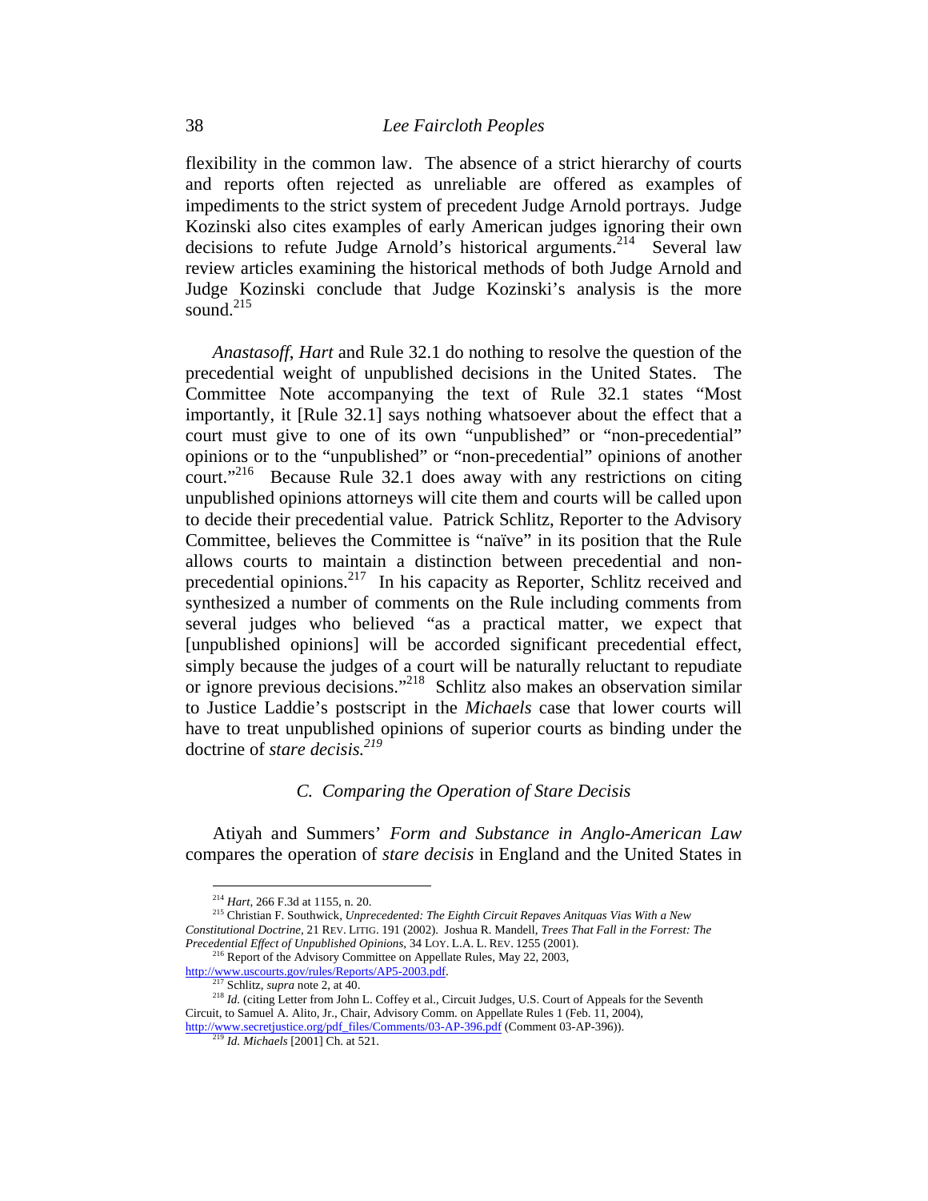flexibility in the common law. The absence of a strict hierarchy of courts and reports often rejected as unreliable are offered as examples of impediments to the strict system of precedent Judge Arnold portrays. Judge Kozinski also cites examples of early American judges ignoring their own decisions to refute Judge Arnold's historical arguments.[214] Several law review articles examining the historical methods of both Judge Arnold and Judge Kozinski conclude that Judge Kozinski's analysis is the more sound.[215]

*Anastasoff*, *Hart* and Rule 32.1 do nothing to resolve the question of the precedential weight of unpublished decisions in the United States. The Committee Note accompanying the text of Rule 32.1 states "Most importantly, it [Rule 32.1] says nothing whatsoever about the effect that a court must give to one of its own "unpublished" or "non-precedential" opinions or to the "unpublished" or "non-precedential" opinions of another court."[216] Because Rule 32.1 does away with any restrictions on citing unpublished opinions attorneys will cite them and courts will be called upon to decide their precedential value. Patrick Schlitz, Reporter to the Advisory Committee, believes the Committee is "naïve" in its position that the Rule allows courts to maintain a distinction between precedential and non-precedential opinions.[217] In his capacity as Reporter, Schlitz received and synthesized a number of comments on the Rule including comments from several judges who believed "as a practical matter, we expect that [unpublished opinions] will be accorded significant precedential effect, simply because the judges of a court will be naturally reluctant to repudiate or ignore previous decisions."[218] Schlitz also makes an observation similar to Justice Laddie's postscript in the *Michaels* case that lower courts will have to treat unpublished opinions of superior courts as binding under the doctrine of *stare decisis.*[219]

### *C. Comparing the Operation of Stare Decisis*

Atiyah and Summers' *Form and Substance in Anglo-American Law* compares the operation of *stare decisis* in England and the United States in

---

[214] *Hart*, 266 F.3d at 1155, n. 20.

[215] Christian F. Southwick, *Unprecedented: The Eighth Circuit Repaves Anitquas Vias With a New Constitutional Doctrine*, 21 REV. LITIG. 191 (2002). Joshua R. Mandell, *Trees That Fall in the Forrest: The Precedential Effect of Unpublished Opinions*, 34 LOY. L.A. L. REV. 1255 (2001).

[216] Report of the Advisory Committee on Appellate Rules, May 22, 2003, http://www.uscourts.gov/rules/Reports/AP5-2003.pdf.

[217] Schlitz, *supra* note 2, at 40.

[218] *Id.* (citing Letter from John L. Coffey et al., Circuit Judges, U.S. Court of Appeals for the Seventh Circuit, to Samuel A. Alito, Jr., Chair, Advisory Comm. on Appellate Rules 1 (Feb. 11, 2004), http://www.secretjustice.org/pdf_files/Comments/03-AP-396.pdf (Comment 03-AP-396)).

[219] *Id. Michaels* [2001] Ch. at 521.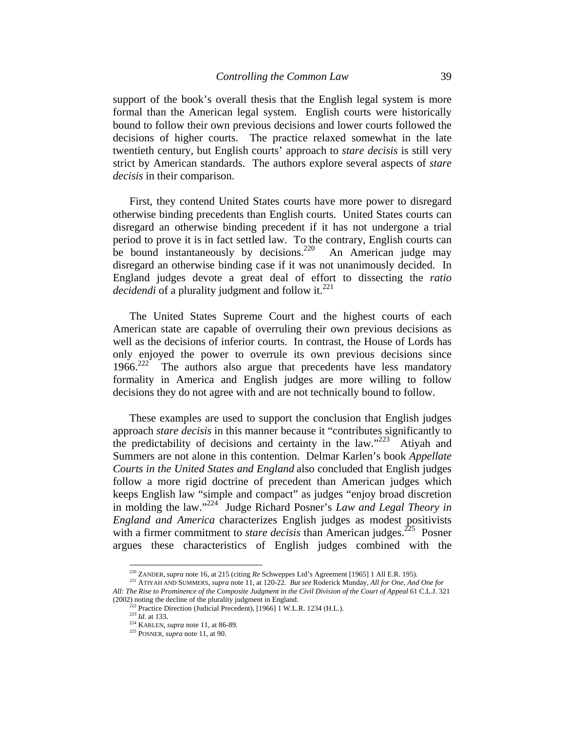support of the book's overall thesis that the English legal system is more formal than the American legal system. English courts were historically bound to follow their own previous decisions and lower courts followed the decisions of higher courts. The practice relaxed somewhat in the late twentieth century, but English courts' approach to *stare decisis* is still very strict by American standards. The authors explore several aspects of *stare decisis* in their comparison.

First, they contend United States courts have more power to disregard otherwise binding precedents than English courts. United States courts can disregard an otherwise binding precedent if it has not undergone a trial period to prove it is in fact settled law. To the contrary, English courts can be bound instantaneously by decisions.[220] An American judge may disregard an otherwise binding case if it was not unanimously decided. In England judges devote a great deal of effort to dissecting the *ratio decidendi* of a plurality judgment and follow it.[221]

The United States Supreme Court and the highest courts of each American state are capable of overruling their own previous decisions as well as the decisions of inferior courts. In contrast, the House of Lords has only enjoyed the power to overrule its own previous decisions since 1966.[222] The authors also argue that precedents have less mandatory formality in America and English judges are more willing to follow decisions they do not agree with and are not technically bound to follow.

These examples are used to support the conclusion that English judges approach *stare decisis* in this manner because it "contributes significantly to the predictability of decisions and certainty in the law."[223] Atiyah and Summers are not alone in this contention. Delmar Karlen's book *Appellate Courts in the United States and England* also concluded that English judges follow a more rigid doctrine of precedent than American judges which keeps English law "simple and compact" as judges "enjoy broad discretion in molding the law."[224] Judge Richard Posner's *Law and Legal Theory in England and America* characterizes English judges as modest positivists with a firmer commitment to *stare decisis* than American judges.[225] Posner argues these characteristics of English judges combined with the

---

[220] ZANDER, *supra* note 16, at 215 (citing *Re* Schweppes Ltd's Agreement [1965] 1 All E.R. 195).

[221] ATIYAH AND SUMMERS, *supra* note 11, at 120-22. *But see* Roderick Munday, *All for One, And One for All: The Rise to Prominence of the Composite Judgment in the Civil Division of the Court of Appeal* 61 C.L.J. 321 (2002) noting the decline of the plurality judgment in England.

[222] Practice Direction (Judicial Precedent), [1966] 1 W.L.R. 1234 (H.L.).

[223] *Id.* at 133.

[224] KARLEN, *supra* note 11, at 86-89.

[225] POSNER, *supra* note 11, at 90.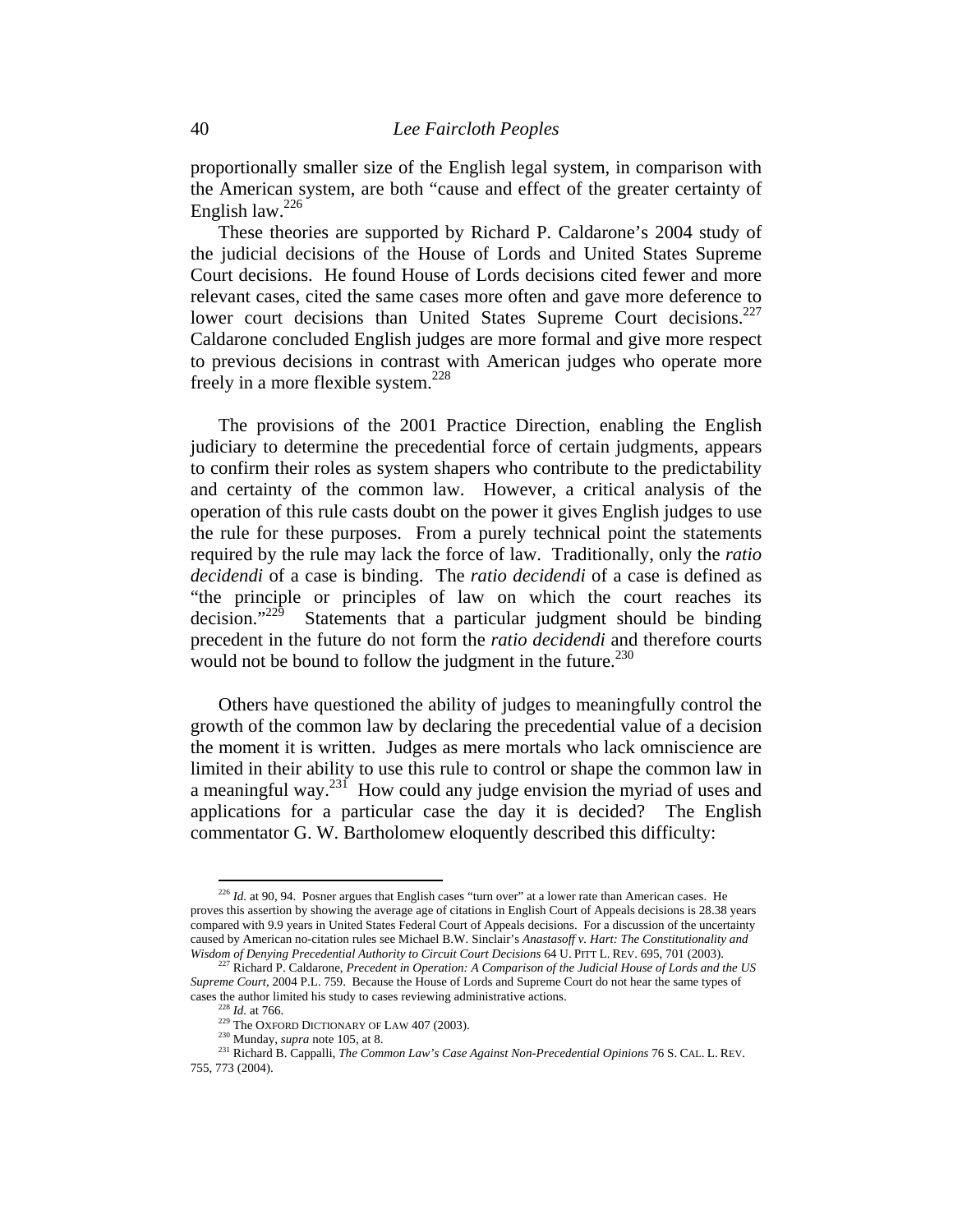proportionally smaller size of the English legal system, in comparison with the American system, are both "cause and effect of the greater certainty of English law.[226]

These theories are supported by Richard P. Caldarone's 2004 study of the judicial decisions of the House of Lords and United States Supreme Court decisions. He found House of Lords decisions cited fewer and more relevant cases, cited the same cases more often and gave more deference to lower court decisions than United States Supreme Court decisions.[227] Caldarone concluded English judges are more formal and give more respect to previous decisions in contrast with American judges who operate more freely in a more flexible system.[228]

The provisions of the 2001 Practice Direction, enabling the English judiciary to determine the precedential force of certain judgments, appears to confirm their roles as system shapers who contribute to the predictability and certainty of the common law. However, a critical analysis of the operation of this rule casts doubt on the power it gives English judges to use the rule for these purposes. From a purely technical point the statements required by the rule may lack the force of law. Traditionally, only the *ratio decidendi* of a case is binding. The *ratio decidendi* of a case is defined as "the principle or principles of law on which the court reaches its decision."[229] Statements that a particular judgment should be binding precedent in the future do not form the *ratio decidendi* and therefore courts would not be bound to follow the judgment in the future.[230]

Others have questioned the ability of judges to meaningfully control the growth of the common law by declaring the precedential value of a decision the moment it is written. Judges as mere mortals who lack omniscience are limited in their ability to use this rule to control or shape the common law in a meaningful way.[231] How could any judge envision the myriad of uses and applications for a particular case the day it is decided? The English commentator G. W. Bartholomew eloquently described this difficulty:

---

[226] *Id.* at 90, 94. Posner argues that English cases "turn over" at a lower rate than American cases. He proves this assertion by showing the average age of citations in English Court of Appeals decisions is 28.38 years compared with 9.9 years in United States Federal Court of Appeals decisions. For a discussion of the uncertainty caused by American no-citation rules see Michael B.W. Sinclair's *Anastasoff v. Hart: The Constitutionality and Wisdom of Denying Precedential Authority to Circuit Court Decisions* 64 U. PITT L. REV. 695, 701 (2003).

[227] Richard P. Caldarone, *Precedent in Operation: A Comparison of the Judicial House of Lords and the US Supreme Court*, 2004 P.L. 759. Because the House of Lords and Supreme Court do not hear the same types of cases the author limited his study to cases reviewing administrative actions.

[228] *Id.* at 766.

[229] The OXFORD DICTIONARY OF LAW 407 (2003).

[230] Munday, *supra* note 105, at 8.

[231] Richard B. Cappalli, *The Common Law's Case Against Non-Precedential Opinions* 76 S. CAL. L. REV. 755, 773 (2004).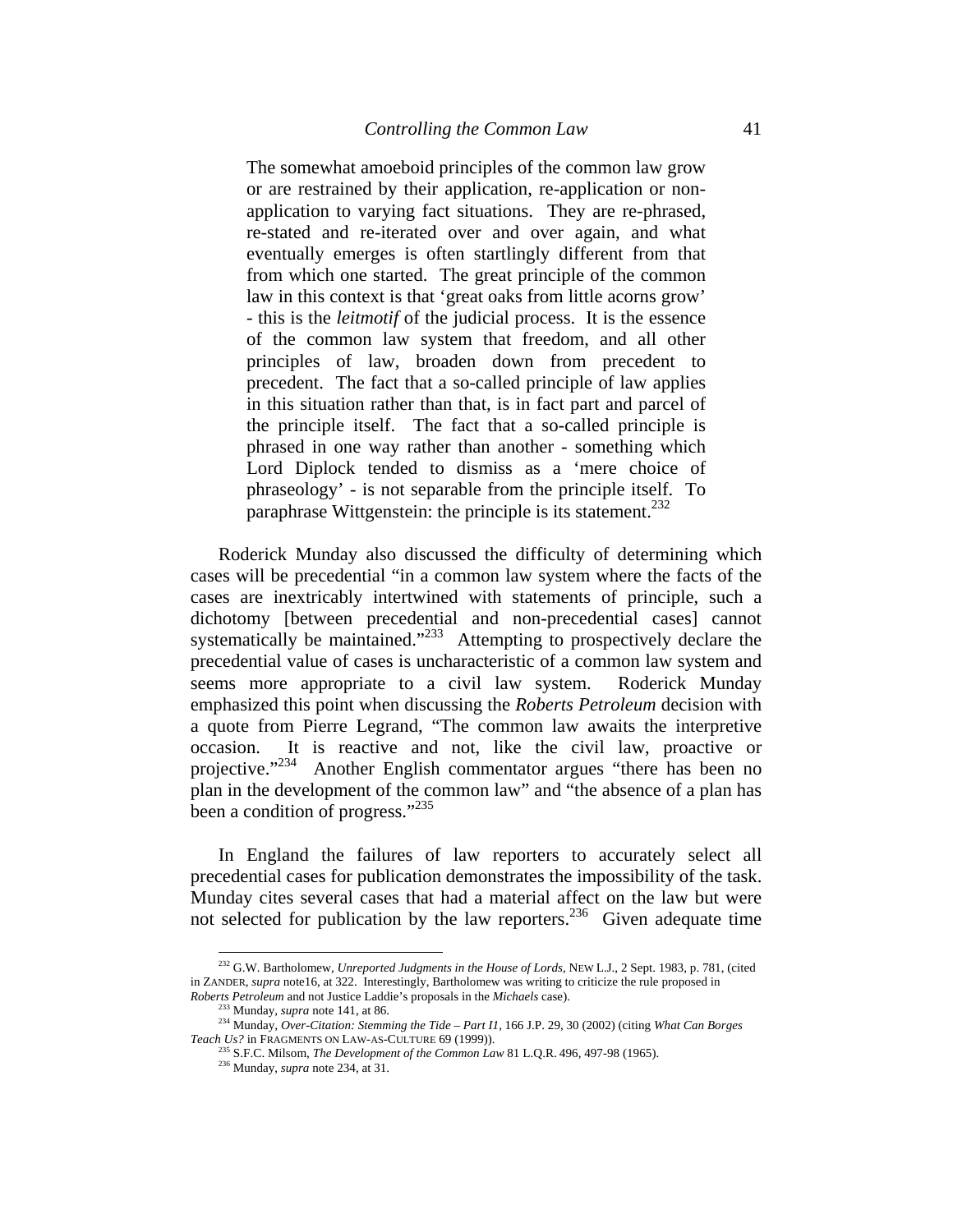> The somewhat amoeboid principles of the common law grow or are restrained by their application, re-application or non-application to varying fact situations. They are re-phrased, re-stated and re-iterated over and over again, and what eventually emerges is often startlingly different from that from which one started. The great principle of the common law in this context is that 'great oaks from little acorns grow' - this is the *leitmotif* of the judicial process. It is the essence of the common law system that freedom, and all other principles of law, broaden down from precedent to precedent. The fact that a so-called principle of law applies in this situation rather than that, is in fact part and parcel of the principle itself. The fact that a so-called principle is phrased in one way rather than another - something which Lord Diplock tended to dismiss as a 'mere choice of phraseology' - is not separable from the principle itself. To paraphrase Wittgenstein: the principle is its statement.[232]

Roderick Munday also discussed the difficulty of determining which cases will be precedential "in a common law system where the facts of the cases are inextricably intertwined with statements of principle, such a dichotomy [between precedential and non-precedential cases] cannot systematically be maintained."[233] Attempting to prospectively declare the precedential value of cases is uncharacteristic of a common law system and seems more appropriate to a civil law system. Roderick Munday emphasized this point when discussing the *Roberts Petroleum* decision with a quote from Pierre Legrand, "The common law awaits the interpretive occasion. It is reactive and not, like the civil law, proactive or projective."[234] Another English commentator argues "there has been no plan in the development of the common law" and "the absence of a plan has been a condition of progress."[235]

In England the failures of law reporters to accurately select all precedential cases for publication demonstrates the impossibility of the task. Munday cites several cases that had a material affect on the law but were not selected for publication by the law reporters.[236] Given adequate time

---

[232] G.W. Bartholomew, *Unreported Judgments in the House of Lords*, NEW L.J., 2 Sept. 1983, p. 781, (cited in ZANDER, *supra* note16, at 322. Interestingly, Bartholomew was writing to criticize the rule proposed in *Roberts Petroleum* and not Justice Laddie's proposals in the *Michaels* case).

[233] Munday, *supra* note 141, at 86.

[234] Munday, *Over-Citation: Stemming the Tide – Part I1*, 166 J.P. 29, 30 (2002) (citing *What Can Borges Teach Us?* in FRAGMENTS ON LAW-AS-CULTURE 69 (1999)).

[235] S.F.C. Milsom, *The Development of the Common Law* 81 L.Q.R. 496, 497-98 (1965).

[236] Munday, *supra* note 234, at 31.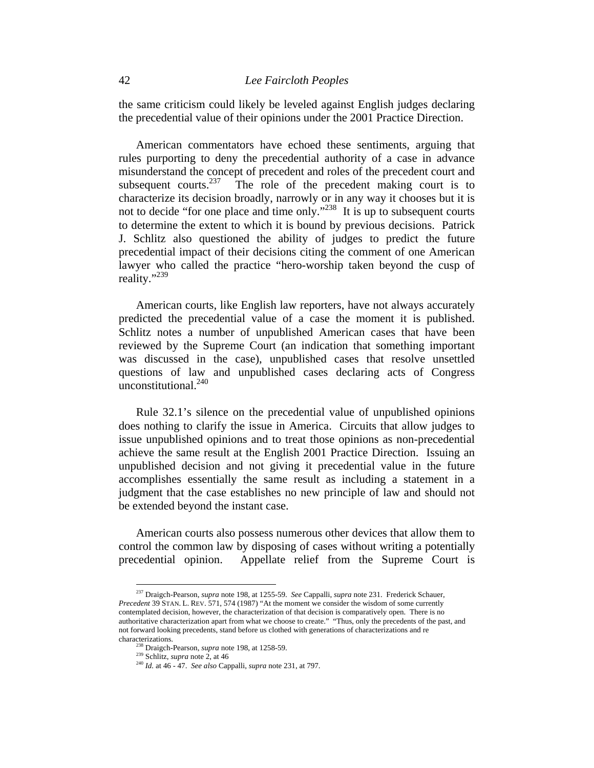the same criticism could likely be leveled against English judges declaring the precedential value of their opinions under the 2001 Practice Direction.

American commentators have echoed these sentiments, arguing that rules purporting to deny the precedential authority of a case in advance misunderstand the concept of precedent and roles of the precedent court and subsequent courts.[237] The role of the precedent making court is to characterize its decision broadly, narrowly or in any way it chooses but it is not to decide "for one place and time only."[238] It is up to subsequent courts to determine the extent to which it is bound by previous decisions. Patrick J. Schlitz also questioned the ability of judges to predict the future precedential impact of their decisions citing the comment of one American lawyer who called the practice "hero-worship taken beyond the cusp of reality."[239]

American courts, like English law reporters, have not always accurately predicted the precedential value of a case the moment it is published. Schlitz notes a number of unpublished American cases that have been reviewed by the Supreme Court (an indication that something important was discussed in the case), unpublished cases that resolve unsettled questions of law and unpublished cases declaring acts of Congress unconstitutional.[240]

Rule 32.1's silence on the precedential value of unpublished opinions does nothing to clarify the issue in America. Circuits that allow judges to issue unpublished opinions and to treat those opinions as non-precedential achieve the same result at the English 2001 Practice Direction. Issuing an unpublished decision and not giving it precedential value in the future accomplishes essentially the same result as including a statement in a judgment that the case establishes no new principle of law and should not be extended beyond the instant case.

American courts also possess numerous other devices that allow them to control the common law by disposing of cases without writing a potentially precedential opinion. Appellate relief from the Supreme Court is

---

[237] Draigch-Pearson, *supra* note 198, at 1255-59. *See* Cappalli, *supra* note 231. Frederick Schauer, *Precedent* 39 STAN. L. REV. 571, 574 (1987) "At the moment we consider the wisdom of some currently contemplated decision, however, the characterization of that decision is comparatively open. There is no authoritative characterization apart from what we choose to create." "Thus, only the precedents of the past, and not forward looking precedents, stand before us clothed with generations of characterizations and re characterizations.

[238] Draigch-Pearson, *supra* note 198, at 1258-59.

[239] Schlitz, *supra* note 2, at 46

[240] *Id.* at 46 - 47. *See also* Cappalli, *supra* note 231, at 797.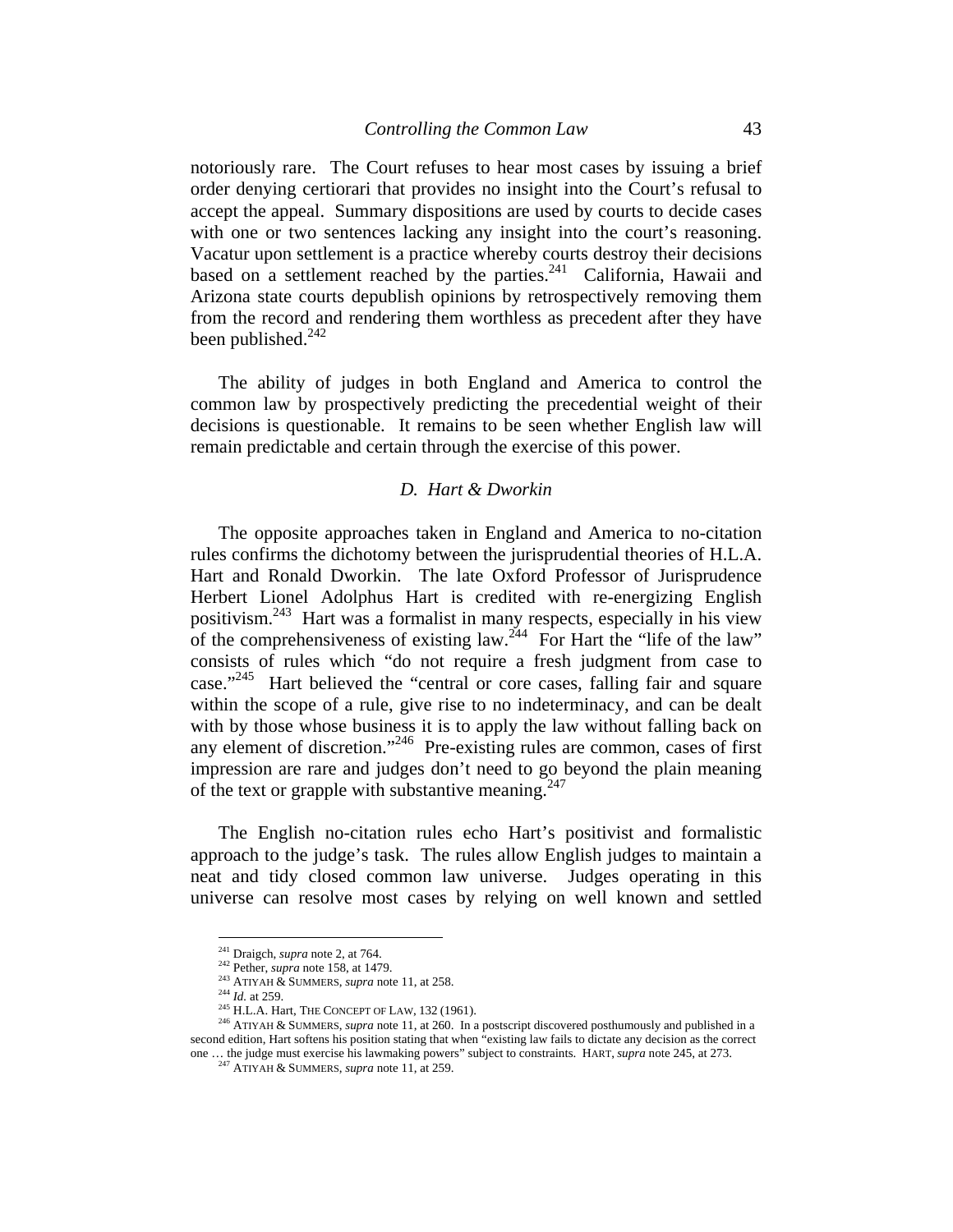notoriously rare. The Court refuses to hear most cases by issuing a brief order denying certiorari that provides no insight into the Court's refusal to accept the appeal. Summary dispositions are used by courts to decide cases with one or two sentences lacking any insight into the court's reasoning. Vacatur upon settlement is a practice whereby courts destroy their decisions based on a settlement reached by the parties.[241] California, Hawaii and Arizona state courts depublish opinions by retrospectively removing them from the record and rendering them worthless as precedent after they have been published.[242]

The ability of judges in both England and America to control the common law by prospectively predicting the precedential weight of their decisions is questionable. It remains to be seen whether English law will remain predictable and certain through the exercise of this power.

### *D. Hart & Dworkin*

The opposite approaches taken in England and America to no-citation rules confirms the dichotomy between the jurisprudential theories of H.L.A. Hart and Ronald Dworkin. The late Oxford Professor of Jurisprudence Herbert Lionel Adolphus Hart is credited with re-energizing English positivism.[243] Hart was a formalist in many respects, especially in his view of the comprehensiveness of existing law.[244] For Hart the "life of the law" consists of rules which "do not require a fresh judgment from case to case."[245] Hart believed the "central or core cases, falling fair and square within the scope of a rule, give rise to no indeterminacy, and can be dealt with by those whose business it is to apply the law without falling back on any element of discretion."[246] Pre-existing rules are common, cases of first impression are rare and judges don't need to go beyond the plain meaning of the text or grapple with substantive meaning.[247]

The English no-citation rules echo Hart's positivist and formalistic approach to the judge's task. The rules allow English judges to maintain a neat and tidy closed common law universe. Judges operating in this universe can resolve most cases by relying on well known and settled

---

[241] Draigch, *supra* note 2, at 764.

[242] Pether, *supra* note 158, at 1479.

[243] ATIYAH & SUMMERS, *supra* note 11, at 258.

[244] *Id.* at 259.

[245] H.L.A. Hart, THE CONCEPT OF LAW, 132 (1961).

[246] ATIYAH & SUMMERS, *supra* note 11, at 260. In a postscript discovered posthumously and published in a second edition, Hart softens his position stating that when "existing law fails to dictate any decision as the correct one … the judge must exercise his lawmaking powers" subject to constraints. HART, *supra* note 245, at 273.

[247] ATIYAH & SUMMERS, *supra* note 11, at 259.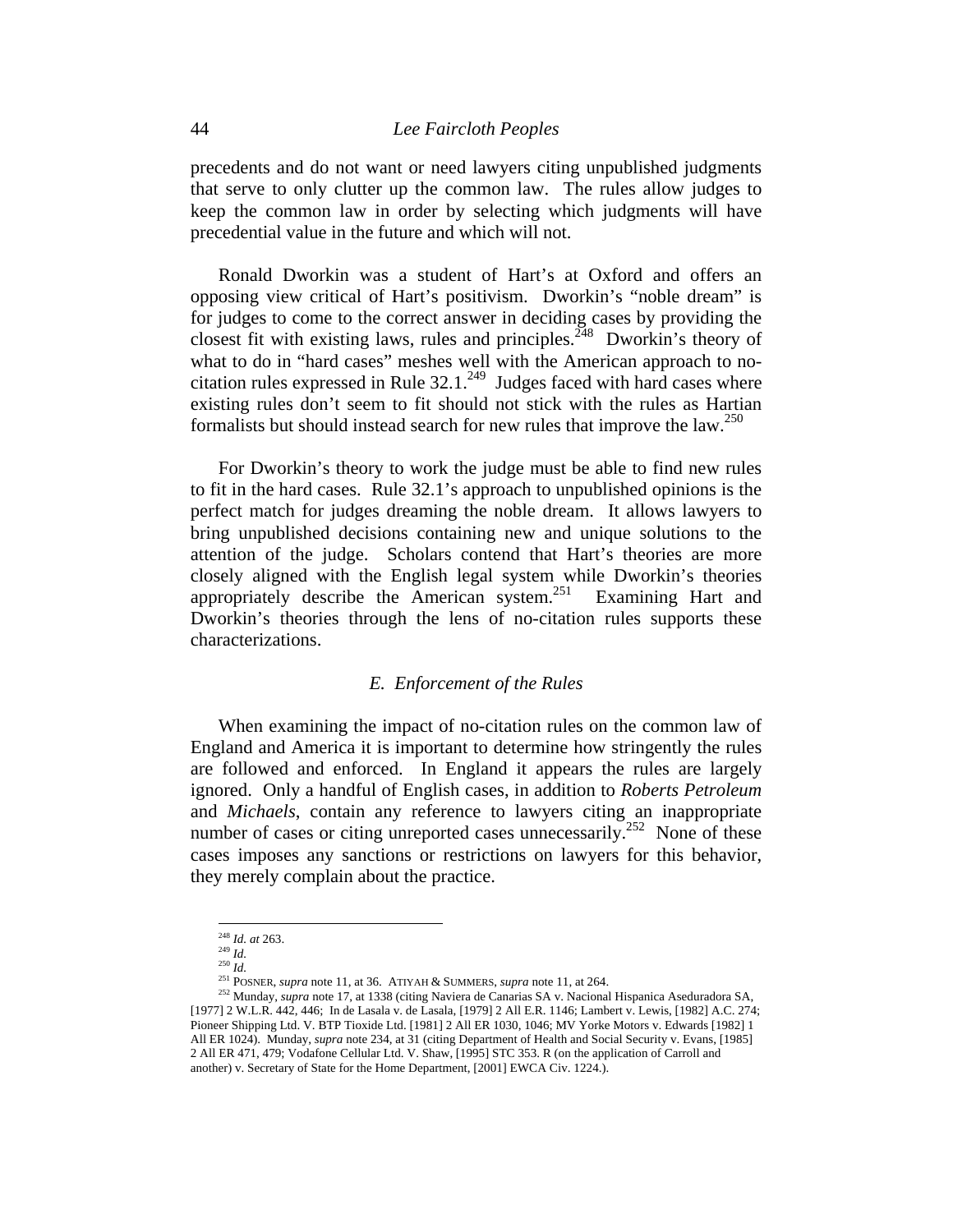precedents and do not want or need lawyers citing unpublished judgments that serve to only clutter up the common law. The rules allow judges to keep the common law in order by selecting which judgments will have precedential value in the future and which will not.

Ronald Dworkin was a student of Hart's at Oxford and offers an opposing view critical of Hart's positivism. Dworkin's "noble dream" is for judges to come to the correct answer in deciding cases by providing the closest fit with existing laws, rules and principles.[248] Dworkin's theory of what to do in "hard cases" meshes well with the American approach to no-citation rules expressed in Rule 32.1.[249] Judges faced with hard cases where existing rules don't seem to fit should not stick with the rules as Hartian formalists but should instead search for new rules that improve the law.[250]

For Dworkin's theory to work the judge must be able to find new rules to fit in the hard cases. Rule 32.1's approach to unpublished opinions is the perfect match for judges dreaming the noble dream. It allows lawyers to bring unpublished decisions containing new and unique solutions to the attention of the judge. Scholars contend that Hart's theories are more closely aligned with the English legal system while Dworkin's theories appropriately describe the American system.[251] Examining Hart and Dworkin's theories through the lens of no-citation rules supports these characterizations.

### *E. Enforcement of the Rules*

When examining the impact of no-citation rules on the common law of England and America it is important to determine how stringently the rules are followed and enforced. In England it appears the rules are largely ignored. Only a handful of English cases, in addition to *Roberts Petroleum* and *Michaels*, contain any reference to lawyers citing an inappropriate number of cases or citing unreported cases unnecessarily.[252] None of these cases imposes any sanctions or restrictions on lawyers for this behavior, they merely complain about the practice.

---

[248] *Id. at* 263.
[249] *Id.*
[250] *Id.*
[251] POSNER, *supra* note 11, at 36. ATIYAH & SUMMERS, *supra* note 11, at 264.
[252] Munday, *supra* note 17, at 1338 (citing Naviera de Canarias SA v. Nacional Hispanica Aseduradora SA, [1977] 2 W.L.R. 442, 446; In de Lasala v. de Lasala, [1979] 2 All E.R. 1146; Lambert v. Lewis, [1982] A.C. 274; Pioneer Shipping Ltd. V. BTP Tioxide Ltd. [1981] 2 All ER 1030, 1046; MV Yorke Motors v. Edwards [1982] 1 All ER 1024). Munday, *supra* note 234, at 31 (citing Department of Health and Social Security v. Evans, [1985] 2 All ER 471, 479; Vodafone Cellular Ltd. V. Shaw, [1995] STC 353. R (on the application of Carroll and another) v. Secretary of State for the Home Department, [2001] EWCA Civ. 1224.).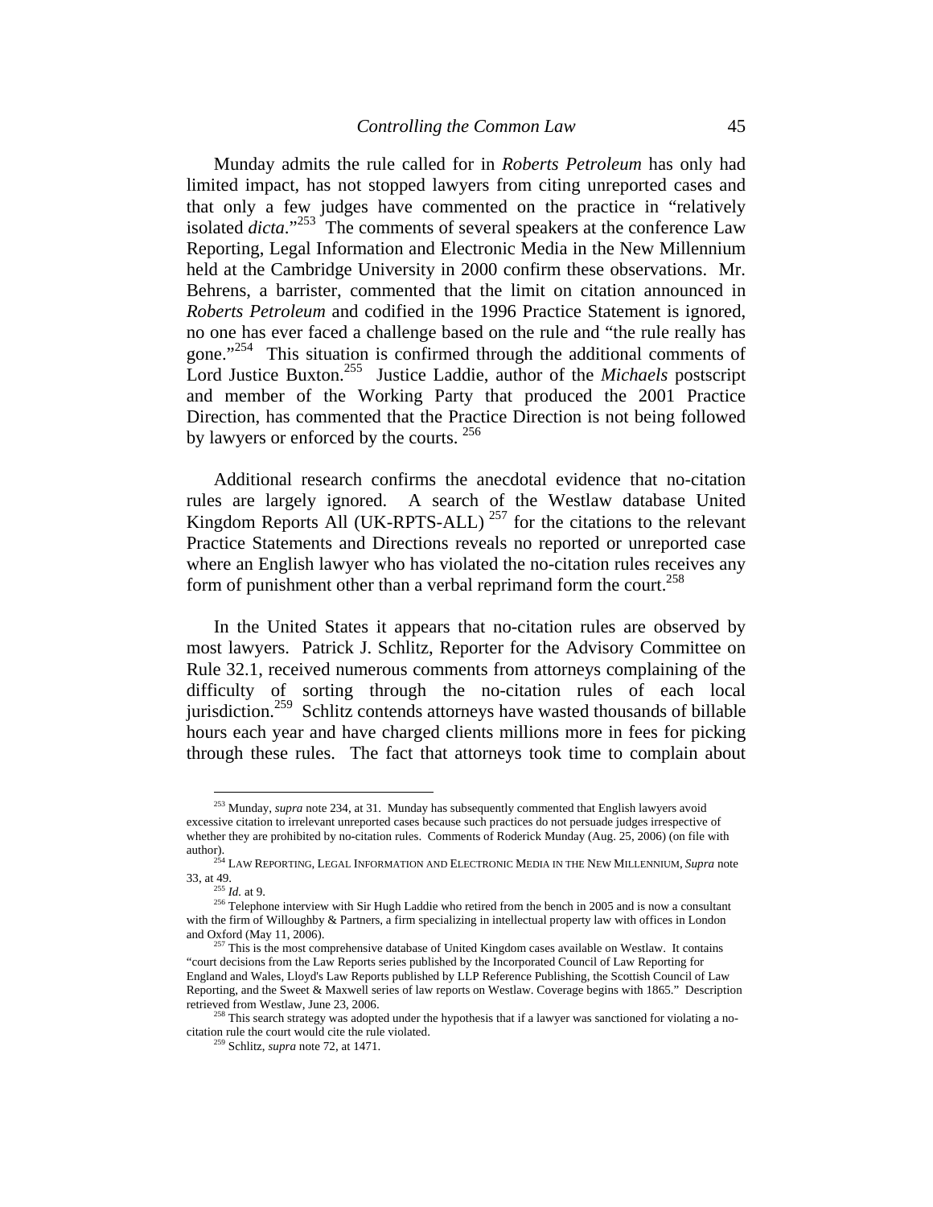Munday admits the rule called for in *Roberts Petroleum* has only had limited impact, has not stopped lawyers from citing unreported cases and that only a few judges have commented on the practice in "relatively isolated *dicta*."[253] The comments of several speakers at the conference Law Reporting, Legal Information and Electronic Media in the New Millennium held at the Cambridge University in 2000 confirm these observations. Mr. Behrens, a barrister, commented that the limit on citation announced in *Roberts Petroleum* and codified in the 1996 Practice Statement is ignored, no one has ever faced a challenge based on the rule and "the rule really has gone."[254] This situation is confirmed through the additional comments of Lord Justice Buxton.[255] Justice Laddie, author of the *Michaels* postscript and member of the Working Party that produced the 2001 Practice Direction, has commented that the Practice Direction is not being followed by lawyers or enforced by the courts.[256]

Additional research confirms the anecdotal evidence that no-citation rules are largely ignored. A search of the Westlaw database United Kingdom Reports All (UK-RPTS-ALL)[257] for the citations to the relevant Practice Statements and Directions reveals no reported or unreported case where an English lawyer who has violated the no-citation rules receives any form of punishment other than a verbal reprimand form the court.[258]

In the United States it appears that no-citation rules are observed by most lawyers. Patrick J. Schlitz, Reporter for the Advisory Committee on Rule 32.1, received numerous comments from attorneys complaining of the difficulty of sorting through the no-citation rules of each local jurisdiction.[259] Schlitz contends attorneys have wasted thousands of billable hours each year and have charged clients millions more in fees for picking through these rules. The fact that attorneys took time to complain about

---

[253] Munday, *supra* note 234, at 31. Munday has subsequently commented that English lawyers avoid excessive citation to irrelevant unreported cases because such practices do not persuade judges irrespective of whether they are prohibited by no-citation rules. Comments of Roderick Munday (Aug. 25, 2006) (on file with author).

[254] LAW REPORTING, LEGAL INFORMATION AND ELECTRONIC MEDIA IN THE NEW MILLENNIUM, *Supra* note 33, at 49.

[255] *Id.* at 9.

[256] Telephone interview with Sir Hugh Laddie who retired from the bench in 2005 and is now a consultant with the firm of Willoughby & Partners, a firm specializing in intellectual property law with offices in London and Oxford (May 11, 2006).

[257] This is the most comprehensive database of United Kingdom cases available on Westlaw. It contains "court decisions from the Law Reports series published by the Incorporated Council of Law Reporting for England and Wales, Lloyd's Law Reports published by LLP Reference Publishing, the Scottish Council of Law Reporting, and the Sweet & Maxwell series of law reports on Westlaw. Coverage begins with 1865." Description retrieved from Westlaw, June 23, 2006.

[258] This search strategy was adopted under the hypothesis that if a lawyer was sanctioned for violating a no-citation rule the court would cite the rule violated.

[259] Schlitz, *supra* note 72, at 1471.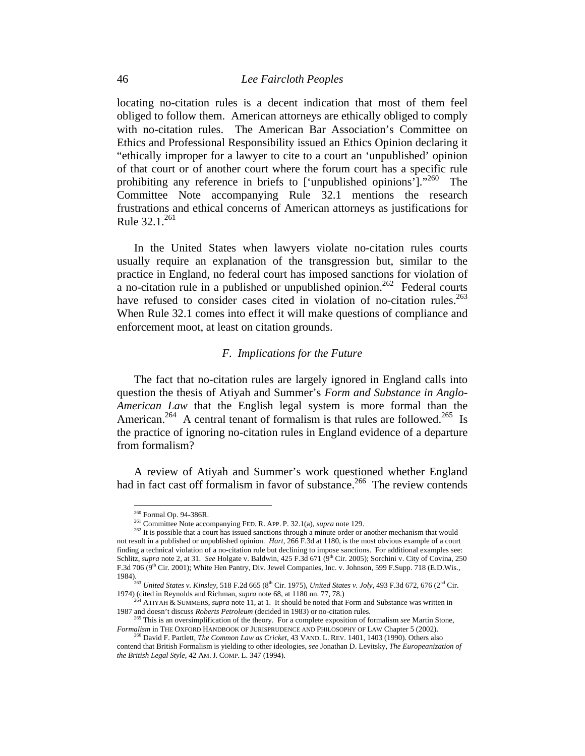locating no-citation rules is a decent indication that most of them feel obliged to follow them. American attorneys are ethically obliged to comply with no-citation rules. The American Bar Association's Committee on Ethics and Professional Responsibility issued an Ethics Opinion declaring it "ethically improper for a lawyer to cite to a court an 'unpublished' opinion of that court or of another court where the forum court has a specific rule prohibiting any reference in briefs to ['unpublished opinions']."[260] The Committee Note accompanying Rule 32.1 mentions the research frustrations and ethical concerns of American attorneys as justifications for Rule 32.1.[261]

In the United States when lawyers violate no-citation rules courts usually require an explanation of the transgression but, similar to the practice in England, no federal court has imposed sanctions for violation of a no-citation rule in a published or unpublished opinion.[262] Federal courts have refused to consider cases cited in violation of no-citation rules.[263] When Rule 32.1 comes into effect it will make questions of compliance and enforcement moot, at least on citation grounds.

### *F. Implications for the Future*

The fact that no-citation rules are largely ignored in England calls into question the thesis of Atiyah and Summer's *Form and Substance in Anglo-American Law* that the English legal system is more formal than the American.[264] A central tenant of formalism is that rules are followed.[265] Is the practice of ignoring no-citation rules in England evidence of a departure from formalism?

A review of Atiyah and Summer's work questioned whether England had in fact cast off formalism in favor of substance.[266] The review contends

---

[260] Formal Op. 94-386R.

[261] Committee Note accompanying FED. R. APP. P. 32.1(a), *supra* note 129.

[262] It is possible that a court has issued sanctions through a minute order or another mechanism that would not result in a published or unpublished opinion. *Hart*, 266 F.3d at 1180, is the most obvious example of a court finding a technical violation of a no-citation rule but declining to impose sanctions. For additional examples see: Schlitz, *supra* note 2, at 31. *See* Holgate v. Baldwin, 425 F.3d 671 (9th Cir. 2005); Sorchini v. City of Covina, 250 F.3d 706 (9th Cir. 2001); White Hen Pantry, Div. Jewel Companies, Inc. v. Johnson, 599 F.Supp. 718 (E.D.Wis., 1984).

[263] *United States v. Kinsley*, 518 F.2d 665 (8th Cir. 1975), *United States v. Joly*, 493 F.3d 672, 676 (2nd Cir. 1974) (cited in Reynolds and Richman, *supra* note 68, at 1180 nn. 77, 78.)

[264] ATIYAH & SUMMERS, *supra* note 11, at 1. It should be noted that Form and Substance was written in 1987 and doesn't discuss *Roberts Petroleum* (decided in 1983) or no-citation rules.

[265] This is an oversimplification of the theory. For a complete exposition of formalism *see* Martin Stone, *Formalism* in THE OXFORD HANDBOOK OF JURISPRUDENCE AND PHILOSOPHY OF LAW Chapter 5 (2002).

[266] David F. Partlett, *The Common Law as Cricket*, 43 VAND. L. REV. 1401, 1403 (1990). Others also contend that British Formalism is yielding to other ideologies, *see* Jonathan D. Levitsky, *The Europeanization of the British Legal Style*, 42 AM. J. COMP. L. 347 (1994).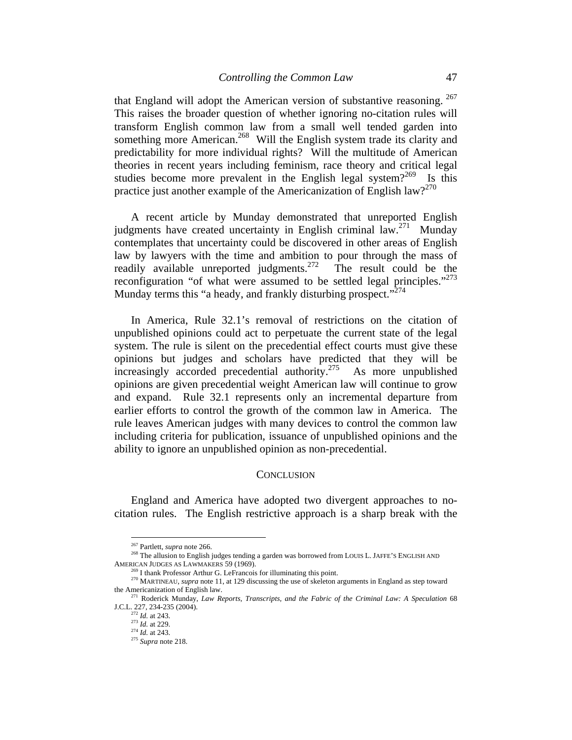that England will adopt the American version of substantive reasoning. [267] This raises the broader question of whether ignoring no-citation rules will transform English common law from a small well tended garden into something more American.[268] Will the English system trade its clarity and predictability for more individual rights? Will the multitude of American theories in recent years including feminism, race theory and critical legal studies become more prevalent in the English legal system?[269] Is this practice just another example of the Americanization of English law?[270]

A recent article by Munday demonstrated that unreported English judgments have created uncertainty in English criminal law.[271] Munday contemplates that uncertainty could be discovered in other areas of English law by lawyers with the time and ambition to pour through the mass of readily available unreported judgments.[272] The result could be the reconfiguration "of what were assumed to be settled legal principles."[273] Munday terms this "a heady, and frankly disturbing prospect."[274]

In America, Rule 32.1's removal of restrictions on the citation of unpublished opinions could act to perpetuate the current state of the legal system. The rule is silent on the precedential effect courts must give these opinions but judges and scholars have predicted that they will be increasingly accorded precedential authority.[275] As more unpublished opinions are given precedential weight American law will continue to grow and expand. Rule 32.1 represents only an incremental departure from earlier efforts to control the growth of the common law in America. The rule leaves American judges with many devices to control the common law including criteria for publication, issuance of unpublished opinions and the ability to ignore an unpublished opinion as non-precedential.

## CONCLUSION

England and America have adopted two divergent approaches to no-citation rules. The English restrictive approach is a sharp break with the

---

[267] Partlett, *supra* note 266.

[268] The allusion to English judges tending a garden was borrowed from LOUIS L. JAFFE'S ENGLISH AND AMERICAN JUDGES AS LAWMAKERS 59 (1969).

[269] I thank Professor Arthur G. LeFrancois for illuminating this point.

[270] MARTINEAU, *supra* note 11, at 129 discussing the use of skeleton arguments in England as step toward the Americanization of English law.

[271] Roderick Munday, *Law Reports, Transcripts, and the Fabric of the Criminal Law: A Speculation* 68 J.C.L. 227, 234-235 (2004).

[272] *Id.* at 243.

[273] *Id.* at 229.

[274] *Id.* at 243.

[275] *Supra* note 218.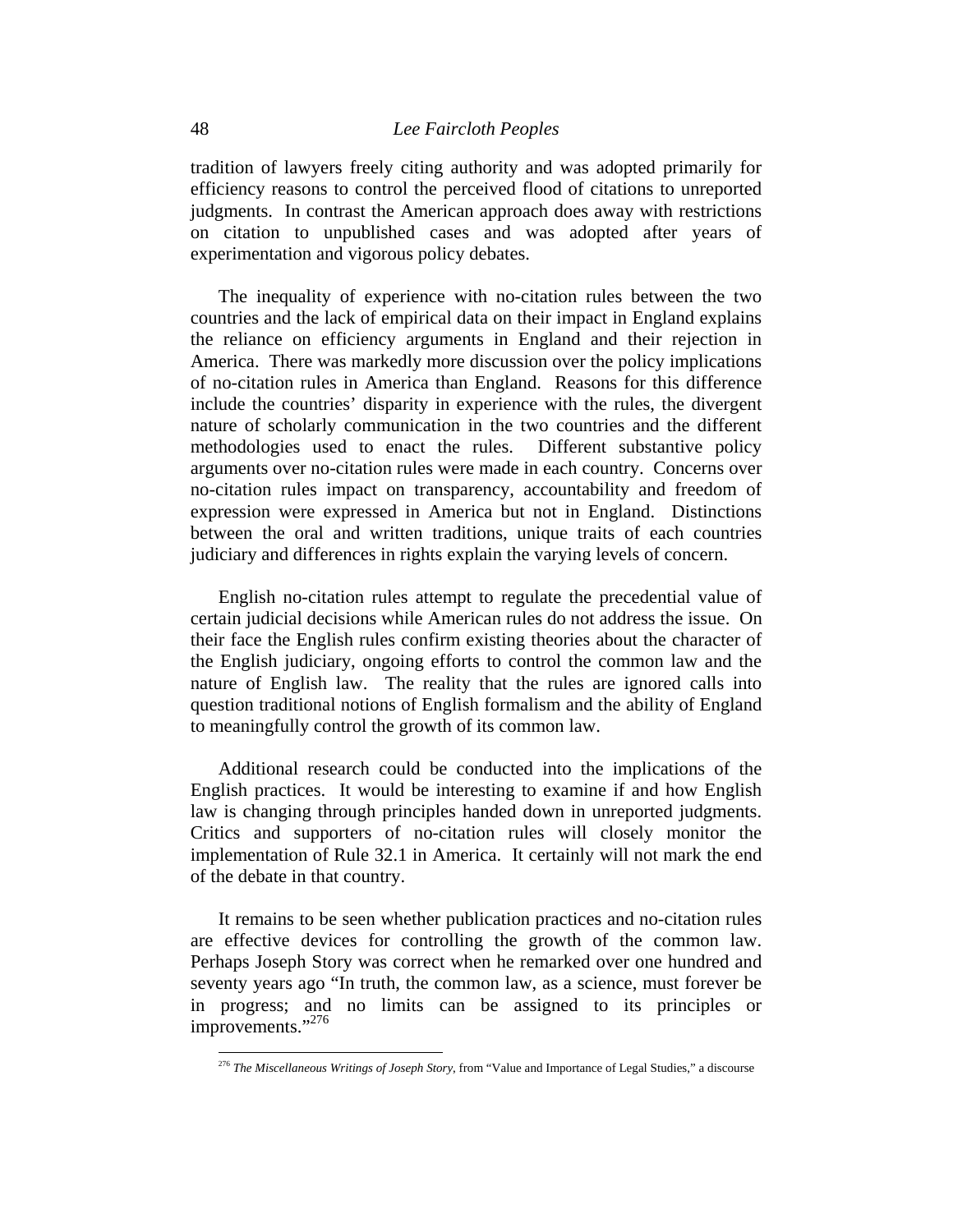tradition of lawyers freely citing authority and was adopted primarily for efficiency reasons to control the perceived flood of citations to unreported judgments. In contrast the American approach does away with restrictions on citation to unpublished cases and was adopted after years of experimentation and vigorous policy debates.

The inequality of experience with no-citation rules between the two countries and the lack of empirical data on their impact in England explains the reliance on efficiency arguments in England and their rejection in America. There was markedly more discussion over the policy implications of no-citation rules in America than England. Reasons for this difference include the countries' disparity in experience with the rules, the divergent nature of scholarly communication in the two countries and the different methodologies used to enact the rules. Different substantive policy arguments over no-citation rules were made in each country. Concerns over no-citation rules impact on transparency, accountability and freedom of expression were expressed in America but not in England. Distinctions between the oral and written traditions, unique traits of each countries judiciary and differences in rights explain the varying levels of concern.

English no-citation rules attempt to regulate the precedential value of certain judicial decisions while American rules do not address the issue. On their face the English rules confirm existing theories about the character of the English judiciary, ongoing efforts to control the common law and the nature of English law. The reality that the rules are ignored calls into question traditional notions of English formalism and the ability of England to meaningfully control the growth of its common law.

Additional research could be conducted into the implications of the English practices. It would be interesting to examine if and how English law is changing through principles handed down in unreported judgments. Critics and supporters of no-citation rules will closely monitor the implementation of Rule 32.1 in America. It certainly will not mark the end of the debate in that country.

It remains to be seen whether publication practices and no-citation rules are effective devices for controlling the growth of the common law. Perhaps Joseph Story was correct when he remarked over one hundred and seventy years ago "In truth, the common law, as a science, must forever be in progress; and no limits can be assigned to its principles or improvements."[276]

---

[276] *The Miscellaneous Writings of Joseph Story*, from "Value and Importance of Legal Studies," a discourse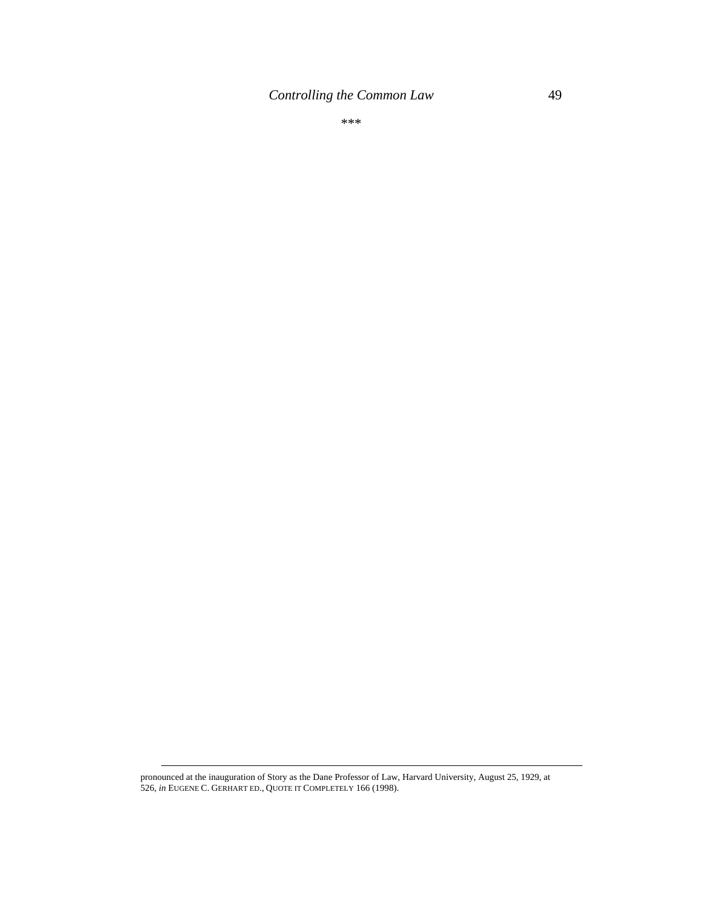***

pronounced at the inauguration of Story as the Dane Professor of Law, Harvard University, August 25, 1929, at 526, *in* EUGENE C. GERHART ED., QUOTE IT COMPLETELY 166 (1998).